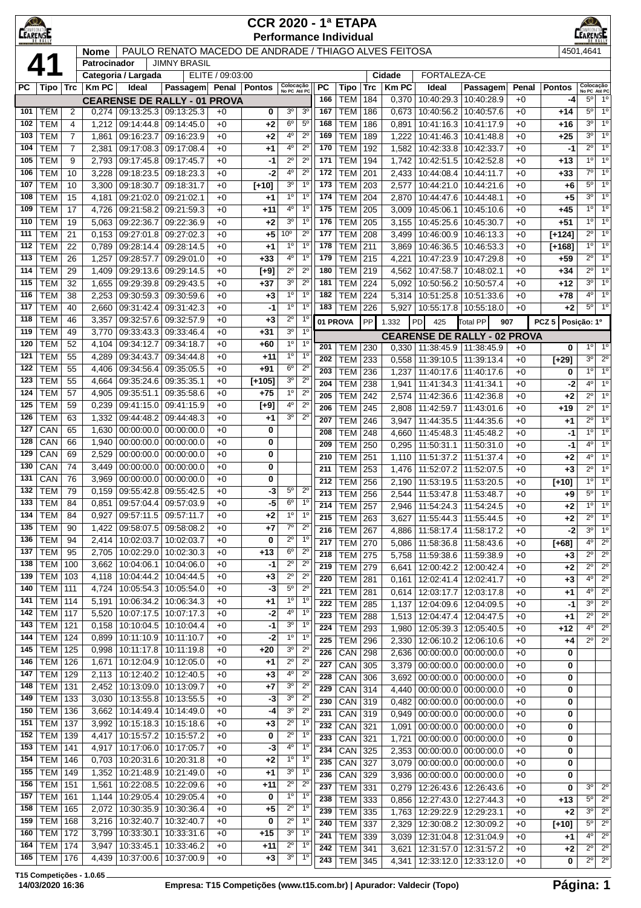# CCR 2020 - 1ª ETAPA
## Performance Individual

**41**

| Nome | PAULO RENATO MACEDO DE ANDRADE / THIAGO ALVES FEITOSA | 4501,4641 |
|---|---|---|
| Patrocinador | JIMNY BRASIL | |
| Categoria / Largada | ELITE / 09:03:00 | Cidade: FORTALEZA-CE |

### CEARENSE DE RALLY - 01 PROVA

| PC | Tipo | Trc | Km PC | Ideal | Passagem | Penal | Pontos | Colocação No PC | Colocação Até PC |
|---|---|---|---|---|---|---|---|---|---|
| 101 | TEM | 2 | 0,274 | 09:13:25.3 | 09:13:25.3 | +0 | 0 | 3º | 3º |
| 102 | TEM | 4 | 1,212 | 09:14:44.8 | 09:14:45.0 | +0 | +2 | 6º | 5º |
| 103 | TEM | 7 | 1,861 | 09:16:23.7 | 09:16:23.9 | +0 | +2 | 4º | 2º |
| 104 | TEM | 7 | 2,381 | 09:17:08.3 | 09:17:08.4 | +0 | +1 | 4º | 2º |
| 105 | TEM | 9 | 2,793 | 09:17:45.8 | 09:17:45.7 | +0 | -1 | 2º | 2º |
| 106 | TEM | 10 | 3,228 | 09:18:23.5 | 09:18:23.3 | +0 | -2 | 4º | 2º |
| 107 | TEM | 10 | 3,300 | 09:18:30.7 | 09:18:31.7 | +0 | [+10] | 3º | 1º |
| 108 | TEM | 15 | 4,181 | 09:21:02.0 | 09:21:02.1 | +0 | +1 | 1º | 1º |
| 109 | TEM | 17 | 4,726 | 09:21:58.2 | 09:21:59.3 | +0 | +11 | 4º | 1º |
| 110 | TEM | 19 | 5,063 | 09:22:36.7 | 09:22:36.9 | +0 | +2 | 3º | 1º |
| 111 | TEM | 21 | 0,153 | 09:27:01.8 | 09:27:02.3 | +0 | +5 | 10º | 2º |
| 112 | TEM | 22 | 0,789 | 09:28:14.4 | 09:28:14.5 | +0 | +1 | 1º | 1º |
| 113 | TEM | 26 | 1,257 | 09:28:57.7 | 09:29:01.0 | +0 | +33 | 4º | 1º |
| 114 | TEM | 29 | 1,409 | 09:29:13.6 | 09:29:14.5 | +0 | [+9] | 2º | 2º |
| 115 | TEM | 32 | 1,655 | 09:29:39.8 | 09:29:43.5 | +0 | +37 | 3º | 2º |
| 116 | TEM | 38 | 2,253 | 09:30:59.3 | 09:30:59.6 | +0 | +3 | 1º | 1º |
| 117 | TEM | 40 | 2,660 | 09:31:42.4 | 09:31:42.3 | +0 | -1 | 1º | 1º |
| 118 | TEM | 46 | 3,357 | 09:32:57.6 | 09:32:57.9 | +0 | +3 | 2º | 1º |
| 119 | TEM | 49 | 3,770 | 09:33:43.3 | 09:33:46.4 | +0 | +31 | 3º | 1º |
| 120 | TEM | 52 | 4,104 | 09:34:12.7 | 09:34:18.7 | +0 | +60 | 1º | 1º |
| 121 | TEM | 55 | 4,289 | 09:34:43.7 | 09:34:44.8 | +0 | +11 | 1º | 1º |
| 122 | TEM | 55 | 4,406 | 09:34:56.4 | 09:35:05.5 | +0 | +91 | 6º | 2º |
| 123 | TEM | 55 | 4,664 | 09:35:24.6 | 09:35:35.1 | +0 | [+105] | 3º | 2º |
| 124 | TEM | 57 | 4,905 | 09:35:51.1 | 09:35:58.6 | +0 | +75 | 1º | 2º |
| 125 | TEM | 59 | 0,239 | 09:41:15.0 | 09:41:15.9 | +0 | [+9] | 4º | 2º |
| 126 | TEM | 63 | 1,332 | 09:44:48.2 | 09:44:48.3 | +0 | +1 | 3º | 2º |
| 127 | CAN | 65 | 1,630 | 00:00:00.0 | 00:00:00.0 | +0 | 0 | | |
| 128 | CAN | 66 | 1,940 | 00:00:00.0 | 00:00:00.0 | +0 | 0 | | |
| 129 | CAN | 69 | 2,529 | 00:00:00.0 | 00:00:00.0 | +0 | 0 | | |
| 130 | CAN | 74 | 3,449 | 00:00:00.0 | 00:00:00.0 | +0 | 0 | | |
| 131 | CAN | 76 | 3,969 | 00:00:00.0 | 00:00:00.0 | +0 | 0 | | |
| 132 | TEM | 79 | 0,159 | 09:55:42.8 | 09:55:42.5 | +0 | -3 | 5º | 2º |
| 133 | TEM | 84 | 0,851 | 09:57:04.4 | 09:57:03.9 | +0 | -5 | 6º | 1º |
| 134 | TEM | 84 | 0,927 | 09:57:11.5 | 09:57:11.7 | +0 | +2 | 1º | 1º |
| 135 | TEM | 90 | 1,422 | 09:58:07.5 | 09:58:08.2 | +0 | +7 | 7º | 2º |
| 136 | TEM | 94 | 2,414 | 10:02:03.7 | 10:02:03.7 | +0 | 0 | 2º | 1º |
| 137 | TEM | 95 | 2,705 | 10:02:29.0 | 10:02:30.3 | +0 | +13 | 6º | 2º |
| 138 | TEM | 100 | 3,662 | 10:04:06.1 | 10:04:06.0 | +0 | -1 | 2º | 2º |
| 139 | TEM | 103 | 4,118 | 10:04:44.2 | 10:04:44.5 | +0 | +3 | 2º | 2º |
| 140 | TEM | 111 | 4,724 | 10:05:54.3 | 10:05:54.0 | +0 | -3 | 5º | 2º |
| 141 | TEM | 114 | 5,191 | 10:06:34.2 | 10:06:34.3 | +0 | +1 | 1º | 1º |
| 142 | TEM | 117 | 5,520 | 10:07:17.5 | 10:07:17.3 | +0 | -2 | 4º | 1º |
| 143 | TEM | 121 | 0,158 | 10:10:04.5 | 10:10:04.4 | +0 | -1 | 3º | 1º |
| 144 | TEM | 124 | 0,899 | 10:11:10.9 | 10:11:10.7 | +0 | -2 | 1º | 1º |
| 145 | TEM | 125 | 0,998 | 10:11:17.8 | 10:11:19.8 | +0 | +20 | 3º | 2º |
| 146 | TEM | 126 | 1,671 | 10:12:04.9 | 10:12:05.0 | +0 | +1 | 2º | 2º |
| 147 | TEM | 129 | 2,113 | 10:12:40.2 | 10:12:40.5 | +0 | +3 | 4º | 2º |
| 148 | TEM | 131 | 2,452 | 10:13:09.0 | 10:13:09.7 | +0 | +7 | 3º | 2º |
| 149 | TEM | 133 | 3,030 | 10:13:55.8 | 10:13:55.5 | +0 | -3 | 3º | 2º |
| 150 | TEM | 136 | 3,662 | 10:14:49.4 | 10:14:49.0 | +0 | -4 | 3º | 2º |
| 151 | TEM | 137 | 3,992 | 10:15:18.3 | 10:15:18.6 | +0 | +3 | 2º | 1º |
| 152 | TEM | 139 | 4,417 | 10:15:57.2 | 10:15:57.2 | +0 | 0 | 2º | 1º |
| 153 | TEM | 141 | 4,917 | 10:17:06.0 | 10:17:05.7 | +0 | -3 | 4º | 1º |
| 154 | TEM | 146 | 0,703 | 10:20:31.6 | 10:20:31.8 | +0 | +2 | 1º | 1º |
| 155 | TEM | 149 | 1,352 | 10:21:48.9 | 10:21:49.0 | +0 | +1 | 3º | 1º |
| 156 | TEM | 151 | 1,561 | 10:22:08.5 | 10:22:09.6 | +0 | +11 | 2º | 2º |
| 157 | TEM | 161 | 1,144 | 10:29:05.4 | 10:29:05.4 | +0 | 0 | 1º | 1º |
| 158 | TEM | 165 | 2,072 | 10:30:35.9 | 10:30:36.4 | +0 | +5 | 2º | 1º |
| 159 | TEM | 168 | 3,216 | 10:32:40.7 | 10:32:40.7 | +0 | 0 | 2º | 1º |
| 160 | TEM | 172 | 3,799 | 10:33:30.1 | 10:33:31.6 | +0 | +15 | 3º | 1º |
| 164 | TEM | 174 | 3,947 | 10:33:45.1 | 10:33:46.2 | +0 | +11 | 2º | 1º |
| 165 | TEM | 176 | 4,439 | 10:37:00.6 | 10:37:00.9 | +0 | +3 | 3º | 1º |
| 166 | TEM | 184 | 0,370 | 10:40:29.3 | 10:40:28.9 | +0 | -4 | 5º | 1º |
| 167 | TEM | 186 | 0,673 | 10:40:56.2 | 10:40:57.6 | +0 | +14 | 5º | 1º |
| 168 | TEM | 186 | 0,891 | 10:41:16.3 | 10:41:17.9 | +0 | +16 | 3º | 1º |
| 169 | TEM | 189 | 1,222 | 10:41:46.3 | 10:41:48.8 | +0 | +25 | 3º | 1º |
| 170 | TEM | 192 | 1,582 | 10:42:33.8 | 10:42:33.7 | +0 | -1 | 2º | 1º |
| 171 | TEM | 194 | 1,742 | 10:42:51.5 | 10:42:52.8 | +0 | +13 | 1º | 1º |
| 172 | TEM | 201 | 2,433 | 10:44:08.4 | 10:44:11.7 | +0 | +33 | 7º | 1º |
| 173 | TEM | 203 | 2,577 | 10:44:21.0 | 10:44:21.6 | +0 | +6 | 5º | 1º |
| 174 | TEM | 204 | 2,870 | 10:44:47.6 | 10:44:48.1 | +0 | +5 | 3º | 1º |
| 175 | TEM | 205 | 3,009 | 10:45:06.1 | 10:45:10.6 | +0 | +45 | 1º | 1º |
| 176 | TEM | 205 | 3,155 | 10:45:25.6 | 10:45:30.7 | +0 | +51 | 1º | 1º |
| 177 | TEM | 208 | 3,499 | 10:46:00.9 | 10:46:13.3 | +0 | [+124] | 2º | 1º |
| 178 | TEM | 211 | 3,869 | 10:46:36.5 | 10:46:53.3 | +0 | [+168] | 1º | 1º |
| 179 | TEM | 215 | 4,221 | 10:47:23.9 | 10:47:29.8 | +0 | +59 | 2º | 1º |
| 180 | TEM | 219 | 4,562 | 10:47:58.7 | 10:48:02.1 | +0 | +34 | 2º | 1º |
| 181 | TEM | 224 | 5,092 | 10:50:56.2 | 10:50:57.4 | +0 | +12 | 3º | 1º |
| 182 | TEM | 224 | 5,314 | 10:51:25.8 | 10:51:33.6 | +0 | +78 | 4º | 1º |
| 183 | TEM | 226 | 5,927 | 10:55:17.8 | 10:55:18.0 | +0 | +2 | 5º | 1º |

**01 PROVA** — PP: 1.332 | PD: 425 | Total PP: 907 | PCZ 5 | Posição: 1º

### CEARENSE DE RALLY - 02 PROVA

| PC | Tipo | Trc | Km PC | Ideal | Passagem | Penal | Pontos | Colocação No PC | Colocação Até PC |
|---|---|---|---|---|---|---|---|---|---|
| 201 | TEM | 230 | 0,330 | 11:38:45.9 | 11:38:45.9 | +0 | 0 | 1º | 1º |
| 202 | TEM | 233 | 0,558 | 11:39:10.5 | 11:39:13.4 | +0 | [+29] | 3º | 2º |
| 203 | TEM | 236 | 1,237 | 11:40:17.6 | 11:40:17.6 | +0 | 0 | 1º | 1º |
| 204 | TEM | 238 | 1,941 | 11:41:34.3 | 11:41:34.1 | +0 | -2 | 4º | 1º |
| 205 | TEM | 242 | 2,574 | 11:42:36.6 | 11:42:36.8 | +0 | +2 | 2º | 1º |
| 206 | TEM | 245 | 2,808 | 11:42:59.7 | 11:43:01.6 | +0 | +19 | 2º | 1º |
| 207 | TEM | 246 | 3,947 | 11:44:35.5 | 11:44:35.6 | +0 | +1 | 2º | 1º |
| 208 | TEM | 248 | 4,660 | 11:45:48.3 | 11:45:48.2 | +0 | -1 | 1º | 1º |
| 209 | TEM | 250 | 0,295 | 11:50:31.1 | 11:50:31.0 | +0 | -1 | 4º | 1º |
| 210 | TEM | 251 | 1,110 | 11:51:37.2 | 11:51:37.4 | +0 | +2 | 4º | 1º |
| 211 | TEM | 253 | 1,476 | 11:52:07.2 | 11:52:07.5 | +0 | +3 | 2º | 1º |
| 212 | TEM | 256 | 2,190 | 11:53:19.5 | 11:53:20.5 | +0 | [+10] | 1º | 1º |
| 213 | TEM | 256 | 2,544 | 11:53:47.8 | 11:53:48.7 | +0 | +9 | 5º | 1º |
| 214 | TEM | 257 | 2,946 | 11:54:24.3 | 11:54:24.5 | +0 | +2 | 1º | 1º |
| 215 | TEM | 263 | 3,627 | 11:55:44.3 | 11:55:44.5 | +0 | +2 | 2º | 1º |
| 216 | TEM | 267 | 4,886 | 11:58:17.4 | 11:58:17.2 | +0 | -2 | 3º | 1º |
| 217 | TEM | 270 | 5,086 | 11:58:36.8 | 11:58:43.6 | +0 | [+68] | 4º | 2º |
| 218 | TEM | 275 | 5,758 | 11:59:38.6 | 11:59:38.9 | +0 | +3 | 2º | 2º |
| 219 | TEM | 279 | 6,641 | 12:00:42.2 | 12:00:42.4 | +0 | +2 | 2º | 2º |
| 220 | TEM | 281 | 0,161 | 12:02:41.4 | 12:02:41.7 | +0 | +3 | 4º | 2º |
| 221 | TEM | 281 | 0,614 | 12:03:17.7 | 12:03:17.8 | +0 | +1 | 4º | 2º |
| 222 | TEM | 285 | 1,137 | 12:04:09.6 | 12:04:09.5 | +0 | -1 | 3º | 2º |
| 223 | TEM | 288 | 1,513 | 12:04:47.4 | 12:04:47.5 | +0 | +1 | 2º | 2º |
| 224 | TEM | 293 | 1,980 | 12:05:39.3 | 12:05:40.5 | +0 | +12 | 4º | 2º |
| 225 | TEM | 296 | 2,330 | 12:06:10.2 | 12:06:10.6 | +0 | +4 | 2º | 2º |
| 226 | CAN | 298 | 2,636 | 00:00:00.0 | 00:00:00.0 | +0 | 0 | | |
| 227 | CAN | 305 | 3,379 | 00:00:00.0 | 00:00:00.0 | +0 | 0 | | |
| 228 | CAN | 306 | 3,692 | 00:00:00.0 | 00:00:00.0 | +0 | 0 | | |
| 229 | CAN | 314 | 4,440 | 00:00:00.0 | 00:00:00.0 | +0 | 0 | | |
| 230 | CAN | 319 | 0,482 | 00:00:00.0 | 00:00:00.0 | +0 | 0 | | |
| 231 | CAN | 319 | 0,949 | 00:00:00.0 | 00:00:00.0 | +0 | 0 | | |
| 232 | CAN | 321 | 1,091 | 00:00:00.0 | 00:00:00.0 | +0 | 0 | | |
| 233 | CAN | 321 | 1,721 | 00:00:00.0 | 00:00:00.0 | +0 | 0 | | |
| 234 | CAN | 325 | 2,353 | 00:00:00.0 | 00:00:00.0 | +0 | 0 | | |
| 235 | CAN | 327 | 3,079 | 00:00:00.0 | 00:00:00.0 | +0 | 0 | | |
| 236 | CAN | 329 | 3,936 | 00:00:00.0 | 00:00:00.0 | +0 | 0 | | |
| 237 | TEM | 331 | 0,279 | 12:26:43.6 | 12:26:43.6 | +0 | 0 | 3º | 2º |
| 238 | TEM | 333 | 0,856 | 12:27:43.0 | 12:27:44.3 | +0 | +13 | 5º | 2º |
| 239 | TEM | 335 | 1,763 | 12:29:22.9 | 12:29:23.1 | +0 | +2 | 3º | 2º |
| 240 | TEM | 337 | 2,329 | 12:30:08.2 | 12:30:09.2 | +0 | [+10] | 5º | 2º |
| 241 | TEM | 339 | 3,039 | 12:31:04.8 | 12:31:04.9 | +0 | +1 | 4º | 2º |
| 242 | TEM | 341 | 3,621 | 12:31:57.0 | 12:31:57.2 | +0 | +2 | 2º | 2º |
| 243 | TEM | 345 | 4,341 | 12:33:12.0 | 12:33:12.0 | +0 | 0 | 2º | 2º |

T15 Competições - 1.0.65
14/03/2020 16:36 — Empresa: T15 Competições (www.t15.com.br) | Apurador: Valdecir (Topo)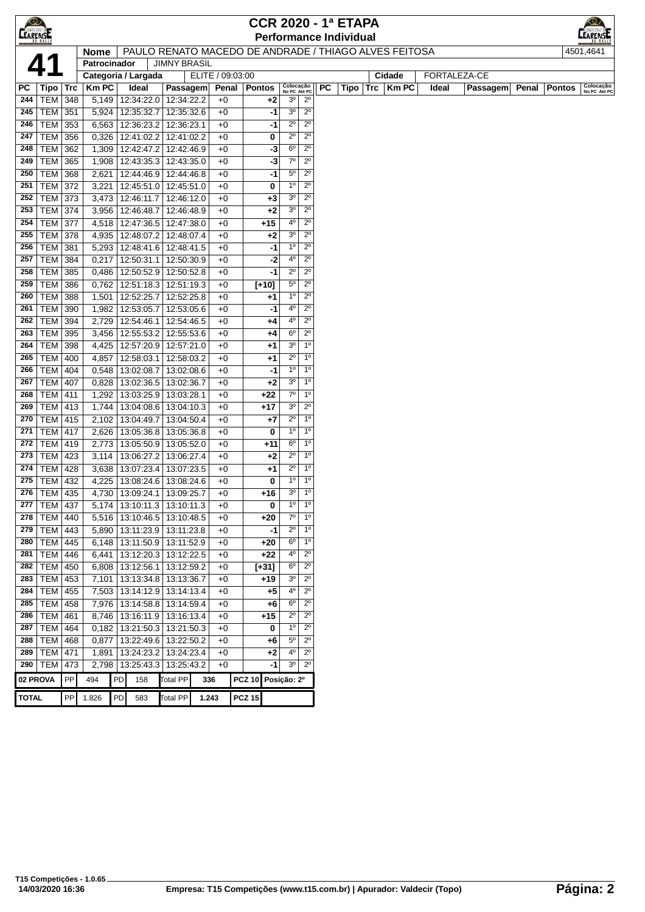# CCR 2020 - 1ª ETAPA

## Performance Individual

**41**

| Nome | PAULO RENATO MACEDO DE ANDRADE / THIAGO ALVES FEITOSA | 4501,4641 |
|---|---|---|
| Patrocinador | JIMNY BRASIL | |
| Categoria / Largada | ELITE / 09:03:00 | Cidade: FORTALEZA-CE |

| PC | Tipo | Trc | Km PC | Ideal | Passagem | Penal | Pontos | Colocação No PC | Colocação Até PC |
|---|---|---|---|---|---|---|---|---|---|
| 244 | TEM | 348 | 5,149 | 12:34:22.0 | 12:34:22.2 | +0 | +2 | 3º | 2º |
| 245 | TEM | 351 | 5,924 | 12:35:32.7 | 12:35:32.6 | +0 | -1 | 3º | 2º |
| 246 | TEM | 353 | 6,563 | 12:36:23.2 | 12:36:23.1 | +0 | -1 | 2º | 2º |
| 247 | TEM | 356 | 0,326 | 12:41:02.2 | 12:41:02.2 | +0 | 0 | 2º | 2º |
| 248 | TEM | 362 | 1,309 | 12:42:47.2 | 12:42:46.9 | +0 | -3 | 6º | 2º |
| 249 | TEM | 365 | 1,908 | 12:43:35.3 | 12:43:35.0 | +0 | -3 | 7º | 2º |
| 250 | TEM | 368 | 2,621 | 12:44:46.9 | 12:44:46.8 | +0 | -1 | 5º | 2º |
| 251 | TEM | 372 | 3,221 | 12:45:51.0 | 12:45:51.0 | +0 | 0 | 1º | 2º |
| 252 | TEM | 373 | 3,473 | 12:46:11.7 | 12:46:12.0 | +0 | +3 | 3º | 2º |
| 253 | TEM | 374 | 3,956 | 12:46:48.7 | 12:46:48.9 | +0 | +2 | 3º | 2º |
| 254 | TEM | 377 | 4,518 | 12:47:36.5 | 12:47:38.0 | +0 | +15 | 4º | 2º |
| 255 | TEM | 378 | 4,935 | 12:48:07.2 | 12:48:07.4 | +0 | +2 | 3º | 2º |
| 256 | TEM | 381 | 5,293 | 12:48:41.6 | 12:48:41.5 | +0 | -1 | 1º | 2º |
| 257 | TEM | 384 | 0,217 | 12:50:31.1 | 12:50:30.9 | +0 | -2 | 4º | 2º |
| 258 | TEM | 385 | 0,486 | 12:50:52.9 | 12:50:52.8 | +0 | -1 | 2º | 2º |
| 259 | TEM | 386 | 0,762 | 12:51:18.3 | 12:51:19.3 | +0 | [+10] | 5º | 2º |
| 260 | TEM | 388 | 1,501 | 12:52:25.7 | 12:52:25.8 | +0 | +1 | 1º | 2º |
| 261 | TEM | 390 | 1,982 | 12:53:05.7 | 12:53:05.6 | +0 | -1 | 4º | 2º |
| 262 | TEM | 394 | 2,729 | 12:54:46.1 | 12:54:46.5 | +0 | +4 | 4º | 2º |
| 263 | TEM | 395 | 3,456 | 12:55:53.2 | 12:55:53.6 | +0 | +4 | 6º | 2º |
| 264 | TEM | 398 | 4,425 | 12:57:20.9 | 12:57:21.0 | +0 | +1 | 3º | 1º |
| 265 | TEM | 400 | 4,857 | 12:58:03.1 | 12:58:03.2 | +0 | +1 | 2º | 1º |
| 266 | TEM | 404 | 0,548 | 13:02:08.7 | 13:02:08.6 | +0 | -1 | 1º | 1º |
| 267 | TEM | 407 | 0,828 | 13:02:36.5 | 13:02:36.7 | +0 | +2 | 3º | 1º |
| 268 | TEM | 411 | 1,292 | 13:03:25.9 | 13:03:28.1 | +0 | +22 | 7º | 1º |
| 269 | TEM | 413 | 1,744 | 13:04:08.6 | 13:04:10.3 | +0 | +17 | 3º | 2º |
| 270 | TEM | 415 | 2,102 | 13:04:49.7 | 13:04:50.4 | +0 | +7 | 2º | 1º |
| 271 | TEM | 417 | 2,626 | 13:05:36.8 | 13:05:36.8 | +0 | 0 | 1º | 1º |
| 272 | TEM | 419 | 2,773 | 13:05:50.9 | 13:05:52.0 | +0 | +11 | 6º | 1º |
| 273 | TEM | 423 | 3,114 | 13:06:27.2 | 13:06:27.4 | +0 | +2 | 2º | 1º |
| 274 | TEM | 428 | 3,638 | 13:07:23.4 | 13:07:23.5 | +0 | +1 | 2º | 1º |
| 275 | TEM | 432 | 4,225 | 13:08:24.6 | 13:08:24.6 | +0 | 0 | 1º | 1º |
| 276 | TEM | 435 | 4,730 | 13:09:24.1 | 13:09:25.7 | +0 | +16 | 3º | 1º |
| 277 | TEM | 437 | 5,174 | 13:10:11.3 | 13:10:11.3 | +0 | 0 | 1º | 1º |
| 278 | TEM | 440 | 5,516 | 13:10:46.5 | 13:10:48.5 | +0 | +20 | 7º | 1º |
| 279 | TEM | 443 | 5,890 | 13:11:23.9 | 13:11:23.8 | +0 | -1 | 2º | 1º |
| 280 | TEM | 445 | 6,148 | 13:11:50.9 | 13:11:52.9 | +0 | +20 | 6º | 1º |
| 281 | TEM | 446 | 6,441 | 13:12:20.3 | 13:12:22.5 | +0 | +22 | 4º | 2º |
| 282 | TEM | 450 | 6,808 | 13:12:56.1 | 13:12:59.2 | +0 | [+31] | 6º | 2º |
| 283 | TEM | 453 | 7,101 | 13:13:34.8 | 13:13:36.7 | +0 | +19 | 3º | 2º |
| 284 | TEM | 455 | 7,503 | 13:14:12.9 | 13:14:13.4 | +0 | +5 | 4º | 2º |
| 285 | TEM | 458 | 7,976 | 13:14:58.8 | 13:14:59.4 | +0 | +6 | 6º | 2º |
| 286 | TEM | 461 | 8,746 | 13:16:11.9 | 13:16:13.4 | +0 | +15 | 2º | 2º |
| 287 | TEM | 464 | 0,182 | 13:21:50.3 | 13:21:50.3 | +0 | 0 | 1º | 2º |
| 288 | TEM | 468 | 0,877 | 13:22:49.6 | 13:22:50.2 | +0 | +6 | 5º | 2º |
| 289 | TEM | 471 | 1,891 | 13:24:23.2 | 13:24:23.4 | +0 | +2 | 4º | 2º |
| 290 | TEM | 473 | 2,798 | 13:25:43.3 | 13:25:43.2 | +0 | -1 | 3º | 2º |

| | PP | | PD | | Total PP | | | |
|---|---|---|---|---|---|---|---|---|
| 02 PROVA | PP | 494 | PD | 158 | Total PP | 336 | PCZ 10 | Posição: 2º |
| TOTAL | PP | 1.826 | PD | 583 | Total PP | 1.243 | PCZ 15 | |

T15 Competições - 1.0.65
14/03/2020 16:36 — Empresa: T15 Competições (www.t15.com.br) | Apurador: Valdecir (Topo)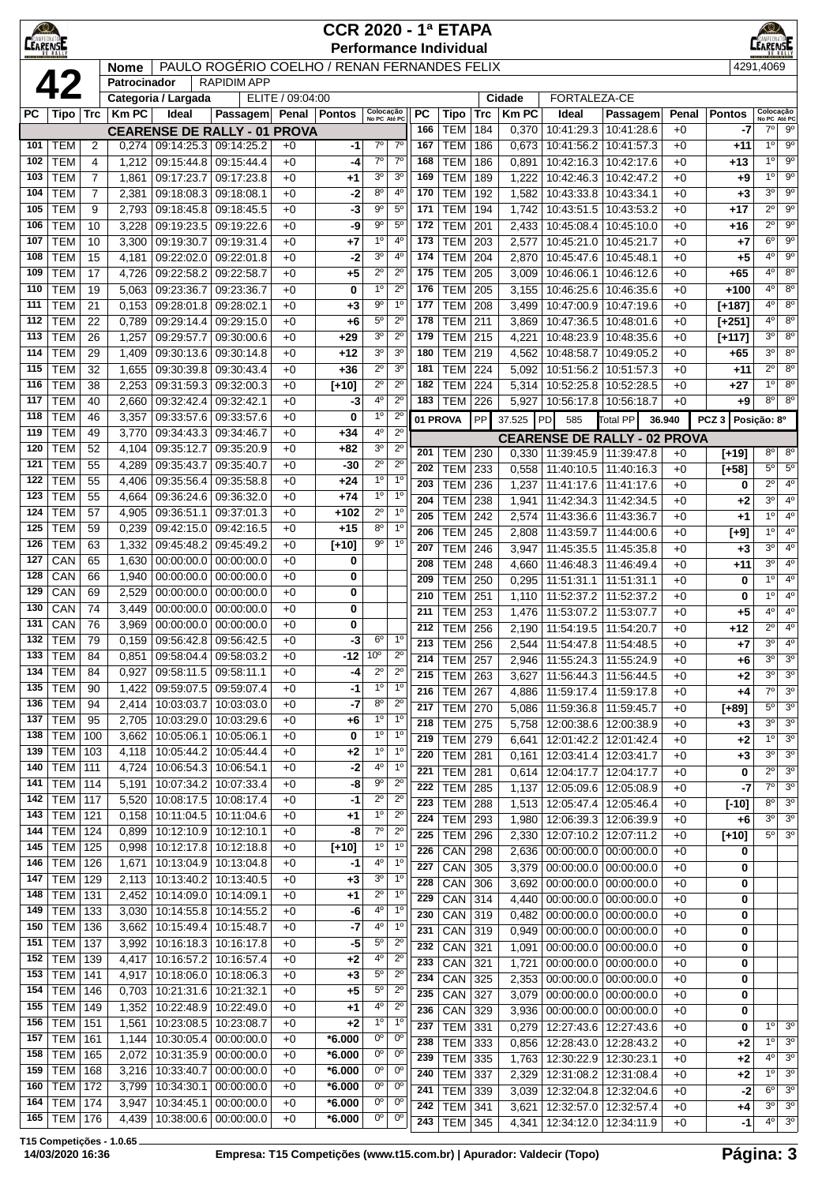# CCR 2020 - 1ª ETAPA
## Performance Individual

**42**

| Nome | PAULO ROGÉRIO COELHO / RENAN FERNANDES FELIX | 4291,4069 |
|---|---|---|
| Patrocinador | RAPIDIM APP | |
| Categoria / Largada | ELITE / 09:04:00 | Cidade: FORTALEZA-CE |

**CEARENSE DE RALLY - 01 PROVA**

| PC | Tipo | Trc | Km PC | Ideal | Passagem | Penal | Pontos | Colocação No PC | Colocação Até PC |
|---|---|---|---|---|---|---|---|---|---|
| 101 | TEM | 2 | 0,274 | 09:14:25.3 | 09:14:25.2 | +0 | -1 | 7º | 7º |
| 102 | TEM | 4 | 1,212 | 09:15:44.8 | 09:15:44.4 | +0 | -4 | 7º | 7º |
| 103 | TEM | 7 | 1,861 | 09:17:23.7 | 09:17:23.8 | +0 | +1 | 3º | 3º |
| 104 | TEM | 7 | 2,381 | 09:18:08.3 | 09:18:08.1 | +0 | -2 | 8º | 4º |
| 105 | TEM | 9 | 2,793 | 09:18:45.8 | 09:18:45.5 | +0 | -3 | 9º | 5º |
| 106 | TEM | 10 | 3,228 | 09:19:23.5 | 09:19:22.6 | +0 | -9 | 9º | 5º |
| 107 | TEM | 10 | 3,300 | 09:19:30.7 | 09:19:31.4 | +0 | +7 | 1º | 4º |
| 108 | TEM | 15 | 4,181 | 09:22:02.0 | 09:22:01.8 | +0 | -2 | 3º | 4º |
| 109 | TEM | 17 | 4,726 | 09:22:58.2 | 09:22:58.7 | +0 | +5 | 2º | 2º |
| 110 | TEM | 19 | 5,063 | 09:23:36.7 | 09:23:36.7 | +0 | 0 | 1º | 2º |
| 111 | TEM | 21 | 0,153 | 09:28:01.8 | 09:28:02.1 | +0 | +3 | 9º | 1º |
| 112 | TEM | 22 | 0,789 | 09:29:14.4 | 09:29:15.0 | +0 | +6 | 5º | 2º |
| 113 | TEM | 26 | 1,257 | 09:29:57.7 | 09:30:00.6 | +0 | +29 | 3º | 2º |
| 114 | TEM | 29 | 1,409 | 09:30:13.6 | 09:30:14.8 | +0 | +12 | 3º | 3º |
| 115 | TEM | 32 | 1,655 | 09:30:39.8 | 09:30:43.4 | +0 | +36 | 2º | 3º |
| 116 | TEM | 38 | 2,253 | 09:31:59.3 | 09:32:00.3 | +0 | [+10] | 2º | 2º |
| 117 | TEM | 40 | 2,660 | 09:32:42.4 | 09:32:42.1 | +0 | -3 | 4º | 2º |
| 118 | TEM | 46 | 3,357 | 09:33:57.6 | 09:33:57.6 | +0 | 0 | 1º | 2º |
| 119 | TEM | 49 | 3,770 | 09:34:43.3 | 09:34:46.7 | +0 | +34 | 4º | 2º |
| 120 | TEM | 52 | 4,104 | 09:35:12.7 | 09:35:20.9 | +0 | +82 | 3º | 2º |
| 121 | TEM | 55 | 4,289 | 09:35:43.7 | 09:35:40.7 | +0 | -30 | 2º | 2º |
| 122 | TEM | 55 | 4,406 | 09:35:56.4 | 09:35:58.8 | +0 | +24 | 1º | 1º |
| 123 | TEM | 55 | 4,664 | 09:36:24.6 | 09:36:32.0 | +0 | +74 | 1º | 1º |
| 124 | TEM | 57 | 4,905 | 09:36:51.1 | 09:37:01.3 | +0 | +102 | 2º | 1º |
| 125 | TEM | 59 | 0,239 | 09:42:15.0 | 09:42:16.5 | +0 | +15 | 8º | 1º |
| 126 | TEM | 63 | 1,332 | 09:45:48.2 | 09:45:49.2 | +0 | [+10] | 9º | 1º |
| 127 | CAN | 65 | 1,630 | 00:00:00.0 | 00:00:00.0 | +0 | 0 | | |
| 128 | CAN | 66 | 1,940 | 00:00:00.0 | 00:00:00.0 | +0 | 0 | | |
| 129 | CAN | 69 | 2,529 | 00:00:00.0 | 00:00:00.0 | +0 | 0 | | |
| 130 | CAN | 74 | 3,449 | 00:00:00.0 | 00:00:00.0 | +0 | 0 | | |
| 131 | CAN | 76 | 3,969 | 00:00:00.0 | 00:00:00.0 | +0 | 0 | | |
| 132 | TEM | 79 | 0,159 | 09:56:42.8 | 09:56:42.5 | +0 | -3 | 6º | 1º |
| 133 | TEM | 84 | 0,851 | 09:58:04.4 | 09:58:03.2 | +0 | -12 | 10º | 2º |
| 134 | TEM | 84 | 0,927 | 09:58:11.5 | 09:58:11.1 | +0 | -4 | 2º | 2º |
| 135 | TEM | 90 | 1,422 | 09:59:07.5 | 09:59:07.4 | +0 | -1 | 1º | 1º |
| 136 | TEM | 94 | 2,414 | 10:03:03.7 | 10:03:03.0 | +0 | -7 | 8º | 2º |
| 137 | TEM | 95 | 2,705 | 10:03:29.0 | 10:03:29.6 | +0 | +6 | 1º | 1º |
| 138 | TEM | 100 | 3,662 | 10:05:06.1 | 10:05:06.1 | +0 | 0 | 1º | 1º |
| 139 | TEM | 103 | 4,118 | 10:05:44.2 | 10:05:44.4 | +0 | +2 | 1º | 1º |
| 140 | TEM | 111 | 4,724 | 10:06:54.3 | 10:06:54.1 | +0 | -2 | 4º | 1º |
| 141 | TEM | 114 | 5,191 | 10:07:34.2 | 10:07:33.4 | +0 | -8 | 9º | 2º |
| 142 | TEM | 117 | 5,520 | 10:08:17.5 | 10:08:17.4 | +0 | -1 | 2º | 2º |
| 143 | TEM | 121 | 0,158 | 10:11:04.5 | 10:11:04.6 | +0 | +1 | 1º | 2º |
| 144 | TEM | 124 | 0,899 | 10:12:10.9 | 10:12:10.1 | +0 | -8 | 7º | 2º |
| 145 | TEM | 125 | 0,998 | 10:12:17.8 | 10:12:18.8 | +0 | [+10] | 1º | 1º |
| 146 | TEM | 126 | 1,671 | 10:13:04.9 | 10:13:04.8 | +0 | -1 | 4º | 1º |
| 147 | TEM | 129 | 2,113 | 10:13:40.2 | 10:13:40.5 | +0 | +3 | 3º | 1º |
| 148 | TEM | 131 | 2,452 | 10:14:09.0 | 10:14:09.1 | +0 | +1 | 2º | 1º |
| 149 | TEM | 133 | 3,030 | 10:14:55.8 | 10:14:55.2 | +0 | -6 | 4º | 1º |
| 150 | TEM | 136 | 3,662 | 10:15:49.4 | 10:15:48.7 | +0 | -7 | 4º | 1º |
| 151 | TEM | 137 | 3,992 | 10:16:18.3 | 10:16:17.8 | +0 | -5 | 5º | 2º |
| 152 | TEM | 139 | 4,417 | 10:16:57.2 | 10:16:57.4 | +0 | +2 | 4º | 2º |
| 153 | TEM | 141 | 4,917 | 10:18:06.0 | 10:18:06.3 | +0 | +3 | 5º | 2º |
| 154 | TEM | 146 | 0,703 | 10:21:31.6 | 10:21:32.1 | +0 | +5 | 5º | 2º |
| 155 | TEM | 149 | 1,352 | 10:22:48.9 | 10:22:49.0 | +0 | +1 | 4º | 2º |
| 156 | TEM | 151 | 1,561 | 10:23:08.5 | 10:23:08.7 | +0 | +2 | 1º | 1º |
| 157 | TEM | 161 | 1,144 | 10:30:05.4 | 00:00:00.0 | +0 | *6.000 | 0º | 0º |
| 158 | TEM | 165 | 2,072 | 10:31:35.9 | 00:00:00.0 | +0 | *6.000 | 0º | 0º |
| 159 | TEM | 168 | 3,216 | 10:33:40.7 | 00:00:00.0 | +0 | *6.000 | 0º | 0º |
| 160 | TEM | 172 | 3,799 | 10:34:30.1 | 00:00:00.0 | +0 | *6.000 | 0º | 0º |
| 164 | TEM | 174 | 3,947 | 10:34:45.1 | 00:00:00.0 | +0 | *6.000 | 0º | 0º |
| 165 | TEM | 176 | 4,439 | 10:38:00.6 | 00:00:00.0 | +0 | *6.000 | 0º | 0º |
| 166 | TEM | 184 | 0,370 | 10:41:29.3 | 10:41:28.6 | +0 | -7 | 7º | 9º |
| 167 | TEM | 186 | 0,673 | 10:41:56.2 | 10:41:57.3 | +0 | +11 | 1º | 9º |
| 168 | TEM | 186 | 0,891 | 10:42:16.3 | 10:42:17.6 | +0 | +13 | 1º | 9º |
| 169 | TEM | 189 | 1,222 | 10:42:46.3 | 10:42:47.2 | +0 | +9 | 1º | 9º |
| 170 | TEM | 192 | 1,582 | 10:43:33.8 | 10:43:34.1 | +0 | +3 | 3º | 9º |
| 171 | TEM | 194 | 1,742 | 10:43:51.5 | 10:43:53.2 | +0 | +17 | 2º | 9º |
| 172 | TEM | 201 | 2,433 | 10:45:08.4 | 10:45:10.0 | +0 | +16 | 2º | 9º |
| 173 | TEM | 203 | 2,577 | 10:45:21.0 | 10:45:21.7 | +0 | +7 | 6º | 9º |
| 174 | TEM | 204 | 2,870 | 10:45:47.6 | 10:45:48.1 | +0 | +5 | 4º | 9º |
| 175 | TEM | 205 | 3,009 | 10:46:06.1 | 10:46:12.6 | +0 | +65 | 4º | 8º |
| 176 | TEM | 205 | 3,155 | 10:46:25.6 | 10:46:35.6 | +0 | +100 | 4º | 8º |
| 177 | TEM | 208 | 3,499 | 10:47:00.9 | 10:47:19.6 | +0 | [+187] | 4º | 8º |
| 178 | TEM | 211 | 3,869 | 10:47:36.5 | 10:48:01.6 | +0 | [+251] | 4º | 8º |
| 179 | TEM | 215 | 4,221 | 10:48:23.9 | 10:48:35.6 | +0 | [+117] | 3º | 8º |
| 180 | TEM | 219 | 4,562 | 10:48:58.7 | 10:49:05.2 | +0 | +65 | 3º | 8º |
| 181 | TEM | 224 | 5,092 | 10:51:56.2 | 10:51:57.3 | +0 | +11 | 2º | 8º |
| 182 | TEM | 224 | 5,314 | 10:52:25.8 | 10:52:28.5 | +0 | +27 | 1º | 8º |
| 183 | TEM | 226 | 5,927 | 10:56:17.8 | 10:56:18.7 | +0 | +9 | 8º | 8º |

**01 PROVA** — PP: 37.525 | PD: 585 | Total PP: 36.940 | PCZ 3 | Posição: 8º

**CEARENSE DE RALLY - 02 PROVA**

| PC | Tipo | Trc | Km PC | Ideal | Passagem | Penal | Pontos | Colocação No PC | Colocação Até PC |
|---|---|---|---|---|---|---|---|---|---|
| 201 | TEM | 230 | 0,330 | 11:39:45.9 | 11:39:47.8 | +0 | [+19] | 8º | 8º |
| 202 | TEM | 233 | 0,558 | 11:40:10.5 | 11:40:16.3 | +0 | [+58] | 5º | 5º |
| 203 | TEM | 236 | 1,237 | 11:41:17.6 | 11:41:17.6 | +0 | 0 | 2º | 4º |
| 204 | TEM | 238 | 1,941 | 11:42:34.3 | 11:42:34.5 | +0 | +2 | 3º | 4º |
| 205 | TEM | 242 | 2,574 | 11:43:36.6 | 11:43:36.7 | +0 | +1 | 1º | 4º |
| 206 | TEM | 245 | 2,808 | 11:43:59.7 | 11:44:00.6 | +0 | [+9] | 1º | 4º |
| 207 | TEM | 246 | 3,947 | 11:45:35.5 | 11:45:35.8 | +0 | +3 | 3º | 4º |
| 208 | TEM | 248 | 4,660 | 11:46:48.3 | 11:46:49.4 | +0 | +11 | 3º | 4º |
| 209 | TEM | 250 | 0,295 | 11:51:31.1 | 11:51:31.1 | +0 | 0 | 1º | 4º |
| 210 | TEM | 251 | 1,110 | 11:52:37.2 | 11:52:37.2 | +0 | 0 | 1º | 4º |
| 211 | TEM | 253 | 1,476 | 11:53:07.2 | 11:53:07.7 | +0 | +5 | 4º | 4º |
| 212 | TEM | 256 | 2,190 | 11:54:19.5 | 11:54:20.7 | +0 | +12 | 2º | 4º |
| 213 | TEM | 256 | 2,544 | 11:54:47.8 | 11:54:48.5 | +0 | +7 | 3º | 4º |
| 214 | TEM | 257 | 2,946 | 11:55:24.3 | 11:55:24.9 | +0 | +6 | 3º | 3º |
| 215 | TEM | 263 | 3,627 | 11:56:44.3 | 11:56:44.5 | +0 | +2 | 3º | 3º |
| 216 | TEM | 267 | 4,886 | 11:59:17.4 | 11:59:17.8 | +0 | +4 | 7º | 3º |
| 217 | TEM | 270 | 5,086 | 11:59:36.8 | 11:59:45.7 | +0 | [+89] | 5º | 3º |
| 218 | TEM | 275 | 5,758 | 12:00:38.6 | 12:00:38.9 | +0 | +3 | 3º | 3º |
| 219 | TEM | 279 | 6,641 | 12:01:42.2 | 12:01:42.4 | +0 | +2 | 1º | 3º |
| 220 | TEM | 281 | 0,161 | 12:03:41.4 | 12:03:41.7 | +0 | +3 | 3º | 3º |
| 221 | TEM | 281 | 0,614 | 12:04:17.7 | 12:04:17.7 | +0 | 0 | 2º | 3º |
| 222 | TEM | 285 | 1,137 | 12:05:09.6 | 12:05:08.9 | +0 | -7 | 7º | 3º |
| 223 | TEM | 288 | 1,513 | 12:05:47.4 | 12:05:46.4 | +0 | [-10] | 8º | 3º |
| 224 | TEM | 293 | 1,980 | 12:06:39.3 | 12:06:39.9 | +0 | +6 | 3º | 3º |
| 225 | TEM | 296 | 2,330 | 12:07:10.2 | 12:07:11.2 | +0 | [+10] | 5º | 3º |
| 226 | CAN | 298 | 2,636 | 00:00:00.0 | 00:00:00.0 | +0 | 0 | | |
| 227 | CAN | 305 | 3,379 | 00:00:00.0 | 00:00:00.0 | +0 | 0 | | |
| 228 | CAN | 306 | 3,692 | 00:00:00.0 | 00:00:00.0 | +0 | 0 | | |
| 229 | CAN | 314 | 4,440 | 00:00:00.0 | 00:00:00.0 | +0 | 0 | | |
| 230 | CAN | 319 | 0,482 | 00:00:00.0 | 00:00:00.0 | +0 | 0 | | |
| 231 | CAN | 319 | 0,949 | 00:00:00.0 | 00:00:00.0 | +0 | 0 | | |
| 232 | CAN | 321 | 1,091 | 00:00:00.0 | 00:00:00.0 | +0 | 0 | | |
| 233 | CAN | 321 | 1,721 | 00:00:00.0 | 00:00:00.0 | +0 | 0 | | |
| 234 | CAN | 325 | 2,353 | 00:00:00.0 | 00:00:00.0 | +0 | 0 | | |
| 235 | CAN | 327 | 3,079 | 00:00:00.0 | 00:00:00.0 | +0 | 0 | | |
| 236 | CAN | 329 | 3,936 | 00:00:00.0 | 00:00:00.0 | +0 | 0 | | |
| 237 | TEM | 331 | 0,279 | 12:27:43.6 | 12:27:43.6 | +0 | 0 | 1º | 3º |
| 238 | TEM | 333 | 0,856 | 12:28:43.0 | 12:28:43.2 | +0 | +2 | 1º | 3º |
| 239 | TEM | 335 | 1,763 | 12:30:22.9 | 12:30:23.1 | +0 | +2 | 4º | 3º |
| 240 | TEM | 337 | 2,329 | 12:31:08.2 | 12:31:08.4 | +0 | +2 | 1º | 3º |
| 241 | TEM | 339 | 3,039 | 12:32:04.8 | 12:32:04.6 | +0 | -2 | 6º | 3º |
| 242 | TEM | 341 | 3,621 | 12:32:57.0 | 12:32:57.4 | +0 | +4 | 3º | 3º |
| 243 | TEM | 345 | 4,341 | 12:34:12.0 | 12:34:11.9 | +0 | -1 | 4º | 3º |

T15 Competições - 1.0.65
14/03/2020 16:36 — Empresa: T15 Competições (www.t15.com.br) | Apurador: Valdecir (Topo)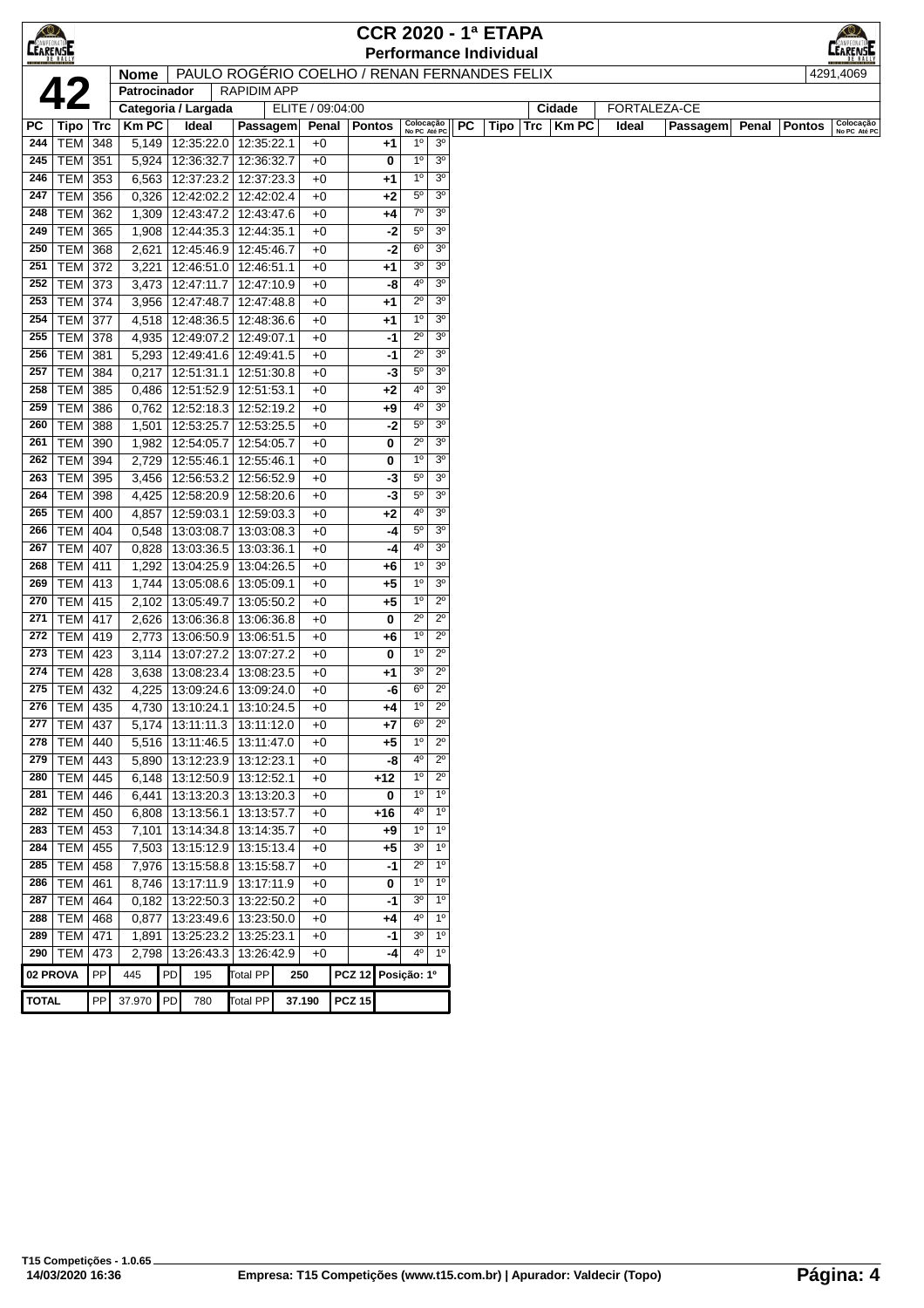# CCR 2020 - 1ª ETAPA
## Performance Individual

**42**

| Nome | PAULO ROGÉRIO COELHO / RENAN FERNANDES FELIX | 4291,4069 |
|---|---|---|
| Patrocinador | RAPIDIM APP | |
| Categoria / Largada | ELITE / 09:04:00 | Cidade: FORTALEZA-CE |

| PC | Tipo | Trc | Km PC | Ideal | Passagem | Penal | Pontos | Colocação No PC | Colocação Até PC |
|---|---|---|---|---|---|---|---|---|---|
| 244 | TEM | 348 | 5,149 | 12:35:22.0 | 12:35:22.1 | +0 | +1 | 1º | 3º |
| 245 | TEM | 351 | 5,924 | 12:36:32.7 | 12:36:32.7 | +0 | 0 | 1º | 3º |
| 246 | TEM | 353 | 6,563 | 12:37:23.2 | 12:37:23.3 | +0 | +1 | 1º | 3º |
| 247 | TEM | 356 | 0,326 | 12:42:02.2 | 12:42:02.4 | +0 | +2 | 5º | 3º |
| 248 | TEM | 362 | 1,309 | 12:43:47.2 | 12:43:47.6 | +0 | +4 | 7º | 3º |
| 249 | TEM | 365 | 1,908 | 12:44:35.3 | 12:44:35.1 | +0 | -2 | 5º | 3º |
| 250 | TEM | 368 | 2,621 | 12:45:46.9 | 12:45:46.7 | +0 | -2 | 6º | 3º |
| 251 | TEM | 372 | 3,221 | 12:46:51.0 | 12:46:51.1 | +0 | +1 | 3º | 3º |
| 252 | TEM | 373 | 3,473 | 12:47:11.7 | 12:47:10.9 | +0 | -8 | 4º | 3º |
| 253 | TEM | 374 | 3,956 | 12:47:48.7 | 12:47:48.8 | +0 | +1 | 2º | 3º |
| 254 | TEM | 377 | 4,518 | 12:48:36.5 | 12:48:36.6 | +0 | +1 | 1º | 3º |
| 255 | TEM | 378 | 4,935 | 12:49:07.2 | 12:49:07.1 | +0 | -1 | 2º | 3º |
| 256 | TEM | 381 | 5,293 | 12:49:41.6 | 12:49:41.5 | +0 | -1 | 2º | 3º |
| 257 | TEM | 384 | 0,217 | 12:51:31.1 | 12:51:30.8 | +0 | -3 | 5º | 3º |
| 258 | TEM | 385 | 0,486 | 12:51:52.9 | 12:51:53.1 | +0 | +2 | 4º | 3º |
| 259 | TEM | 386 | 0,762 | 12:52:18.3 | 12:52:19.2 | +0 | +9 | 4º | 3º |
| 260 | TEM | 388 | 1,501 | 12:53:25.7 | 12:53:25.5 | +0 | -2 | 5º | 3º |
| 261 | TEM | 390 | 1,982 | 12:54:05.7 | 12:54:05.7 | +0 | 0 | 2º | 3º |
| 262 | TEM | 394 | 2,729 | 12:55:46.1 | 12:55:46.1 | +0 | 0 | 1º | 3º |
| 263 | TEM | 395 | 3,456 | 12:56:53.2 | 12:56:52.9 | +0 | -3 | 5º | 3º |
| 264 | TEM | 398 | 4,425 | 12:58:20.9 | 12:58:20.6 | +0 | -3 | 5º | 3º |
| 265 | TEM | 400 | 4,857 | 12:59:03.1 | 12:59:03.3 | +0 | +2 | 4º | 3º |
| 266 | TEM | 404 | 0,548 | 13:03:08.7 | 13:03:08.3 | +0 | -4 | 5º | 3º |
| 267 | TEM | 407 | 0,828 | 13:03:36.5 | 13:03:36.1 | +0 | -4 | 4º | 3º |
| 268 | TEM | 411 | 1,292 | 13:04:25.9 | 13:04:26.5 | +0 | +6 | 1º | 3º |
| 269 | TEM | 413 | 1,744 | 13:05:08.6 | 13:05:09.1 | +0 | +5 | 1º | 3º |
| 270 | TEM | 415 | 2,102 | 13:05:49.7 | 13:05:50.2 | +0 | +5 | 1º | 2º |
| 271 | TEM | 417 | 2,626 | 13:06:36.8 | 13:06:36.8 | +0 | 0 | 2º | 2º |
| 272 | TEM | 419 | 2,773 | 13:06:50.9 | 13:06:51.5 | +0 | +6 | 1º | 2º |
| 273 | TEM | 423 | 3,114 | 13:07:27.2 | 13:07:27.2 | +0 | 0 | 1º | 2º |
| 274 | TEM | 428 | 3,638 | 13:08:23.4 | 13:08:23.5 | +0 | +1 | 3º | 2º |
| 275 | TEM | 432 | 4,225 | 13:09:24.6 | 13:09:24.0 | +0 | -6 | 6º | 2º |
| 276 | TEM | 435 | 4,730 | 13:10:24.1 | 13:10:24.5 | +0 | +4 | 1º | 2º |
| 277 | TEM | 437 | 5,174 | 13:11:11.3 | 13:11:12.0 | +0 | +7 | 6º | 2º |
| 278 | TEM | 440 | 5,516 | 13:11:46.5 | 13:11:47.0 | +0 | +5 | 1º | 2º |
| 279 | TEM | 443 | 5,890 | 13:12:23.9 | 13:12:23.1 | +0 | -8 | 4º | 2º |
| 280 | TEM | 445 | 6,148 | 13:12:50.9 | 13:12:52.1 | +0 | +12 | 1º | 2º |
| 281 | TEM | 446 | 6,441 | 13:13:20.3 | 13:13:20.3 | +0 | 0 | 1º | 1º |
| 282 | TEM | 450 | 6,808 | 13:13:56.1 | 13:13:57.7 | +0 | +16 | 4º | 1º |
| 283 | TEM | 453 | 7,101 | 13:14:34.8 | 13:14:35.7 | +0 | +9 | 1º | 1º |
| 284 | TEM | 455 | 7,503 | 13:15:12.9 | 13:15:13.4 | +0 | +5 | 3º | 1º |
| 285 | TEM | 458 | 7,976 | 13:15:58.8 | 13:15:58.7 | +0 | -1 | 2º | 1º |
| 286 | TEM | 461 | 8,746 | 13:17:11.9 | 13:17:11.9 | +0 | 0 | 1º | 1º |
| 287 | TEM | 464 | 0,182 | 13:22:50.3 | 13:22:50.2 | +0 | -1 | 3º | 1º |
| 288 | TEM | 468 | 0,877 | 13:23:49.6 | 13:23:50.0 | +0 | +4 | 4º | 1º |
| 289 | TEM | 471 | 1,891 | 13:25:23.2 | 13:25:23.1 | +0 | -1 | 3º | 1º |
| 290 | TEM | 473 | 2,798 | 13:26:43.3 | 13:26:42.9 | +0 | -4 | 4º | 1º |

| 02 PROVA | PP | 445 | PD | 195 | Total PP | 250 | PCZ 12 | Posição: 1º |
|---|---|---|---|---|---|---|---|---|
| TOTAL | PP | 37.970 | PD | 780 | Total PP | 37.190 | PCZ 15 | |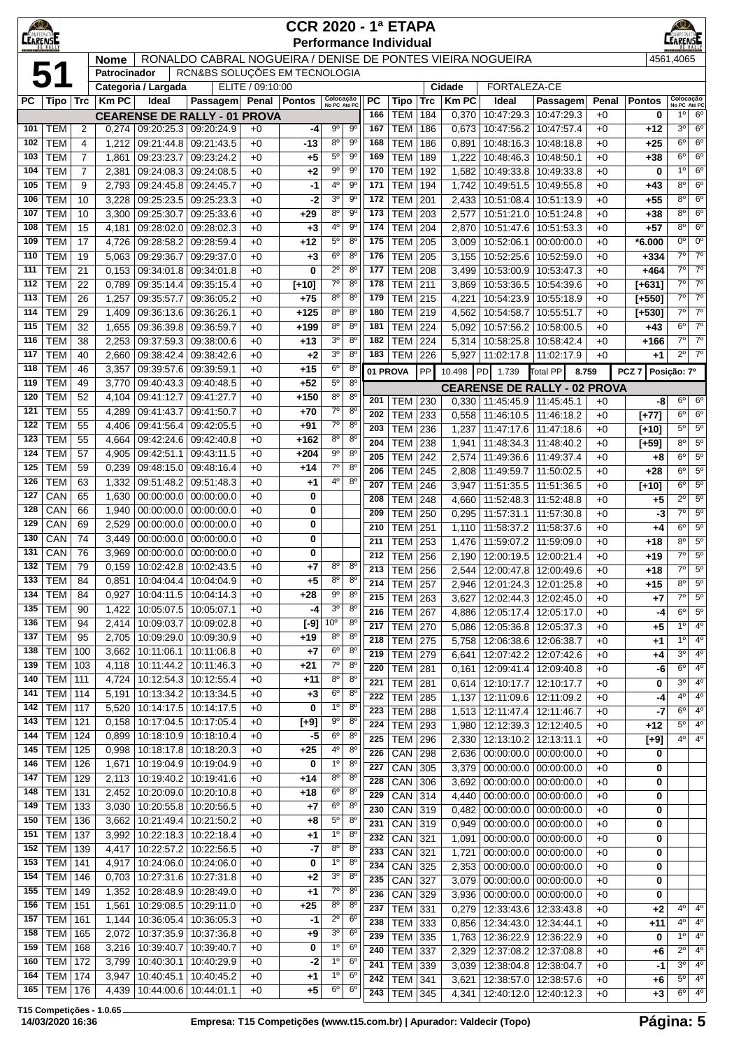# CCR 2020 - 1ª ETAPA

## Performance Individual

**51**

| | |
|---|---|
| Nome | RONALDO CABRAL NOGUEIRA / DENISE DE PONTES VIEIRA NOGUEIRA — 4561,4065 |
| Patrocinador | RCN&BS SOLUÇÕES EM TECNOLOGIA |
| Categoria / Largada | ELITE / 09:10:00 |
| Cidade | FORTALEZA-CE |

### CEARENSE DE RALLY - 01 PROVA

| PC | Tipo | Trc | Km PC | Ideal | Passagem | Penal | Pontos | Colocação No PC | Colocação Até PC |
|---|---|---|---|---|---|---|---|---|---|
| 101 | TEM | 2 | 0,274 | 09:20:25.3 | 09:20:24.9 | +0 | -4 | 9º | 9º |
| 102 | TEM | 4 | 1,212 | 09:21:44.8 | 09:21:43.5 | +0 | -13 | 8º | 9º |
| 103 | TEM | 7 | 1,861 | 09:23:23.7 | 09:23:24.2 | +0 | +5 | 5º | 9º |
| 104 | TEM | 7 | 2,381 | 09:24:08.3 | 09:24:08.5 | +0 | +2 | 9º | 9º |
| 105 | TEM | 9 | 2,793 | 09:24:45.8 | 09:24:45.7 | +0 | -1 | 4º | 9º |
| 106 | TEM | 10 | 3,228 | 09:25:23.5 | 09:25:23.3 | +0 | -2 | 3º | 9º |
| 107 | TEM | 10 | 3,300 | 09:25:30.7 | 09:25:33.6 | +0 | +29 | 8º | 9º |
| 108 | TEM | 15 | 4,181 | 09:28:02.0 | 09:28:02.3 | +0 | +3 | 4º | 9º |
| 109 | TEM | 17 | 4,726 | 09:28:58.2 | 09:28:59.4 | +0 | +12 | 5º | 8º |
| 110 | TEM | 19 | 5,063 | 09:29:36.7 | 09:29:37.0 | +0 | +3 | 6º | 8º |
| 111 | TEM | 21 | 0,153 | 09:34:01.8 | 09:34:01.8 | +0 | 0 | 2º | 8º |
| 112 | TEM | 22 | 0,789 | 09:35:14.4 | 09:35:15.4 | +0 | [+10] | 7º | 8º |
| 113 | TEM | 26 | 1,257 | 09:35:57.7 | 09:36:05.2 | +0 | +75 | 8º | 8º |
| 114 | TEM | 29 | 1,409 | 09:36:13.6 | 09:36:26.1 | +0 | +125 | 8º | 8º |
| 115 | TEM | 32 | 1,655 | 09:36:39.8 | 09:36:59.7 | +0 | +199 | 8º | 8º |
| 116 | TEM | 38 | 2,253 | 09:37:59.3 | 09:38:00.6 | +0 | +13 | 3º | 8º |
| 117 | TEM | 40 | 2,660 | 09:38:42.4 | 09:38:42.6 | +0 | +2 | 3º | 8º |
| 118 | TEM | 46 | 3,357 | 09:39:57.6 | 09:39:59.1 | +0 | +15 | 6º | 8º |
| 119 | TEM | 49 | 3,770 | 09:40:43.3 | 09:40:48.5 | +0 | +52 | 5º | 8º |
| 120 | TEM | 52 | 4,104 | 09:41:12.7 | 09:41:27.7 | +0 | +150 | 8º | 8º |
| 121 | TEM | 55 | 4,289 | 09:41:43.7 | 09:41:50.7 | +0 | +70 | 7º | 8º |
| 122 | TEM | 55 | 4,406 | 09:41:56.4 | 09:42:05.5 | +0 | +91 | 7º | 8º |
| 123 | TEM | 55 | 4,664 | 09:42:24.6 | 09:42:40.8 | +0 | +162 | 8º | 8º |
| 124 | TEM | 57 | 4,905 | 09:42:51.1 | 09:43:11.5 | +0 | +204 | 9º | 8º |
| 125 | TEM | 59 | 0,239 | 09:48:15.0 | 09:48:16.4 | +0 | +14 | 7º | 8º |
| 126 | TEM | 63 | 1,332 | 09:51:48.2 | 09:51:48.3 | +0 | +1 | 4º | 8º |
| 127 | CAN | 65 | 1,630 | 00:00:00.0 | 00:00:00.0 | +0 | 0 | | |
| 128 | CAN | 66 | 1,940 | 00:00:00.0 | 00:00:00.0 | +0 | 0 | | |
| 129 | CAN | 69 | 2,529 | 00:00:00.0 | 00:00:00.0 | +0 | 0 | | |
| 130 | CAN | 74 | 3,449 | 00:00:00.0 | 00:00:00.0 | +0 | 0 | | |
| 131 | CAN | 76 | 3,969 | 00:00:00.0 | 00:00:00.0 | +0 | 0 | | |
| 132 | TEM | 79 | 0,159 | 10:02:42.8 | 10:02:43.5 | +0 | +7 | 8º | 8º |
| 133 | TEM | 84 | 0,851 | 10:04:04.4 | 10:04:04.9 | +0 | +5 | 8º | 8º |
| 134 | TEM | 84 | 0,927 | 10:04:11.5 | 10:04:14.3 | +0 | +28 | 9º | 8º |
| 135 | TEM | 90 | 1,422 | 10:05:07.5 | 10:05:07.1 | +0 | -4 | 3º | 8º |
| 136 | TEM | 94 | 2,414 | 10:09:03.7 | 10:09:02.8 | +0 | [-9] | 10º | 8º |
| 137 | TEM | 95 | 2,705 | 10:09:29.0 | 10:09:30.9 | +0 | +19 | 8º | 8º |
| 138 | TEM | 100 | 3,662 | 10:11:06.1 | 10:11:06.8 | +0 | +7 | 6º | 8º |
| 139 | TEM | 103 | 4,118 | 10:11:44.2 | 10:11:46.3 | +0 | +21 | 7º | 8º |
| 140 | TEM | 111 | 4,724 | 10:12:54.3 | 10:12:55.4 | +0 | +11 | 8º | 8º |
| 141 | TEM | 114 | 5,191 | 10:13:34.2 | 10:13:34.5 | +0 | +3 | 6º | 8º |
| 142 | TEM | 117 | 5,520 | 10:14:17.5 | 10:14:17.5 | +0 | 0 | 1º | 8º |
| 143 | TEM | 121 | 0,158 | 10:17:04.5 | 10:17:05.4 | +0 | [+9] | 9º | 8º |
| 144 | TEM | 124 | 0,899 | 10:18:10.9 | 10:18:10.4 | +0 | -5 | 6º | 8º |
| 145 | TEM | 125 | 0,998 | 10:18:17.8 | 10:18:20.3 | +0 | +25 | 4º | 8º |
| 146 | TEM | 126 | 1,671 | 10:19:04.9 | 10:19:04.9 | +0 | 0 | 1º | 8º |
| 147 | TEM | 129 | 2,113 | 10:19:40.2 | 10:19:41.6 | +0 | +14 | 8º | 8º |
| 148 | TEM | 131 | 2,452 | 10:20:09.0 | 10:20:10.8 | +0 | +18 | 6º | 8º |
| 149 | TEM | 133 | 3,030 | 10:20:55.8 | 10:20:56.5 | +0 | +7 | 6º | 8º |
| 150 | TEM | 136 | 3,662 | 10:21:49.4 | 10:21:50.2 | +0 | +8 | 5º | 8º |
| 151 | TEM | 137 | 3,992 | 10:22:18.3 | 10:22:18.4 | +0 | +1 | 1º | 8º |
| 152 | TEM | 139 | 4,417 | 10:22:57.2 | 10:22:56.5 | +0 | -7 | 8º | 8º |
| 153 | TEM | 141 | 4,917 | 10:24:06.0 | 10:24:06.0 | +0 | 0 | 1º | 8º |
| 154 | TEM | 146 | 0,703 | 10:27:31.6 | 10:27:31.8 | +0 | +2 | 3º | 8º |
| 155 | TEM | 149 | 1,352 | 10:28:48.9 | 10:28:49.0 | +0 | +1 | 7º | 8º |
| 156 | TEM | 151 | 1,561 | 10:29:08.5 | 10:29:11.0 | +0 | +25 | 8º | 8º |
| 157 | TEM | 161 | 1,144 | 10:36:05.4 | 10:36:05.3 | +0 | -1 | 2º | 6º |
| 158 | TEM | 165 | 2,072 | 10:37:35.9 | 10:37:36.8 | +0 | +9 | 3º | 6º |
| 159 | TEM | 168 | 3,216 | 10:39:40.7 | 10:39:40.7 | +0 | 0 | 1º | 6º |
| 160 | TEM | 172 | 3,799 | 10:40:30.1 | 10:40:29.9 | +0 | -2 | 1º | 6º |
| 164 | TEM | 174 | 3,947 | 10:40:45.1 | 10:40:45.2 | +0 | +1 | 1º | 6º |
| 165 | TEM | 176 | 4,439 | 10:44:00.6 | 10:44:01.1 | +0 | +5 | 6º | 6º |
| 166 | TEM | 184 | 0,370 | 10:47:29.3 | 10:47:29.3 | +0 | 0 | 1º | 6º |
| 167 | TEM | 186 | 0,673 | 10:47:56.2 | 10:47:57.4 | +0 | +12 | 3º | 6º |
| 168 | TEM | 186 | 0,891 | 10:48:16.3 | 10:48:18.8 | +0 | +25 | 6º | 6º |
| 169 | TEM | 189 | 1,222 | 10:48:46.3 | 10:48:50.1 | +0 | +38 | 6º | 6º |
| 170 | TEM | 192 | 1,582 | 10:49:33.8 | 10:49:33.8 | +0 | 0 | 1º | 6º |
| 171 | TEM | 194 | 1,742 | 10:49:51.5 | 10:49:55.8 | +0 | +43 | 8º | 6º |
| 172 | TEM | 201 | 2,433 | 10:51:08.4 | 10:51:13.9 | +0 | +55 | 8º | 6º |
| 173 | TEM | 203 | 2,577 | 10:51:21.0 | 10:51:24.8 | +0 | +38 | 8º | 6º |
| 174 | TEM | 204 | 2,870 | 10:51:47.6 | 10:51:53.3 | +0 | +57 | 8º | 6º |
| 175 | TEM | 205 | 3,009 | 10:52:06.1 | 00:00:00.0 | +0 | *6.000 | 0º | 0º |
| 176 | TEM | 205 | 3,155 | 10:52:25.6 | 10:52:59.0 | +0 | +334 | 7º | 7º |
| 177 | TEM | 208 | 3,499 | 10:53:00.9 | 10:53:47.3 | +0 | +464 | 7º | 7º |
| 178 | TEM | 211 | 3,869 | 10:53:36.5 | 10:54:39.6 | +0 | [+631] | 7º | 7º |
| 179 | TEM | 215 | 4,221 | 10:54:23.9 | 10:55:18.9 | +0 | [+550] | 7º | 7º |
| 180 | TEM | 219 | 4,562 | 10:54:58.7 | 10:55:51.7 | +0 | [+530] | 7º | 7º |
| 181 | TEM | 224 | 5,092 | 10:57:56.2 | 10:58:00.5 | +0 | +43 | 6º | 7º |
| 182 | TEM | 224 | 5,314 | 10:58:25.8 | 10:58:42.4 | +0 | +166 | 7º | 7º |
| 183 | TEM | 226 | 5,927 | 11:02:17.8 | 11:02:17.9 | +0 | +1 | 2º | 7º |

**01 PROVA** — PP 10.498 | PD 1.739 | Total PP 8.759 | PCZ 7 | Posição: 7º

### CEARENSE DE RALLY - 02 PROVA

| PC | Tipo | Trc | Km PC | Ideal | Passagem | Penal | Pontos | Colocação No PC | Colocação Até PC |
|---|---|---|---|---|---|---|---|---|---|
| 201 | TEM | 230 | 0,330 | 11:45:45.9 | 11:45:45.1 | +0 | -8 | 6º | 6º |
| 202 | TEM | 233 | 0,558 | 11:46:10.5 | 11:46:18.2 | +0 | [+77] | 6º | 6º |
| 203 | TEM | 236 | 1,237 | 11:47:17.6 | 11:47:18.6 | +0 | [+10] | 5º | 5º |
| 204 | TEM | 238 | 1,941 | 11:48:34.3 | 11:48:40.2 | +0 | [+59] | 8º | 5º |
| 205 | TEM | 242 | 2,574 | 11:49:36.6 | 11:49:37.4 | +0 | +8 | 6º | 5º |
| 206 | TEM | 245 | 2,808 | 11:49:59.7 | 11:50:02.5 | +0 | +28 | 6º | 5º |
| 207 | TEM | 246 | 3,947 | 11:51:35.5 | 11:51:36.5 | +0 | [+10] | 6º | 5º |
| 208 | TEM | 248 | 4,660 | 11:52:48.3 | 11:52:48.8 | +0 | +5 | 2º | 5º |
| 209 | TEM | 250 | 0,295 | 11:57:31.1 | 11:57:30.8 | +0 | -3 | 7º | 5º |
| 210 | TEM | 251 | 1,110 | 11:58:37.2 | 11:58:37.6 | +0 | +4 | 6º | 5º |
| 211 | TEM | 253 | 1,476 | 11:59:07.2 | 11:59:09.0 | +0 | +18 | 8º | 5º |
| 212 | TEM | 256 | 2,190 | 12:00:19.5 | 12:00:21.4 | +0 | +19 | 7º | 5º |
| 213 | TEM | 256 | 2,544 | 12:00:47.8 | 12:00:49.6 | +0 | +18 | 7º | 5º |
| 214 | TEM | 257 | 2,946 | 12:01:24.3 | 12:01:25.8 | +0 | +15 | 8º | 5º |
| 215 | TEM | 263 | 3,627 | 12:02:44.3 | 12:02:45.0 | +0 | +7 | 7º | 5º |
| 216 | TEM | 267 | 4,886 | 12:05:17.4 | 12:05:17.0 | +0 | -4 | 6º | 5º |
| 217 | TEM | 270 | 5,086 | 12:05:36.8 | 12:05:37.3 | +0 | +5 | 1º | 4º |
| 218 | TEM | 275 | 5,758 | 12:06:38.6 | 12:06:38.7 | +0 | +1 | 1º | 4º |
| 219 | TEM | 279 | 6,641 | 12:07:42.2 | 12:07:42.6 | +0 | +4 | 3º | 4º |
| 220 | TEM | 281 | 0,161 | 12:09:41.4 | 12:09:40.8 | +0 | -6 | 6º | 4º |
| 221 | TEM | 281 | 0,614 | 12:10:17.7 | 12:10:17.7 | +0 | 0 | 3º | 4º |
| 222 | TEM | 285 | 1,137 | 12:11:09.6 | 12:11:09.2 | +0 | -4 | 4º | 4º |
| 223 | TEM | 288 | 1,513 | 12:11:47.4 | 12:11:46.7 | +0 | -7 | 6º | 4º |
| 224 | TEM | 293 | 1,980 | 12:12:39.3 | 12:12:40.5 | +0 | +12 | 5º | 4º |
| 225 | TEM | 296 | 2,330 | 12:13:10.2 | 12:13:11.1 | +0 | [+9] | 4º | 4º |
| 226 | CAN | 298 | 2,636 | 00:00:00.0 | 00:00:00.0 | +0 | 0 | | |
| 227 | CAN | 305 | 3,379 | 00:00:00.0 | 00:00:00.0 | +0 | 0 | | |
| 228 | CAN | 306 | 3,692 | 00:00:00.0 | 00:00:00.0 | +0 | 0 | | |
| 229 | CAN | 314 | 4,440 | 00:00:00.0 | 00:00:00.0 | +0 | 0 | | |
| 230 | CAN | 319 | 0,482 | 00:00:00.0 | 00:00:00.0 | +0 | 0 | | |
| 231 | CAN | 319 | 0,949 | 00:00:00.0 | 00:00:00.0 | +0 | 0 | | |
| 232 | CAN | 321 | 1,091 | 00:00:00.0 | 00:00:00.0 | +0 | 0 | | |
| 233 | CAN | 321 | 1,721 | 00:00:00.0 | 00:00:00.0 | +0 | 0 | | |
| 234 | CAN | 325 | 2,353 | 00:00:00.0 | 00:00:00.0 | +0 | 0 | | |
| 235 | CAN | 327 | 3,079 | 00:00:00.0 | 00:00:00.0 | +0 | 0 | | |
| 236 | CAN | 329 | 3,936 | 00:00:00.0 | 00:00:00.0 | +0 | 0 | | |
| 237 | TEM | 331 | 0,279 | 12:33:43.6 | 12:33:43.8 | +0 | +2 | 4º | 4º |
| 238 | TEM | 333 | 0,856 | 12:34:43.0 | 12:34:44.1 | +0 | +11 | 4º | 4º |
| 239 | TEM | 335 | 1,763 | 12:36:22.9 | 12:36:22.9 | +0 | 0 | 1º | 4º |
| 240 | TEM | 337 | 2,329 | 12:37:08.2 | 12:37:08.8 | +0 | +6 | 2º | 4º |
| 241 | TEM | 339 | 3,039 | 12:38:04.8 | 12:38:04.7 | +0 | -1 | 3º | 4º |
| 242 | TEM | 341 | 3,621 | 12:38:57.0 | 12:38:57.6 | +0 | +6 | 5º | 4º |
| 243 | TEM | 345 | 4,341 | 12:40:12.0 | 12:40:12.3 | +0 | +3 | 6º | 4º |

T15 Competições - 1.0.65
14/03/2020 16:36 — Empresa: T15 Competições (www.t15.com.br) | Apurador: Valdecir (Topo)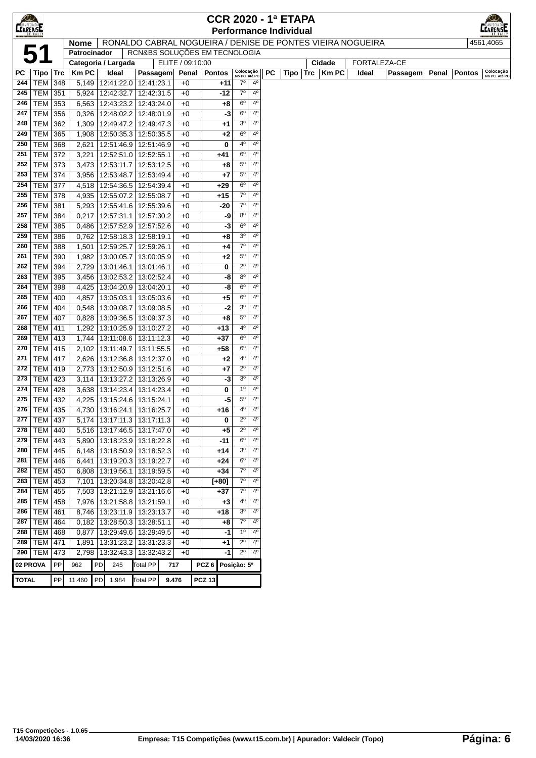# CCR 2020 - 1ª ETAPA

## Performance Individual

| 51 | Nome | RONALDO CABRAL NOGUEIRA / DENISE DE PONTES VIEIRA NOGUEIRA | 4561,4065 |
|---|---|---|---|
| | Patrocinador | RCN&BS SOLUÇÕES EM TECNOLOGIA | |
| | Categoria / Largada | ELITE / 09:10:00 | Cidade: FORTALEZA-CE |

| PC | Tipo | Trc | Km PC | Ideal | Passagem | Penal | Pontos | Colocação No PC | Colocação Até PC |
|---|---|---|---|---|---|---|---|---|---|
| 244 | TEM | 348 | 5,149 | 12:41:22.0 | 12:41:23.1 | +0 | +11 | 7º | 4º |
| 245 | TEM | 351 | 5,924 | 12:42:32.7 | 12:42:31.5 | +0 | -12 | 7º | 4º |
| 246 | TEM | 353 | 6,563 | 12:43:23.2 | 12:43:24.0 | +0 | +8 | 6º | 4º |
| 247 | TEM | 356 | 0,326 | 12:48:02.2 | 12:48:01.9 | +0 | -3 | 6º | 4º |
| 248 | TEM | 362 | 1,309 | 12:49:47.2 | 12:49:47.3 | +0 | +1 | 3º | 4º |
| 249 | TEM | 365 | 1,908 | 12:50:35.3 | 12:50:35.5 | +0 | +2 | 6º | 4º |
| 250 | TEM | 368 | 2,621 | 12:51:46.9 | 12:51:46.9 | +0 | 0 | 4º | 4º |
| 251 | TEM | 372 | 3,221 | 12:52:51.0 | 12:52:55.1 | +0 | +41 | 6º | 4º |
| 252 | TEM | 373 | 3,473 | 12:53:11.7 | 12:53:12.5 | +0 | +8 | 5º | 4º |
| 253 | TEM | 374 | 3,956 | 12:53:48.7 | 12:53:49.4 | +0 | +7 | 5º | 4º |
| 254 | TEM | 377 | 4,518 | 12:54:36.5 | 12:54:39.4 | +0 | +29 | 6º | 4º |
| 255 | TEM | 378 | 4,935 | 12:55:07.2 | 12:55:08.7 | +0 | +15 | 7º | 4º |
| 256 | TEM | 381 | 5,293 | 12:55:41.6 | 12:55:39.6 | +0 | -20 | 7º | 4º |
| 257 | TEM | 384 | 0,217 | 12:57:31.1 | 12:57:30.2 | +0 | -9 | 8º | 4º |
| 258 | TEM | 385 | 0,486 | 12:57:52.9 | 12:57:52.6 | +0 | -3 | 6º | 4º |
| 259 | TEM | 386 | 0,762 | 12:58:18.3 | 12:58:19.1 | +0 | +8 | 3º | 4º |
| 260 | TEM | 388 | 1,501 | 12:59:25.7 | 12:59:26.1 | +0 | +4 | 7º | 4º |
| 261 | TEM | 390 | 1,982 | 13:00:05.7 | 13:00:05.9 | +0 | +2 | 5º | 4º |
| 262 | TEM | 394 | 2,729 | 13:01:46.1 | 13:01:46.1 | +0 | 0 | 2º | 4º |
| 263 | TEM | 395 | 3,456 | 13:02:53.2 | 13:02:52.4 | +0 | -8 | 8º | 4º |
| 264 | TEM | 398 | 4,425 | 13:04:20.9 | 13:04:20.1 | +0 | -8 | 6º | 4º |
| 265 | TEM | 400 | 4,857 | 13:05:03.1 | 13:05:03.6 | +0 | +5 | 6º | 4º |
| 266 | TEM | 404 | 0,548 | 13:09:08.7 | 13:09:08.5 | +0 | -2 | 3º | 4º |
| 267 | TEM | 407 | 0,828 | 13:09:36.5 | 13:09:37.3 | +0 | +8 | 5º | 4º |
| 268 | TEM | 411 | 1,292 | 13:10:25.9 | 13:10:27.2 | +0 | +13 | 4º | 4º |
| 269 | TEM | 413 | 1,744 | 13:11:08.6 | 13:11:12.3 | +0 | +37 | 6º | 4º |
| 270 | TEM | 415 | 2,102 | 13:11:49.7 | 13:11:55.5 | +0 | +58 | 6º | 4º |
| 271 | TEM | 417 | 2,626 | 13:12:36.8 | 13:12:37.0 | +0 | +2 | 4º | 4º |
| 272 | TEM | 419 | 2,773 | 13:12:50.9 | 13:12:51.6 | +0 | +7 | 2º | 4º |
| 273 | TEM | 423 | 3,114 | 13:13:27.2 | 13:13:26.9 | +0 | -3 | 3º | 4º |
| 274 | TEM | 428 | 3,638 | 13:14:23.4 | 13:14:23.4 | +0 | 0 | 1º | 4º |
| 275 | TEM | 432 | 4,225 | 13:15:24.6 | 13:15:24.1 | +0 | -5 | 5º | 4º |
| 276 | TEM | 435 | 4,730 | 13:16:24.1 | 13:16:25.7 | +0 | +16 | 4º | 4º |
| 277 | TEM | 437 | 5,174 | 13:17:11.3 | 13:17:11.3 | +0 | 0 | 2º | 4º |
| 278 | TEM | 440 | 5,516 | 13:17:46.5 | 13:17:47.0 | +0 | +5 | 2º | 4º |
| 279 | TEM | 443 | 5,890 | 13:18:23.9 | 13:18:22.8 | +0 | -11 | 6º | 4º |
| 280 | TEM | 445 | 6,148 | 13:18:50.9 | 13:18:52.3 | +0 | +14 | 3º | 4º |
| 281 | TEM | 446 | 6,441 | 13:19:20.3 | 13:19:22.7 | +0 | +24 | 6º | 4º |
| 282 | TEM | 450 | 6,808 | 13:19:56.1 | 13:19:59.5 | +0 | +34 | 7º | 4º |
| 283 | TEM | 453 | 7,101 | 13:20:34.8 | 13:20:42.8 | +0 | [+80] | 7º | 4º |
| 284 | TEM | 455 | 7,503 | 13:21:12.9 | 13:21:16.6 | +0 | +37 | 7º | 4º |
| 285 | TEM | 458 | 7,976 | 13:21:58.8 | 13:21:59.1 | +0 | +3 | 4º | 4º |
| 286 | TEM | 461 | 8,746 | 13:23:11.9 | 13:23:13.7 | +0 | +18 | 3º | 4º |
| 287 | TEM | 464 | 0,182 | 13:28:50.3 | 13:28:51.1 | +0 | +8 | 7º | 4º |
| 288 | TEM | 468 | 0,877 | 13:29:49.6 | 13:29:49.5 | +0 | -1 | 1º | 4º |
| 289 | TEM | 471 | 1,891 | 13:31:23.2 | 13:31:23.3 | +0 | +1 | 2º | 4º |
| 290 | TEM | 473 | 2,798 | 13:32:43.3 | 13:32:43.2 | +0 | -1 | 2º | 4º |

| | | | | | | | |
|---|---|---|---|---|---|---|---|
| 02 PROVA | PP 962 | PD 245 | Total PP 717 | PCZ 6 | Posição: 5º |
| TOTAL | PP 11.460 | PD 1.984 | Total PP 9.476 | PCZ 13 | |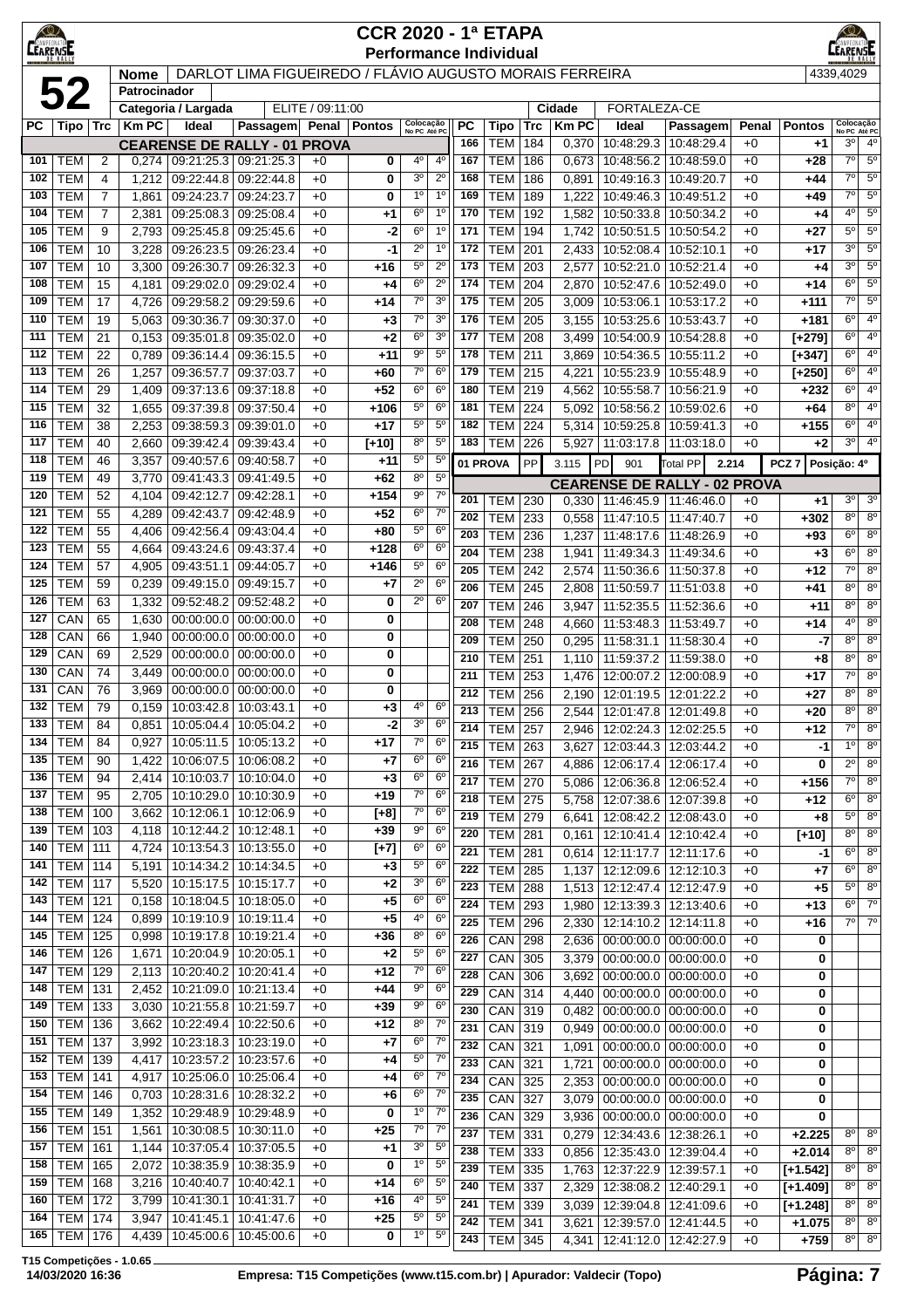# CCR 2020 - 1ª ETAPA

## Performance Individual

**52**

| Nome | DARLOT LIMA FIGUEIREDO / FLÁVIO AUGUSTO MORAIS FERREIRA | 4339,4029 |
|---|---|---|
| Patrocinador | | |
| Categoria / Largada | ELITE / 09:11:00 | |
| Cidade | FORTALEZA-CE | |

### CEARENSE DE RALLY - 01 PROVA

| PC | Tipo | Trc | Km PC | Ideal | Passagem | Penal | Pontos | Colocação No PC | Colocação Até PC |
|---|---|---|---|---|---|---|---|---|---|
| 101 | TEM | 2 | 0,274 | 09:21:25.3 | 09:21:25.3 | +0 | 0 | 4º | 4º |
| 102 | TEM | 4 | 1,212 | 09:22:44.8 | 09:22:44.8 | +0 | 0 | 3º | 2º |
| 103 | TEM | 7 | 1,861 | 09:24:23.7 | 09:24:23.7 | +0 | 0 | 1º | 1º |
| 104 | TEM | 7 | 2,381 | 09:25:08.3 | 09:25:08.4 | +0 | +1 | 6º | 1º |
| 105 | TEM | 9 | 2,793 | 09:25:45.8 | 09:25:45.6 | +0 | -2 | 6º | 1º |
| 106 | TEM | 10 | 3,228 | 09:26:23.5 | 09:26:23.4 | +0 | -1 | 2º | 1º |
| 107 | TEM | 10 | 3,300 | 09:26:30.7 | 09:26:32.3 | +0 | +16 | 5º | 2º |
| 108 | TEM | 15 | 4,181 | 09:29:02.0 | 09:29:02.4 | +0 | +4 | 6º | 2º |
| 109 | TEM | 17 | 4,726 | 09:29:58.2 | 09:29:59.6 | +0 | +14 | 7º | 3º |
| 110 | TEM | 19 | 5,063 | 09:30:36.7 | 09:30:37.0 | +0 | +3 | 7º | 3º |
| 111 | TEM | 21 | 0,153 | 09:35:01.8 | 09:35:02.0 | +0 | +2 | 6º | 3º |
| 112 | TEM | 22 | 0,789 | 09:36:14.4 | 09:36:15.5 | +0 | +11 | 9º | 5º |
| 113 | TEM | 26 | 1,257 | 09:36:57.7 | 09:37:03.7 | +0 | +60 | 7º | 6º |
| 114 | TEM | 29 | 1,409 | 09:37:13.6 | 09:37:18.8 | +0 | +52 | 6º | 6º |
| 115 | TEM | 32 | 1,655 | 09:37:39.8 | 09:37:50.4 | +0 | +106 | 5º | 6º |
| 116 | TEM | 38 | 2,253 | 09:38:59.3 | 09:39:01.0 | +0 | +17 | 5º | 5º |
| 117 | TEM | 40 | 2,660 | 09:39:42.4 | 09:39:43.4 | +0 | [+10] | 8º | 5º |
| 118 | TEM | 46 | 3,357 | 09:40:57.6 | 09:40:58.7 | +0 | +11 | 5º | 5º |
| 119 | TEM | 49 | 3,770 | 09:41:43.3 | 09:41:49.5 | +0 | +62 | 8º | 5º |
| 120 | TEM | 52 | 4,104 | 09:42:12.7 | 09:42:28.1 | +0 | +154 | 9º | 7º |
| 121 | TEM | 55 | 4,289 | 09:42:43.7 | 09:42:48.9 | +0 | +52 | 6º | 7º |
| 122 | TEM | 55 | 4,406 | 09:42:56.4 | 09:43:04.4 | +0 | +80 | 5º | 6º |
| 123 | TEM | 55 | 4,664 | 09:43:24.6 | 09:43:37.4 | +0 | +128 | 6º | 6º |
| 124 | TEM | 57 | 4,905 | 09:43:51.1 | 09:44:05.7 | +0 | +146 | 5º | 6º |
| 125 | TEM | 59 | 0,239 | 09:49:15.0 | 09:49:15.7 | +0 | +7 | 2º | 6º |
| 126 | TEM | 63 | 1,332 | 09:52:48.2 | 09:52:48.2 | +0 | 0 | 2º | 6º |
| 127 | CAN | 65 | 1,630 | 00:00:00.0 | 00:00:00.0 | +0 | 0 | | |
| 128 | CAN | 66 | 1,940 | 00:00:00.0 | 00:00:00.0 | +0 | 0 | | |
| 129 | CAN | 69 | 2,529 | 00:00:00.0 | 00:00:00.0 | +0 | 0 | | |
| 130 | CAN | 74 | 3,449 | 00:00:00.0 | 00:00:00.0 | +0 | 0 | | |
| 131 | CAN | 76 | 3,969 | 00:00:00.0 | 00:00:00.0 | +0 | 0 | | |
| 132 | TEM | 79 | 0,159 | 10:03:42.8 | 10:03:43.1 | +0 | +3 | 4º | 6º |
| 133 | TEM | 84 | 0,851 | 10:05:04.4 | 10:05:04.2 | +0 | -2 | 3º | 6º |
| 134 | TEM | 84 | 0,927 | 10:05:11.5 | 10:05:13.2 | +0 | +17 | 7º | 6º |
| 135 | TEM | 90 | 1,422 | 10:06:07.5 | 10:06:08.2 | +0 | +7 | 6º | 6º |
| 136 | TEM | 94 | 2,414 | 10:10:03.7 | 10:10:04.0 | +0 | +3 | 6º | 6º |
| 137 | TEM | 95 | 2,705 | 10:10:29.0 | 10:10:30.9 | +0 | +19 | 7º | 6º |
| 138 | TEM | 100 | 3,662 | 10:12:06.1 | 10:12:06.9 | +0 | [+8] | 7º | 6º |
| 139 | TEM | 103 | 4,118 | 10:12:44.2 | 10:12:48.1 | +0 | +39 | 9º | 6º |
| 140 | TEM | 111 | 4,724 | 10:13:54.3 | 10:13:55.0 | +0 | [+7] | 6º | 6º |
| 141 | TEM | 114 | 5,191 | 10:14:34.2 | 10:14:34.5 | +0 | +3 | 5º | 6º |
| 142 | TEM | 117 | 5,520 | 10:15:17.5 | 10:15:17.7 | +0 | +2 | 3º | 6º |
| 143 | TEM | 121 | 0,158 | 10:18:04.5 | 10:18:05.0 | +0 | +5 | 6º | 6º |
| 144 | TEM | 124 | 0,899 | 10:19:10.9 | 10:19:11.4 | +0 | +5 | 4º | 6º |
| 145 | TEM | 125 | 0,998 | 10:19:17.8 | 10:19:21.4 | +0 | +36 | 8º | 6º |
| 146 | TEM | 126 | 1,671 | 10:20:04.9 | 10:20:05.1 | +0 | +2 | 5º | 6º |
| 147 | TEM | 129 | 2,113 | 10:20:40.2 | 10:20:41.4 | +0 | +12 | 7º | 6º |
| 148 | TEM | 131 | 2,452 | 10:21:09.0 | 10:21:13.4 | +0 | +44 | 9º | 6º |
| 149 | TEM | 133 | 3,030 | 10:21:55.8 | 10:21:59.7 | +0 | +39 | 9º | 6º |
| 150 | TEM | 136 | 3,662 | 10:22:49.4 | 10:22:50.6 | +0 | +12 | 8º | 7º |
| 151 | TEM | 137 | 3,992 | 10:23:18.3 | 10:23:19.0 | +0 | +7 | 6º | 7º |
| 152 | TEM | 139 | 4,417 | 10:23:57.2 | 10:23:57.6 | +0 | +4 | 5º | 7º |
| 153 | TEM | 141 | 4,917 | 10:25:06.0 | 10:25:06.4 | +0 | +4 | 6º | 7º |
| 154 | TEM | 146 | 0,703 | 10:28:31.6 | 10:28:32.2 | +0 | +6 | 6º | 7º |
| 155 | TEM | 149 | 1,352 | 10:29:48.9 | 10:29:48.9 | +0 | 0 | 1º | 7º |
| 156 | TEM | 151 | 1,561 | 10:30:08.5 | 10:30:11.0 | +0 | +25 | 7º | 7º |
| 157 | TEM | 161 | 1,144 | 10:37:05.4 | 10:37:05.5 | +0 | +1 | 3º | 5º |
| 158 | TEM | 165 | 2,072 | 10:38:35.9 | 10:38:35.9 | +0 | 0 | 1º | 5º |
| 159 | TEM | 168 | 3,216 | 10:40:40.7 | 10:40:42.1 | +0 | +14 | 6º | 5º |
| 160 | TEM | 172 | 3,799 | 10:41:30.1 | 10:41:31.7 | +0 | +16 | 4º | 5º |
| 164 | TEM | 174 | 3,947 | 10:41:45.1 | 10:41:47.6 | +0 | +25 | 5º | 5º |
| 165 | TEM | 176 | 4,439 | 10:45:00.6 | 10:45:00.6 | +0 | 0 | 1º | 5º |
| 166 | TEM | 184 | 0,370 | 10:48:29.3 | 10:48:29.4 | +0 | +1 | 3º | 4º |
| 167 | TEM | 186 | 0,673 | 10:48:56.2 | 10:48:59.0 | +0 | +28 | 7º | 5º |
| 168 | TEM | 186 | 0,891 | 10:49:16.3 | 10:49:20.7 | +0 | +44 | 7º | 5º |
| 169 | TEM | 189 | 1,222 | 10:49:46.3 | 10:49:51.2 | +0 | +49 | 7º | 5º |
| 170 | TEM | 192 | 1,582 | 10:50:33.8 | 10:50:34.2 | +0 | +4 | 4º | 5º |
| 171 | TEM | 194 | 1,742 | 10:50:51.5 | 10:50:54.2 | +0 | +27 | 5º | 5º |
| 172 | TEM | 201 | 2,433 | 10:52:08.4 | 10:52:10.1 | +0 | +17 | 3º | 5º |
| 173 | TEM | 203 | 2,577 | 10:52:21.0 | 10:52:21.4 | +0 | +4 | 3º | 5º |
| 174 | TEM | 204 | 2,870 | 10:52:47.6 | 10:52:49.0 | +0 | +14 | 6º | 5º |
| 175 | TEM | 205 | 3,009 | 10:53:06.1 | 10:53:17.2 | +0 | +111 | 7º | 5º |
| 176 | TEM | 205 | 3,155 | 10:53:25.6 | 10:53:43.7 | +0 | +181 | 6º | 4º |
| 177 | TEM | 208 | 3,499 | 10:54:00.9 | 10:54:28.8 | +0 | [+279] | 6º | 4º |
| 178 | TEM | 211 | 3,869 | 10:54:36.5 | 10:55:11.2 | +0 | [+347] | 6º | 4º |
| 179 | TEM | 215 | 4,221 | 10:55:23.9 | 10:55:48.9 | +0 | [+250] | 6º | 4º |
| 180 | TEM | 219 | 4,562 | 10:55:58.7 | 10:56:21.9 | +0 | +232 | 6º | 4º |
| 181 | TEM | 224 | 5,092 | 10:58:56.2 | 10:59:02.6 | +0 | +64 | 8º | 4º |
| 182 | TEM | 224 | 5,314 | 10:59:25.8 | 10:59:41.3 | +0 | +155 | 6º | 4º |
| 183 | TEM | 226 | 5,927 | 11:03:17.8 | 11:03:18.0 | +0 | +2 | 3º | 4º |

**01 PROVA** — PP: 3.115 | PD: 901 | Total PP: 2.214 | PCZ 7 | Posição: 4º

### CEARENSE DE RALLY - 02 PROVA

| PC | Tipo | Trc | Km PC | Ideal | Passagem | Penal | Pontos | Colocação No PC | Colocação Até PC |
|---|---|---|---|---|---|---|---|---|---|
| 201 | TEM | 230 | 0,330 | 11:46:45.9 | 11:46:46.0 | +0 | +1 | 3º | 3º |
| 202 | TEM | 233 | 0,558 | 11:47:10.5 | 11:47:40.7 | +0 | +302 | 8º | 8º |
| 203 | TEM | 236 | 1,237 | 11:48:17.6 | 11:48:26.9 | +0 | +93 | 6º | 8º |
| 204 | TEM | 238 | 1,941 | 11:49:34.3 | 11:49:34.6 | +0 | +3 | 6º | 8º |
| 205 | TEM | 242 | 2,574 | 11:50:36.6 | 11:50:37.8 | +0 | +12 | 7º | 8º |
| 206 | TEM | 245 | 2,808 | 11:50:59.7 | 11:51:03.8 | +0 | +41 | 8º | 8º |
| 207 | TEM | 246 | 3,947 | 11:52:35.5 | 11:52:36.6 | +0 | +11 | 8º | 8º |
| 208 | TEM | 248 | 4,660 | 11:53:48.3 | 11:53:49.7 | +0 | +14 | 4º | 8º |
| 209 | TEM | 250 | 0,295 | 11:58:31.1 | 11:58:30.4 | +0 | -7 | 8º | 8º |
| 210 | TEM | 251 | 1,110 | 11:59:37.2 | 11:59:38.0 | +0 | +8 | 8º | 8º |
| 211 | TEM | 253 | 1,476 | 12:00:07.2 | 12:00:08.9 | +0 | +17 | 7º | 8º |
| 212 | TEM | 256 | 2,190 | 12:01:19.5 | 12:01:22.2 | +0 | +27 | 8º | 8º |
| 213 | TEM | 256 | 2,544 | 12:01:47.8 | 12:01:49.8 | +0 | +20 | 8º | 8º |
| 214 | TEM | 257 | 2,946 | 12:02:24.3 | 12:02:25.5 | +0 | +12 | 7º | 8º |
| 215 | TEM | 263 | 3,627 | 12:03:44.3 | 12:03:44.2 | +0 | -1 | 1º | 8º |
| 216 | TEM | 267 | 4,886 | 12:06:17.4 | 12:06:17.4 | +0 | 0 | 2º | 8º |
| 217 | TEM | 270 | 5,086 | 12:06:36.8 | 12:06:52.4 | +0 | +156 | 7º | 8º |
| 218 | TEM | 275 | 5,758 | 12:07:38.6 | 12:07:39.8 | +0 | +12 | 6º | 8º |
| 219 | TEM | 279 | 6,641 | 12:08:42.2 | 12:08:43.0 | +0 | +8 | 5º | 8º |
| 220 | TEM | 281 | 0,161 | 12:10:41.4 | 12:10:42.4 | +0 | [+10] | 8º | 8º |
| 221 | TEM | 281 | 0,614 | 12:11:17.7 | 12:11:17.6 | +0 | -1 | 6º | 8º |
| 222 | TEM | 285 | 1,137 | 12:12:09.6 | 12:12:10.3 | +0 | +7 | 6º | 8º |
| 223 | TEM | 288 | 1,513 | 12:12:47.4 | 12:12:47.9 | +0 | +5 | 5º | 8º |
| 224 | TEM | 293 | 1,980 | 12:13:39.3 | 12:13:40.6 | +0 | +13 | 6º | 7º |
| 225 | TEM | 296 | 2,330 | 12:14:10.2 | 12:14:11.8 | +0 | +16 | 7º | 7º |
| 226 | CAN | 298 | 2,636 | 00:00:00.0 | 00:00:00.0 | +0 | 0 | | |
| 227 | CAN | 305 | 3,379 | 00:00:00.0 | 00:00:00.0 | +0 | 0 | | |
| 228 | CAN | 306 | 3,692 | 00:00:00.0 | 00:00:00.0 | +0 | 0 | | |
| 229 | CAN | 314 | 4,440 | 00:00:00.0 | 00:00:00.0 | +0 | 0 | | |
| 230 | CAN | 319 | 0,482 | 00:00:00.0 | 00:00:00.0 | +0 | 0 | | |
| 231 | CAN | 319 | 0,949 | 00:00:00.0 | 00:00:00.0 | +0 | 0 | | |
| 232 | CAN | 321 | 1,091 | 00:00:00.0 | 00:00:00.0 | +0 | 0 | | |
| 233 | CAN | 321 | 1,721 | 00:00:00.0 | 00:00:00.0 | +0 | 0 | | |
| 234 | CAN | 325 | 2,353 | 00:00:00.0 | 00:00:00.0 | +0 | 0 | | |
| 235 | CAN | 327 | 3,079 | 00:00:00.0 | 00:00:00.0 | +0 | 0 | | |
| 236 | CAN | 329 | 3,936 | 00:00:00.0 | 00:00:00.0 | +0 | 0 | | |
| 237 | TEM | 331 | 0,279 | 12:34:43.6 | 12:38:26.1 | +0 | +2.225 | 8º | 8º |
| 238 | TEM | 333 | 0,856 | 12:35:43.0 | 12:39:04.4 | +0 | +2.014 | 8º | 8º |
| 239 | TEM | 335 | 1,763 | 12:37:22.9 | 12:39:57.1 | +0 | [+1.542] | 8º | 8º |
| 240 | TEM | 337 | 2,329 | 12:38:08.2 | 12:40:29.1 | +0 | [+1.409] | 8º | 8º |
| 241 | TEM | 339 | 3,039 | 12:39:04.8 | 12:41:09.6 | +0 | [+1.248] | 8º | 8º |
| 242 | TEM | 341 | 3,621 | 12:39:57.0 | 12:41:44.5 | +0 | +1.075 | 8º | 8º |
| 243 | TEM | 345 | 4,341 | 12:41:12.0 | 12:42:27.9 | +0 | +759 | 8º | 8º |

T15 Competições - 1.0.65
14/03/2020 16:36 — Empresa: T15 Competições (www.t15.com.br) | Apurador: Valdecir (Topo)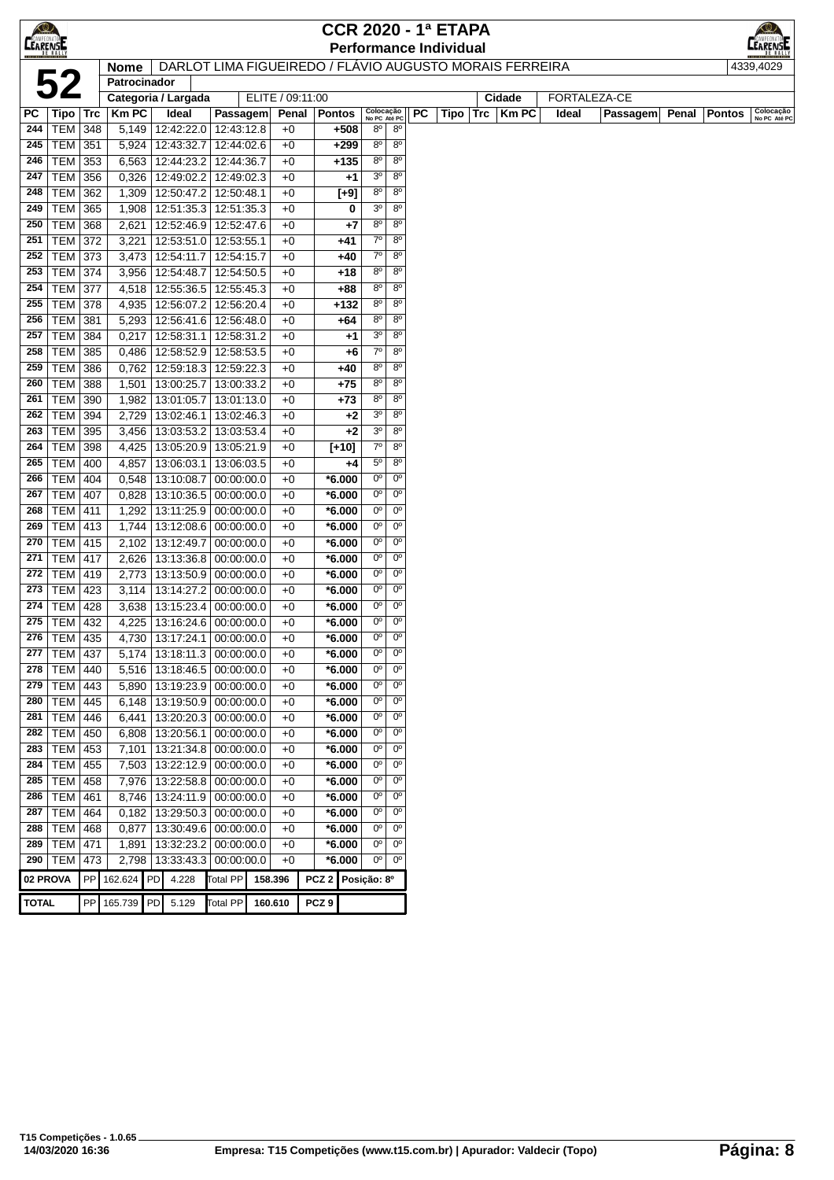# CCR 2020 - 1ª ETAPA
## Performance Individual

| **52** | Nome | DARLOT LIMA FIGUEIREDO / FLÁVIO AUGUSTO MORAIS FERREIRA | 4339,4029 |
|---|---|---|---|
| | Patrocinador | | |
| | Categoria / Largada | ELITE / 09:11:00 | Cidade: FORTALEZA-CE |

| PC | Tipo | Trc | Km PC | Ideal | Passagem | Penal | Pontos | Colocação No PC | Colocação Até PC |
|---|---|---|---|---|---|---|---|---|---|
| 244 | TEM | 348 | 5,149 | 12:42:22.0 | 12:43:12.8 | +0 | +508 | 8º | 8º |
| 245 | TEM | 351 | 5,924 | 12:43:32.7 | 12:44:02.6 | +0 | +299 | 8º | 8º |
| 246 | TEM | 353 | 6,563 | 12:44:23.2 | 12:44:36.7 | +0 | +135 | 8º | 8º |
| 247 | TEM | 356 | 0,326 | 12:49:02.2 | 12:49:02.3 | +0 | +1 | 3º | 8º |
| 248 | TEM | 362 | 1,309 | 12:50:47.2 | 12:50:48.1 | +0 | [+9] | 8º | 8º |
| 249 | TEM | 365 | 1,908 | 12:51:35.3 | 12:51:35.3 | +0 | 0 | 3º | 8º |
| 250 | TEM | 368 | 2,621 | 12:52:46.9 | 12:52:47.6 | +0 | +7 | 8º | 8º |
| 251 | TEM | 372 | 3,221 | 12:53:51.0 | 12:53:55.1 | +0 | +41 | 7º | 8º |
| 252 | TEM | 373 | 3,473 | 12:54:11.7 | 12:54:15.7 | +0 | +40 | 7º | 8º |
| 253 | TEM | 374 | 3,956 | 12:54:48.7 | 12:54:50.5 | +0 | +18 | 8º | 8º |
| 254 | TEM | 377 | 4,518 | 12:55:36.5 | 12:55:45.3 | +0 | +88 | 8º | 8º |
| 255 | TEM | 378 | 4,935 | 12:56:07.2 | 12:56:20.4 | +0 | +132 | 8º | 8º |
| 256 | TEM | 381 | 5,293 | 12:56:41.6 | 12:56:48.0 | +0 | +64 | 8º | 8º |
| 257 | TEM | 384 | 0,217 | 12:58:31.1 | 12:58:31.2 | +0 | +1 | 3º | 8º |
| 258 | TEM | 385 | 0,486 | 12:58:52.9 | 12:58:53.5 | +0 | +6 | 7º | 8º |
| 259 | TEM | 386 | 0,762 | 12:59:18.3 | 12:59:22.3 | +0 | +40 | 8º | 8º |
| 260 | TEM | 388 | 1,501 | 13:00:25.7 | 13:00:33.2 | +0 | +75 | 8º | 8º |
| 261 | TEM | 390 | 1,982 | 13:01:05.7 | 13:01:13.0 | +0 | +73 | 8º | 8º |
| 262 | TEM | 394 | 2,729 | 13:02:46.1 | 13:02:46.3 | +0 | +2 | 3º | 8º |
| 263 | TEM | 395 | 3,456 | 13:03:53.2 | 13:03:53.4 | +0 | +2 | 3º | 8º |
| 264 | TEM | 398 | 4,425 | 13:05:20.9 | 13:05:21.9 | +0 | [+10] | 7º | 8º |
| 265 | TEM | 400 | 4,857 | 13:06:03.1 | 13:06:03.5 | +0 | +4 | 5º | 8º |
| 266 | TEM | 404 | 0,548 | 13:10:08.7 | 00:00:00.0 | +0 | *6.000 | 0º | 0º |
| 267 | TEM | 407 | 0,828 | 13:10:36.5 | 00:00:00.0 | +0 | *6.000 | 0º | 0º |
| 268 | TEM | 411 | 1,292 | 13:11:25.9 | 00:00:00.0 | +0 | *6.000 | 0º | 0º |
| 269 | TEM | 413 | 1,744 | 13:12:08.6 | 00:00:00.0 | +0 | *6.000 | 0º | 0º |
| 270 | TEM | 415 | 2,102 | 13:12:49.7 | 00:00:00.0 | +0 | *6.000 | 0º | 0º |
| 271 | TEM | 417 | 2,626 | 13:13:36.8 | 00:00:00.0 | +0 | *6.000 | 0º | 0º |
| 272 | TEM | 419 | 2,773 | 13:13:50.9 | 00:00:00.0 | +0 | *6.000 | 0º | 0º |
| 273 | TEM | 423 | 3,114 | 13:14:27.2 | 00:00:00.0 | +0 | *6.000 | 0º | 0º |
| 274 | TEM | 428 | 3,638 | 13:15:23.4 | 00:00:00.0 | +0 | *6.000 | 0º | 0º |
| 275 | TEM | 432 | 4,225 | 13:16:24.6 | 00:00:00.0 | +0 | *6.000 | 0º | 0º |
| 276 | TEM | 435 | 4,730 | 13:17:24.1 | 00:00:00.0 | +0 | *6.000 | 0º | 0º |
| 277 | TEM | 437 | 5,174 | 13:18:11.3 | 00:00:00.0 | +0 | *6.000 | 0º | 0º |
| 278 | TEM | 440 | 5,516 | 13:18:46.5 | 00:00:00.0 | +0 | *6.000 | 0º | 0º |
| 279 | TEM | 443 | 5,890 | 13:19:23.9 | 00:00:00.0 | +0 | *6.000 | 0º | 0º |
| 280 | TEM | 445 | 6,148 | 13:19:50.9 | 00:00:00.0 | +0 | *6.000 | 0º | 0º |
| 281 | TEM | 446 | 6,441 | 13:20:20.3 | 00:00:00.0 | +0 | *6.000 | 0º | 0º |
| 282 | TEM | 450 | 6,808 | 13:20:56.1 | 00:00:00.0 | +0 | *6.000 | 0º | 0º |
| 283 | TEM | 453 | 7,101 | 13:21:34.8 | 00:00:00.0 | +0 | *6.000 | 0º | 0º |
| 284 | TEM | 455 | 7,503 | 13:22:12.9 | 00:00:00.0 | +0 | *6.000 | 0º | 0º |
| 285 | TEM | 458 | 7,976 | 13:22:58.8 | 00:00:00.0 | +0 | *6.000 | 0º | 0º |
| 286 | TEM | 461 | 8,746 | 13:24:11.9 | 00:00:00.0 | +0 | *6.000 | 0º | 0º |
| 287 | TEM | 464 | 0,182 | 13:29:50.3 | 00:00:00.0 | +0 | *6.000 | 0º | 0º |
| 288 | TEM | 468 | 0,877 | 13:30:49.6 | 00:00:00.0 | +0 | *6.000 | 0º | 0º |
| 289 | TEM | 471 | 1,891 | 13:32:23.2 | 00:00:00.0 | +0 | *6.000 | 0º | 0º |
| 290 | TEM | 473 | 2,798 | 13:33:43.3 | 00:00:00.0 | +0 | *6.000 | 0º | 0º |

| | | | | | | | | |
|---|---|---|---|---|---|---|---|---|
| 02 PROVA | PP | 162.624 | PD | 4.228 | Total PP | 158.396 | PCZ 2 | Posição: 8º |
| TOTAL | PP | 165.739 | PD | 5.129 | Total PP | 160.610 | PCZ 9 | |

T15 Competições - 1.0.65
14/03/2020 16:36
Empresa: T15 Competições (www.t15.com.br) | Apurador: Valdecir (Topo)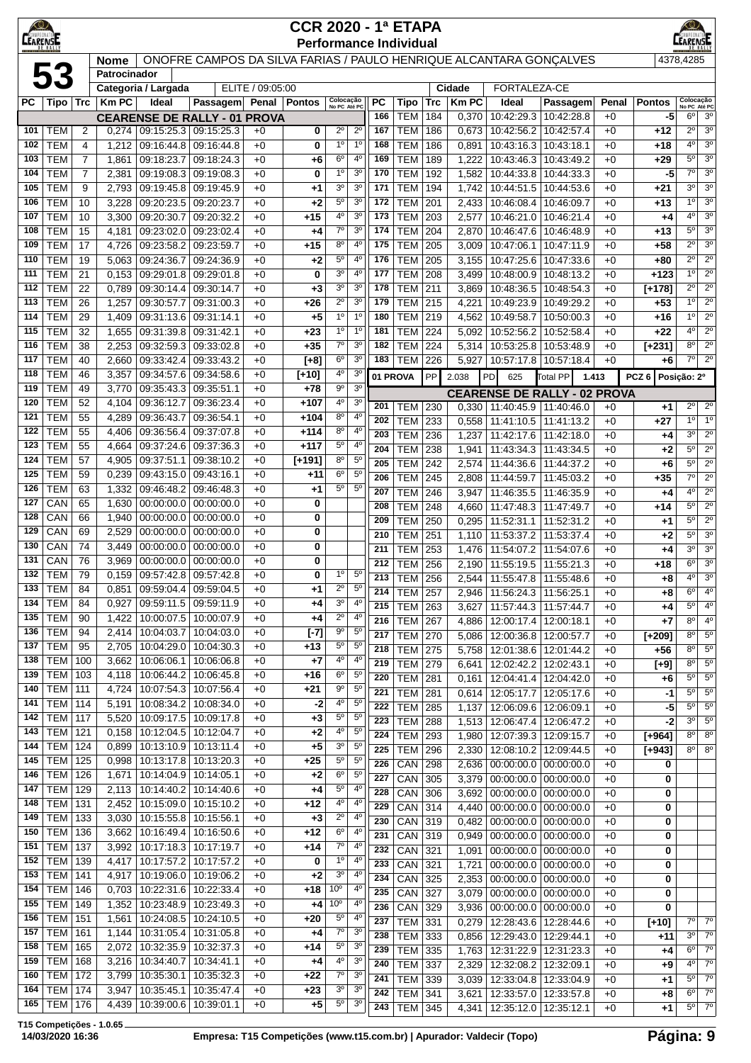# CCR 2020 - 1ª ETAPA
## Performance Individual

**53**

| Nome | ONOFRE CAMPOS DA SILVA FARIAS / PAULO HENRIQUE ALCANTARA GONÇALVES | 4378,4285 |
|---|---|---|
| Patrocinador | | |
| Categoria / Largada | ELITE / 09:05:00 | |
| Cidade | FORTALEZA-CE | |

### CEARENSE DE RALLY - 01 PROVA

| PC | Tipo | Trc | Km PC | Ideal | Passagem | Penal | Pontos | Colocação No PC | Colocação Até PC |
|---|---|---|---|---|---|---|---|---|---|
| 101 | TEM | 2 | 0,274 | 09:15:25.3 | 09:15:25.3 | +0 | 0 | 2º | 2º |
| 102 | TEM | 4 | 1,212 | 09:16:44.8 | 09:16:44.8 | +0 | 0 | 1º | 1º |
| 103 | TEM | 7 | 1,861 | 09:18:23.7 | 09:18:24.3 | +0 | +6 | 6º | 4º |
| 104 | TEM | 7 | 2,381 | 09:19:08.3 | 09:19:08.3 | +0 | 0 | 1º | 3º |
| 105 | TEM | 9 | 2,793 | 09:19:45.8 | 09:19:45.9 | +0 | +1 | 3º | 3º |
| 106 | TEM | 10 | 3,228 | 09:20:23.5 | 09:20:23.7 | +0 | +2 | 5º | 3º |
| 107 | TEM | 10 | 3,300 | 09:20:30.7 | 09:20:32.2 | +0 | +15 | 4º | 3º |
| 108 | TEM | 15 | 4,181 | 09:23:02.0 | 09:23:02.4 | +0 | +4 | 7º | 3º |
| 109 | TEM | 17 | 4,726 | 09:23:58.2 | 09:23:59.7 | +0 | +15 | 8º | 4º |
| 110 | TEM | 19 | 5,063 | 09:24:36.7 | 09:24:36.9 | +0 | +2 | 5º | 4º |
| 111 | TEM | 21 | 0,153 | 09:29:01.8 | 09:29:01.8 | +0 | 0 | 3º | 4º |
| 112 | TEM | 22 | 0,789 | 09:30:14.4 | 09:30:14.7 | +0 | +3 | 3º | 3º |
| 113 | TEM | 26 | 1,257 | 09:30:57.7 | 09:31:00.3 | +0 | +26 | 2º | 3º |
| 114 | TEM | 29 | 1,409 | 09:31:13.6 | 09:31:14.1 | +0 | +5 | 1º | 1º |
| 115 | TEM | 32 | 1,655 | 09:31:39.8 | 09:31:42.1 | +0 | +23 | 1º | 1º |
| 116 | TEM | 38 | 2,253 | 09:32:59.3 | 09:33:02.8 | +0 | +35 | 7º | 3º |
| 117 | TEM | 40 | 2,660 | 09:33:42.4 | 09:33:43.2 | +0 | [+8] | 6º | 3º |
| 118 | TEM | 46 | 3,357 | 09:34:57.6 | 09:34:58.6 | +0 | [+10] | 4º | 3º |
| 119 | TEM | 49 | 3,770 | 09:35:43.3 | 09:35:51.1 | +0 | +78 | 9º | 3º |
| 120 | TEM | 52 | 4,104 | 09:36:12.7 | 09:36:23.4 | +0 | +107 | 4º | 3º |
| 121 | TEM | 55 | 4,289 | 09:36:43.7 | 09:36:54.1 | +0 | +104 | 8º | 4º |
| 122 | TEM | 55 | 4,406 | 09:36:56.4 | 09:37:07.8 | +0 | +114 | 8º | 4º |
| 123 | TEM | 55 | 4,664 | 09:37:24.6 | 09:37:36.3 | +0 | +117 | 5º | 4º |
| 124 | TEM | 57 | 4,905 | 09:37:51.1 | 09:38:10.2 | +0 | [+191] | 8º | 5º |
| 125 | TEM | 59 | 0,239 | 09:43:15.0 | 09:43:16.1 | +0 | +11 | 6º | 5º |
| 126 | TEM | 63 | 1,332 | 09:46:48.2 | 09:46:48.3 | +0 | +1 | 5º | 5º |
| 127 | CAN | 65 | 1,630 | 00:00:00.0 | 00:00:00.0 | +0 | 0 | | |
| 128 | CAN | 66 | 1,940 | 00:00:00.0 | 00:00:00.0 | +0 | 0 | | |
| 129 | CAN | 69 | 2,529 | 00:00:00.0 | 00:00:00.0 | +0 | 0 | | |
| 130 | CAN | 74 | 3,449 | 00:00:00.0 | 00:00:00.0 | +0 | 0 | | |
| 131 | CAN | 76 | 3,969 | 00:00:00.0 | 00:00:00.0 | +0 | 0 | | |
| 132 | TEM | 79 | 0,159 | 09:57:42.8 | 09:57:42.8 | +0 | 0 | 1º | 5º |
| 133 | TEM | 84 | 0,851 | 09:59:04.4 | 09:59:04.5 | +0 | +1 | 2º | 5º |
| 134 | TEM | 84 | 0,927 | 09:59:11.5 | 09:59:11.9 | +0 | +4 | 3º | 4º |
| 135 | TEM | 90 | 1,422 | 10:00:07.5 | 10:00:07.9 | +0 | +4 | 2º | 4º |
| 136 | TEM | 94 | 2,414 | 10:04:03.7 | 10:04:03.0 | +0 | [-7] | 9º | 5º |
| 137 | TEM | 95 | 2,705 | 10:04:29.0 | 10:04:30.3 | +0 | +13 | 5º | 5º |
| 138 | TEM | 100 | 3,662 | 10:06:06.1 | 10:06:06.8 | +0 | +7 | 4º | 4º |
| 139 | TEM | 103 | 4,118 | 10:06:44.2 | 10:06:45.8 | +0 | +16 | 6º | 5º |
| 140 | TEM | 111 | 4,724 | 10:07:54.3 | 10:07:56.4 | +0 | +21 | 9º | 5º |
| 141 | TEM | 114 | 5,191 | 10:08:34.2 | 10:08:34.0 | +0 | -2 | 4º | 5º |
| 142 | TEM | 117 | 5,520 | 10:09:17.5 | 10:09:17.8 | +0 | +3 | 5º | 5º |
| 143 | TEM | 121 | 0,158 | 10:12:04.5 | 10:12:04.7 | +0 | +2 | 4º | 5º |
| 144 | TEM | 124 | 0,899 | 10:13:10.9 | 10:13:11.4 | +0 | +5 | 3º | 5º |
| 145 | TEM | 125 | 0,998 | 10:13:17.8 | 10:13:20.3 | +0 | +25 | 5º | 5º |
| 146 | TEM | 126 | 1,671 | 10:14:04.9 | 10:14:05.1 | +0 | +2 | 6º | 5º |
| 147 | TEM | 129 | 2,113 | 10:14:40.2 | 10:14:40.6 | +0 | +4 | 5º | 4º |
| 148 | TEM | 131 | 2,452 | 10:15:09.0 | 10:15:10.2 | +0 | +12 | 4º | 4º |
| 149 | TEM | 133 | 3,030 | 10:15:55.8 | 10:15:56.1 | +0 | +3 | 2º | 4º |
| 150 | TEM | 136 | 3,662 | 10:16:49.4 | 10:16:50.6 | +0 | +12 | 6º | 4º |
| 151 | TEM | 137 | 3,992 | 10:17:18.3 | 10:17:19.7 | +0 | +14 | 7º | 4º |
| 152 | TEM | 139 | 4,417 | 10:17:57.2 | 10:17:57.2 | +0 | 0 | 1º | 4º |
| 153 | TEM | 141 | 4,917 | 10:19:06.0 | 10:19:06.2 | +0 | +2 | 3º | 4º |
| 154 | TEM | 146 | 0,703 | 10:22:31.6 | 10:22:33.4 | +0 | +18 | 10º | 4º |
| 155 | TEM | 149 | 1,352 | 10:23:48.9 | 10:23:49.3 | +0 | +4 | 10º | 4º |
| 156 | TEM | 151 | 1,561 | 10:24:08.5 | 10:24:10.5 | +0 | +20 | 5º | 4º |
| 157 | TEM | 161 | 1,144 | 10:31:05.4 | 10:31:05.8 | +0 | +4 | 7º | 3º |
| 158 | TEM | 165 | 2,072 | 10:32:35.9 | 10:32:37.3 | +0 | +14 | 5º | 3º |
| 159 | TEM | 168 | 3,216 | 10:34:40.7 | 10:34:41.1 | +0 | +4 | 4º | 3º |
| 160 | TEM | 172 | 3,799 | 10:35:30.1 | 10:35:32.3 | +0 | +22 | 7º | 3º |
| 164 | TEM | 174 | 3,947 | 10:35:45.1 | 10:35:47.4 | +0 | +23 | 3º | 3º |
| 165 | TEM | 176 | 4,439 | 10:39:00.6 | 10:39:01.1 | +0 | +5 | 5º | 3º |
| 166 | TEM | 184 | 0,370 | 10:42:29.3 | 10:42:28.8 | +0 | -5 | 6º | 3º |
| 167 | TEM | 186 | 0,673 | 10:42:56.2 | 10:42:57.4 | +0 | +12 | 2º | 3º |
| 168 | TEM | 186 | 0,891 | 10:43:16.3 | 10:43:18.1 | +0 | +18 | 4º | 3º |
| 169 | TEM | 189 | 1,222 | 10:43:46.3 | 10:43:49.2 | +0 | +29 | 5º | 3º |
| 170 | TEM | 192 | 1,582 | 10:44:33.8 | 10:44:33.3 | +0 | -5 | 7º | 3º |
| 171 | TEM | 194 | 1,742 | 10:44:51.5 | 10:44:53.6 | +0 | +21 | 3º | 3º |
| 172 | TEM | 201 | 2,433 | 10:46:08.4 | 10:46:09.7 | +0 | +13 | 1º | 3º |
| 173 | TEM | 203 | 2,577 | 10:46:21.0 | 10:46:21.4 | +0 | +4 | 4º | 3º |
| 174 | TEM | 204 | 2,870 | 10:46:47.6 | 10:46:48.9 | +0 | +13 | 5º | 3º |
| 175 | TEM | 205 | 3,009 | 10:47:06.1 | 10:47:11.9 | +0 | +58 | 2º | 3º |
| 176 | TEM | 205 | 3,155 | 10:47:25.6 | 10:47:33.6 | +0 | +80 | 2º | 2º |
| 177 | TEM | 208 | 3,499 | 10:48:00.9 | 10:48:13.2 | +0 | +123 | 1º | 2º |
| 178 | TEM | 211 | 3,869 | 10:48:36.5 | 10:48:54.3 | +0 | [+178] | 2º | 2º |
| 179 | TEM | 215 | 4,221 | 10:49:23.9 | 10:49:29.2 | +0 | +53 | 1º | 2º |
| 180 | TEM | 219 | 4,562 | 10:49:58.7 | 10:50:00.3 | +0 | +16 | 1º | 2º |
| 181 | TEM | 224 | 5,092 | 10:52:56.2 | 10:52:58.4 | +0 | +22 | 4º | 2º |
| 182 | TEM | 224 | 5,314 | 10:53:25.8 | 10:53:48.9 | +0 | [+231] | 8º | 2º |
| 183 | TEM | 226 | 5,927 | 10:57:17.8 | 10:57:18.4 | +0 | +6 | 7º | 2º |

01 PROVA | PP 2.038 | PD 625 | Total PP 1.413 | PCZ 6 | Posição: 2º

### CEARENSE DE RALLY - 02 PROVA

| PC | Tipo | Trc | Km PC | Ideal | Passagem | Penal | Pontos | Colocação No PC | Colocação Até PC |
|---|---|---|---|---|---|---|---|---|---|
| 201 | TEM | 230 | 0,330 | 11:40:45.9 | 11:40:46.0 | +0 | +1 | 2º | 2º |
| 202 | TEM | 233 | 0,558 | 11:41:10.5 | 11:41:13.2 | +0 | +27 | 1º | 1º |
| 203 | TEM | 236 | 1,237 | 11:42:17.6 | 11:42:18.0 | +0 | +4 | 3º | 2º |
| 204 | TEM | 238 | 1,941 | 11:43:34.3 | 11:43:34.5 | +0 | +2 | 5º | 2º |
| 205 | TEM | 242 | 2,574 | 11:44:36.6 | 11:44:37.2 | +0 | +6 | 5º | 2º |
| 206 | TEM | 245 | 2,808 | 11:44:59.7 | 11:45:03.2 | +0 | +35 | 7º | 2º |
| 207 | TEM | 246 | 3,947 | 11:46:35.5 | 11:46:35.9 | +0 | +4 | 4º | 2º |
| 208 | TEM | 248 | 4,660 | 11:47:48.3 | 11:47:49.7 | +0 | +14 | 5º | 2º |
| 209 | TEM | 250 | 0,295 | 11:52:31.1 | 11:52:31.2 | +0 | +1 | 5º | 2º |
| 210 | TEM | 251 | 1,110 | 11:53:37.2 | 11:53:37.4 | +0 | +2 | 5º | 3º |
| 211 | TEM | 253 | 1,476 | 11:54:07.2 | 11:54:07.6 | +0 | +4 | 3º | 3º |
| 212 | TEM | 256 | 2,190 | 11:55:19.5 | 11:55:21.3 | +0 | +18 | 6º | 3º |
| 213 | TEM | 256 | 2,544 | 11:55:47.8 | 11:55:48.6 | +0 | +8 | 4º | 3º |
| 214 | TEM | 257 | 2,946 | 11:56:24.3 | 11:56:25.1 | +0 | +8 | 6º | 4º |
| 215 | TEM | 263 | 3,627 | 11:57:44.3 | 11:57:44.7 | +0 | +4 | 5º | 4º |
| 216 | TEM | 267 | 4,886 | 12:00:17.4 | 12:00:18.1 | +0 | +7 | 8º | 4º |
| 217 | TEM | 270 | 5,086 | 12:00:36.8 | 12:00:57.7 | +0 | [+209] | 8º | 5º |
| 218 | TEM | 275 | 5,758 | 12:01:38.6 | 12:01:44.2 | +0 | +56 | 8º | 5º |
| 219 | TEM | 279 | 6,641 | 12:02:42.2 | 12:02:43.1 | +0 | [+9] | 8º | 5º |
| 220 | TEM | 281 | 0,161 | 12:04:41.4 | 12:04:42.0 | +0 | +6 | 5º | 5º |
| 221 | TEM | 281 | 0,614 | 12:05:17.7 | 12:05:17.6 | +0 | -1 | 5º | 5º |
| 222 | TEM | 285 | 1,137 | 12:06:09.6 | 12:06:09.1 | +0 | -5 | 5º | 5º |
| 223 | TEM | 288 | 1,513 | 12:06:47.4 | 12:06:47.2 | +0 | -2 | 3º | 5º |
| 224 | TEM | 293 | 1,980 | 12:07:39.3 | 12:09:15.7 | +0 | [+964] | 8º | 8º |
| 225 | TEM | 296 | 2,330 | 12:08:10.2 | 12:09:44.5 | +0 | [+943] | 8º | 8º |
| 226 | CAN | 298 | 2,636 | 00:00:00.0 | 00:00:00.0 | +0 | 0 | | |
| 227 | CAN | 305 | 3,379 | 00:00:00.0 | 00:00:00.0 | +0 | 0 | | |
| 228 | CAN | 306 | 3,692 | 00:00:00.0 | 00:00:00.0 | +0 | 0 | | |
| 229 | CAN | 314 | 4,440 | 00:00:00.0 | 00:00:00.0 | +0 | 0 | | |
| 230 | CAN | 319 | 0,482 | 00:00:00.0 | 00:00:00.0 | +0 | 0 | | |
| 231 | CAN | 319 | 0,949 | 00:00:00.0 | 00:00:00.0 | +0 | 0 | | |
| 232 | CAN | 321 | 1,091 | 00:00:00.0 | 00:00:00.0 | +0 | 0 | | |
| 233 | CAN | 321 | 1,721 | 00:00:00.0 | 00:00:00.0 | +0 | 0 | | |
| 234 | CAN | 325 | 2,353 | 00:00:00.0 | 00:00:00.0 | +0 | 0 | | |
| 235 | CAN | 327 | 3,079 | 00:00:00.0 | 00:00:00.0 | +0 | 0 | | |
| 236 | CAN | 329 | 3,936 | 00:00:00.0 | 00:00:00.0 | +0 | 0 | | |
| 237 | TEM | 331 | 0,279 | 12:28:43.6 | 12:28:44.6 | +0 | [+10] | 7º | 7º |
| 238 | TEM | 333 | 0,856 | 12:29:43.0 | 12:29:44.1 | +0 | +11 | 3º | 7º |
| 239 | TEM | 335 | 1,763 | 12:31:22.9 | 12:31:23.3 | +0 | +4 | 6º | 7º |
| 240 | TEM | 337 | 2,329 | 12:32:08.2 | 12:32:09.1 | +0 | +9 | 4º | 7º |
| 241 | TEM | 339 | 3,039 | 12:33:04.8 | 12:33:04.9 | +0 | +1 | 5º | 7º |
| 242 | TEM | 341 | 3,621 | 12:33:57.0 | 12:33:57.8 | +0 | +8 | 6º | 7º |
| 243 | TEM | 345 | 4,341 | 12:35:12.0 | 12:35:12.1 | +0 | +1 | 5º | 7º |

T15 Competições - 1.0.65
14/03/2020 16:36 — Empresa: T15 Competições (www.t15.com.br) | Apurador: Valdecir (Topo)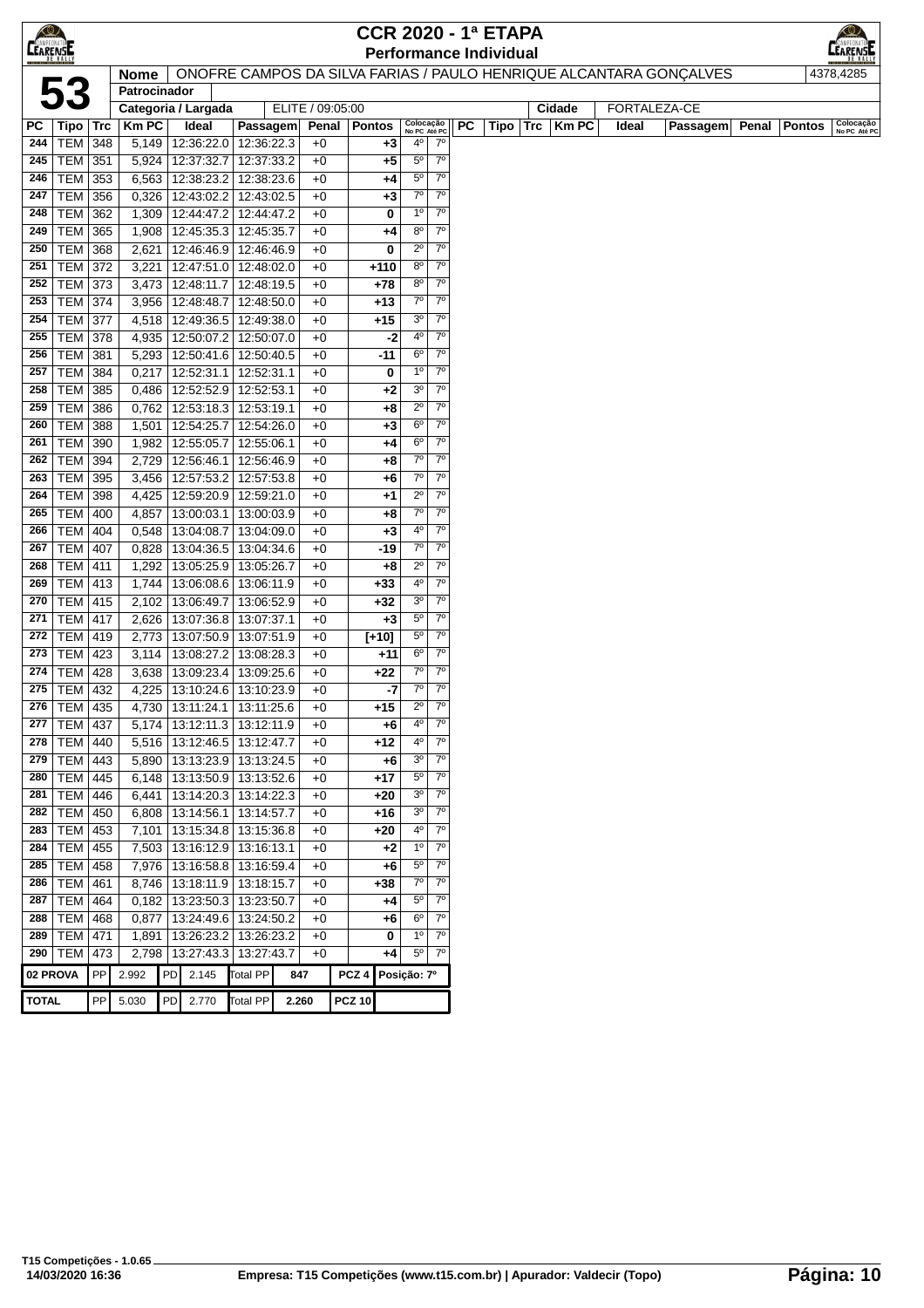# CCR 2020 - 1ª ETAPA

## Performance Individual

**53**

| Nome | ONOFRE CAMPOS DA SILVA FARIAS / PAULO HENRIQUE ALCANTARA GONÇALVES | 4378,4285 |
|---|---|---|
| Patrocinador | | |
| Categoria / Largada | ELITE / 09:05:00 | Cidade: FORTALEZA-CE |

| PC | Tipo | Trc | Km PC | Ideal | Passagem | Penal | Pontos | Colocação No PC | Colocação Até PC |
|---|---|---|---|---|---|---|---|---|---|
| 244 | TEM | 348 | 5,149 | 12:36:22.0 | 12:36:22.3 | +0 | +3 | 4º | 7º |
| 245 | TEM | 351 | 5,924 | 12:37:32.7 | 12:37:33.2 | +0 | +5 | 5º | 7º |
| 246 | TEM | 353 | 6,563 | 12:38:23.2 | 12:38:23.6 | +0 | +4 | 5º | 7º |
| 247 | TEM | 356 | 0,326 | 12:43:02.2 | 12:43:02.5 | +0 | +3 | 7º | 7º |
| 248 | TEM | 362 | 1,309 | 12:44:47.2 | 12:44:47.2 | +0 | 0 | 1º | 7º |
| 249 | TEM | 365 | 1,908 | 12:45:35.3 | 12:45:35.7 | +0 | +4 | 8º | 7º |
| 250 | TEM | 368 | 2,621 | 12:46:46.9 | 12:46:46.9 | +0 | 0 | 2º | 7º |
| 251 | TEM | 372 | 3,221 | 12:47:51.0 | 12:48:02.0 | +0 | +110 | 8º | 7º |
| 252 | TEM | 373 | 3,473 | 12:48:11.7 | 12:48:19.5 | +0 | +78 | 8º | 7º |
| 253 | TEM | 374 | 3,956 | 12:48:48.7 | 12:48:50.0 | +0 | +13 | 7º | 7º |
| 254 | TEM | 377 | 4,518 | 12:49:36.5 | 12:49:38.0 | +0 | +15 | 3º | 7º |
| 255 | TEM | 378 | 4,935 | 12:50:07.2 | 12:50:07.0 | +0 | -2 | 4º | 7º |
| 256 | TEM | 381 | 5,293 | 12:50:41.6 | 12:50:40.5 | +0 | -11 | 6º | 7º |
| 257 | TEM | 384 | 0,217 | 12:52:31.1 | 12:52:31.1 | +0 | 0 | 1º | 7º |
| 258 | TEM | 385 | 0,486 | 12:52:52.9 | 12:52:53.1 | +0 | +2 | 3º | 7º |
| 259 | TEM | 386 | 0,762 | 12:53:18.3 | 12:53:19.1 | +0 | +8 | 2º | 7º |
| 260 | TEM | 388 | 1,501 | 12:54:25.7 | 12:54:26.0 | +0 | +3 | 6º | 7º |
| 261 | TEM | 390 | 1,982 | 12:55:05.7 | 12:55:06.1 | +0 | +4 | 6º | 7º |
| 262 | TEM | 394 | 2,729 | 12:56:46.1 | 12:56:46.9 | +0 | +8 | 7º | 7º |
| 263 | TEM | 395 | 3,456 | 12:57:53.2 | 12:57:53.8 | +0 | +6 | 7º | 7º |
| 264 | TEM | 398 | 4,425 | 12:59:20.9 | 12:59:21.0 | +0 | +1 | 2º | 7º |
| 265 | TEM | 400 | 4,857 | 13:00:03.1 | 13:00:03.9 | +0 | +8 | 7º | 7º |
| 266 | TEM | 404 | 0,548 | 13:04:08.7 | 13:04:09.0 | +0 | +3 | 4º | 7º |
| 267 | TEM | 407 | 0,828 | 13:04:36.5 | 13:04:34.6 | +0 | -19 | 7º | 7º |
| 268 | TEM | 411 | 1,292 | 13:05:25.9 | 13:05:26.7 | +0 | +8 | 2º | 7º |
| 269 | TEM | 413 | 1,744 | 13:06:08.6 | 13:06:11.9 | +0 | +33 | 4º | 7º |
| 270 | TEM | 415 | 2,102 | 13:06:49.7 | 13:06:52.9 | +0 | +32 | 3º | 7º |
| 271 | TEM | 417 | 2,626 | 13:07:36.8 | 13:07:37.1 | +0 | +3 | 5º | 7º |
| 272 | TEM | 419 | 2,773 | 13:07:50.9 | 13:07:51.9 | +0 | [+10] | 5º | 7º |
| 273 | TEM | 423 | 3,114 | 13:08:27.2 | 13:08:28.3 | +0 | +11 | 6º | 7º |
| 274 | TEM | 428 | 3,638 | 13:09:23.4 | 13:09:25.6 | +0 | +22 | 7º | 7º |
| 275 | TEM | 432 | 4,225 | 13:10:24.6 | 13:10:23.9 | +0 | -7 | 7º | 7º |
| 276 | TEM | 435 | 4,730 | 13:11:24.1 | 13:11:25.6 | +0 | +15 | 2º | 7º |
| 277 | TEM | 437 | 5,174 | 13:12:11.3 | 13:12:11.9 | +0 | +6 | 4º | 7º |
| 278 | TEM | 440 | 5,516 | 13:12:46.5 | 13:12:47.7 | +0 | +12 | 4º | 7º |
| 279 | TEM | 443 | 5,890 | 13:13:23.9 | 13:13:24.5 | +0 | +6 | 3º | 7º |
| 280 | TEM | 445 | 6,148 | 13:13:50.9 | 13:13:52.6 | +0 | +17 | 5º | 7º |
| 281 | TEM | 446 | 6,441 | 13:14:20.3 | 13:14:22.3 | +0 | +20 | 3º | 7º |
| 282 | TEM | 450 | 6,808 | 13:14:56.1 | 13:14:57.7 | +0 | +16 | 3º | 7º |
| 283 | TEM | 453 | 7,101 | 13:15:34.8 | 13:15:36.8 | +0 | +20 | 4º | 7º |
| 284 | TEM | 455 | 7,503 | 13:16:12.9 | 13:16:13.1 | +0 | +2 | 1º | 7º |
| 285 | TEM | 458 | 7,976 | 13:16:58.8 | 13:16:59.4 | +0 | +6 | 5º | 7º |
| 286 | TEM | 461 | 8,746 | 13:18:11.9 | 13:18:15.7 | +0 | +38 | 7º | 7º |
| 287 | TEM | 464 | 0,182 | 13:23:50.3 | 13:23:50.7 | +0 | +4 | 5º | 7º |
| 288 | TEM | 468 | 0,877 | 13:24:49.6 | 13:24:50.2 | +0 | +6 | 6º | 7º |
| 289 | TEM | 471 | 1,891 | 13:26:23.2 | 13:26:23.2 | +0 | 0 | 1º | 7º |
| 290 | TEM | 473 | 2,798 | 13:27:43.3 | 13:27:43.7 | +0 | +4 | 5º | 7º |

| | | | | | | | | |
|---|---|---|---|---|---|---|---|---|
| 02 PROVA | PP | 2.992 | PD | 2.145 | Total PP | 847 | PCZ 4 | Posição: 7º |
| TOTAL | PP | 5.030 | PD | 2.770 | Total PP | 2.260 | PCZ 10 | |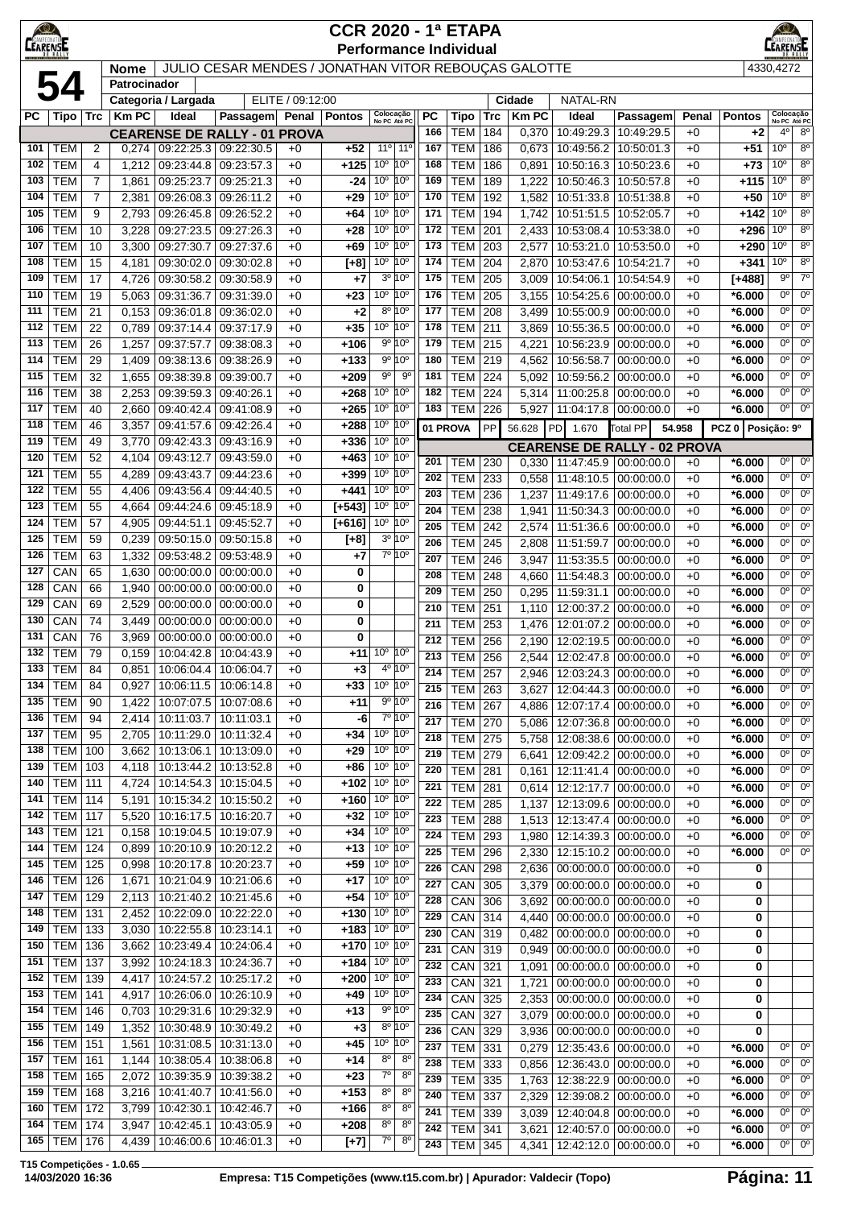# CCR 2020 - 1ª ETAPA

**Performance Individual**

**54**

| Nome | JULIO CESAR MENDES / JONATHAN VITOR REBOUÇAS GALOTTE | 4330,4272 |
|---|---|---|
| Patrocinador | | |
| Categoria / Largada | ELITE / 09:12:00 | Cidade: NATAL-RN |

**CEARENSE DE RALLY - 01 PROVA**

| PC | Tipo | Trc | Km PC | Ideal | Passagem | Penal | Pontos | Colocação No PC | Colocação Até PC |
|---|---|---|---|---|---|---|---|---|---|
| 101 | TEM | 2 | 0,274 | 09:22:25.3 | 09:22:30.5 | +0 | +52 | 11º | 11º |
| 102 | TEM | 4 | 1,212 | 09:23:44.8 | 09:23:57.3 | +0 | +125 | 10º | 10º |
| 103 | TEM | 7 | 1,861 | 09:25:23.7 | 09:25:21.3 | +0 | -24 | 10º | 10º |
| 104 | TEM | 7 | 2,381 | 09:26:08.3 | 09:26:11.2 | +0 | +29 | 10º | 10º |
| 105 | TEM | 9 | 2,793 | 09:26:45.8 | 09:26:52.2 | +0 | +64 | 10º | 10º |
| 106 | TEM | 10 | 3,228 | 09:27:23.5 | 09:27:26.3 | +0 | +28 | 10º | 10º |
| 107 | TEM | 10 | 3,300 | 09:27:30.7 | 09:27:37.6 | +0 | +69 | 10º | 10º |
| 108 | TEM | 15 | 4,181 | 09:30:02.0 | 09:30:02.8 | +0 | [+8] | 10º | 10º |
| 109 | TEM | 17 | 4,726 | 09:30:58.2 | 09:30:58.9 | +0 | +7 | 3º | 10º |
| 110 | TEM | 19 | 5,063 | 09:31:36.7 | 09:31:39.0 | +0 | +23 | 10º | 10º |
| 111 | TEM | 21 | 0,153 | 09:36:01.8 | 09:36:02.0 | +0 | +2 | 8º | 10º |
| 112 | TEM | 22 | 0,789 | 09:37:14.4 | 09:37:17.9 | +0 | +35 | 10º | 10º |
| 113 | TEM | 26 | 1,257 | 09:37:57.7 | 09:38:08.3 | +0 | +106 | 9º | 10º |
| 114 | TEM | 29 | 1,409 | 09:38:13.6 | 09:38:26.9 | +0 | +133 | 9º | 10º |
| 115 | TEM | 32 | 1,655 | 09:38:39.8 | 09:39:00.7 | +0 | +209 | 9º | 9º |
| 116 | TEM | 38 | 2,253 | 09:39:59.3 | 09:40:26.1 | +0 | +268 | 10º | 10º |
| 117 | TEM | 40 | 2,660 | 09:40:42.4 | 09:41:08.9 | +0 | +265 | 10º | 10º |
| 118 | TEM | 46 | 3,357 | 09:41:57.6 | 09:42:26.4 | +0 | +288 | 10º | 10º |
| 119 | TEM | 49 | 3,770 | 09:42:43.3 | 09:43:16.9 | +0 | +336 | 10º | 10º |
| 120 | TEM | 52 | 4,104 | 09:43:12.7 | 09:43:59.0 | +0 | +463 | 10º | 10º |
| 121 | TEM | 55 | 4,289 | 09:43:43.7 | 09:44:23.6 | +0 | +399 | 10º | 10º |
| 122 | TEM | 55 | 4,406 | 09:43:56.4 | 09:44:40.5 | +0 | +441 | 10º | 10º |
| 123 | TEM | 55 | 4,664 | 09:44:24.6 | 09:45:18.9 | +0 | [+543] | 10º | 10º |
| 124 | TEM | 57 | 4,905 | 09:44:51.1 | 09:45:52.7 | +0 | [+616] | 10º | 10º |
| 125 | TEM | 59 | 0,239 | 09:50:15.0 | 09:50:15.8 | +0 | [+8] | 3º | 10º |
| 126 | TEM | 63 | 1,332 | 09:53:48.2 | 09:53:48.9 | +0 | +7 | 7º | 10º |
| 127 | CAN | 65 | 1,630 | 00:00:00.0 | 00:00:00.0 | +0 | 0 | | |
| 128 | CAN | 66 | 1,940 | 00:00:00.0 | 00:00:00.0 | +0 | 0 | | |
| 129 | CAN | 69 | 2,529 | 00:00:00.0 | 00:00:00.0 | +0 | 0 | | |
| 130 | CAN | 74 | 3,449 | 00:00:00.0 | 00:00:00.0 | +0 | 0 | | |
| 131 | CAN | 76 | 3,969 | 00:00:00.0 | 00:00:00.0 | +0 | 0 | | |
| 132 | TEM | 79 | 0,159 | 10:04:42.8 | 10:04:43.9 | +0 | +11 | 10º | 10º |
| 133 | TEM | 84 | 0,851 | 10:06:04.4 | 10:06:04.7 | +0 | +3 | 4º | 10º |
| 134 | TEM | 84 | 0,927 | 10:06:11.5 | 10:06:14.8 | +0 | +33 | 10º | 10º |
| 135 | TEM | 90 | 1,422 | 10:07:07.5 | 10:07:08.6 | +0 | +11 | 9º | 10º |
| 136 | TEM | 94 | 2,414 | 10:11:03.7 | 10:11:03.1 | +0 | -6 | 7º | 10º |
| 137 | TEM | 95 | 2,705 | 10:11:29.0 | 10:11:32.4 | +0 | +34 | 10º | 10º |
| 138 | TEM | 100 | 3,662 | 10:13:06.1 | 10:13:09.0 | +0 | +29 | 10º | 10º |
| 139 | TEM | 103 | 4,118 | 10:13:44.2 | 10:13:52.8 | +0 | +86 | 10º | 10º |
| 140 | TEM | 111 | 4,724 | 10:14:54.3 | 10:15:04.5 | +0 | +102 | 10º | 10º |
| 141 | TEM | 114 | 5,191 | 10:15:34.2 | 10:15:50.2 | +0 | +160 | 10º | 10º |
| 142 | TEM | 117 | 5,520 | 10:16:17.5 | 10:16:20.7 | +0 | +32 | 10º | 10º |
| 143 | TEM | 121 | 0,158 | 10:19:04.5 | 10:19:07.9 | +0 | +34 | 10º | 10º |
| 144 | TEM | 124 | 0,899 | 10:20:10.9 | 10:20:12.2 | +0 | +13 | 10º | 10º |
| 145 | TEM | 125 | 0,998 | 10:20:17.8 | 10:20:23.7 | +0 | +59 | 10º | 10º |
| 146 | TEM | 126 | 1,671 | 10:21:04.9 | 10:21:06.6 | +0 | +17 | 10º | 10º |
| 147 | TEM | 129 | 2,113 | 10:21:40.2 | 10:21:45.6 | +0 | +54 | 10º | 10º |
| 148 | TEM | 131 | 2,452 | 10:22:09.0 | 10:22:22.0 | +0 | +130 | 10º | 10º |
| 149 | TEM | 133 | 3,030 | 10:22:55.8 | 10:23:14.1 | +0 | +183 | 10º | 10º |
| 150 | TEM | 136 | 3,662 | 10:23:49.4 | 10:24:06.4 | +0 | +170 | 10º | 10º |
| 151 | TEM | 137 | 3,992 | 10:24:18.3 | 10:24:36.7 | +0 | +184 | 10º | 10º |
| 152 | TEM | 139 | 4,417 | 10:24:57.2 | 10:25:17.2 | +0 | +200 | 10º | 10º |
| 153 | TEM | 141 | 4,917 | 10:26:06.0 | 10:26:10.9 | +0 | +49 | 10º | 10º |
| 154 | TEM | 146 | 0,703 | 10:29:31.6 | 10:29:32.9 | +0 | +13 | 9º | 10º |
| 155 | TEM | 149 | 1,352 | 10:30:48.9 | 10:30:49.2 | +0 | +3 | 8º | 10º |
| 156 | TEM | 151 | 1,561 | 10:31:08.5 | 10:31:13.0 | +0 | +45 | 10º | 10º |
| 157 | TEM | 161 | 1,144 | 10:38:05.4 | 10:38:06.8 | +0 | +14 | 8º | 8º |
| 158 | TEM | 165 | 2,072 | 10:39:35.9 | 10:39:38.2 | +0 | +23 | 7º | 8º |
| 159 | TEM | 168 | 3,216 | 10:41:40.7 | 10:41:56.0 | +0 | +153 | 8º | 8º |
| 160 | TEM | 172 | 3,799 | 10:42:30.1 | 10:42:46.7 | +0 | +166 | 8º | 8º |
| 164 | TEM | 174 | 3,947 | 10:42:45.1 | 10:43:05.9 | +0 | +208 | 8º | 8º |
| 165 | TEM | 176 | 4,439 | 10:46:00.6 | 10:46:01.3 | +0 | [+7] | 7º | 8º |
| 166 | TEM | 184 | 0,370 | 10:49:29.3 | 10:49:29.5 | +0 | +2 | 4º | 8º |
| 167 | TEM | 186 | 0,673 | 10:49:56.2 | 10:50:01.3 | +0 | +51 | 10º | 8º |
| 168 | TEM | 186 | 0,891 | 10:50:16.3 | 10:50:23.6 | +0 | +73 | 10º | 8º |
| 169 | TEM | 189 | 1,222 | 10:50:46.3 | 10:50:57.8 | +0 | +115 | 10º | 8º |
| 170 | TEM | 192 | 1,582 | 10:51:33.8 | 10:51:38.8 | +0 | +50 | 10º | 8º |
| 171 | TEM | 194 | 1,742 | 10:51:51.5 | 10:52:05.7 | +0 | +142 | 10º | 8º |
| 172 | TEM | 201 | 2,433 | 10:53:08.4 | 10:53:38.0 | +0 | +296 | 10º | 8º |
| 173 | TEM | 203 | 2,577 | 10:53:21.0 | 10:53:50.0 | +0 | +290 | 10º | 8º |
| 174 | TEM | 204 | 2,870 | 10:53:47.6 | 10:54:21.7 | +0 | +341 | 10º | 8º |
| 175 | TEM | 205 | 3,009 | 10:54:06.1 | 10:54:54.9 | +0 | [+488] | 9º | 7º |
| 176 | TEM | 205 | 3,155 | 10:54:25.6 | 00:00:00.0 | +0 | *6.000 | 0º | 0º |
| 177 | TEM | 208 | 3,499 | 10:55:00.9 | 00:00:00.0 | +0 | *6.000 | 0º | 0º |
| 178 | TEM | 211 | 3,869 | 10:55:36.5 | 00:00:00.0 | +0 | *6.000 | 0º | 0º |
| 179 | TEM | 215 | 4,221 | 10:56:23.9 | 00:00:00.0 | +0 | *6.000 | 0º | 0º |
| 180 | TEM | 219 | 4,562 | 10:56:58.7 | 00:00:00.0 | +0 | *6.000 | 0º | 0º |
| 181 | TEM | 224 | 5,092 | 10:59:56.2 | 00:00:00.0 | +0 | *6.000 | 0º | 0º |
| 182 | TEM | 224 | 5,314 | 11:00:25.8 | 00:00:00.0 | +0 | *6.000 | 0º | 0º |
| 183 | TEM | 226 | 5,927 | 11:04:17.8 | 00:00:00.0 | +0 | *6.000 | 0º | 0º |

01 PROVA | PP 56.628 | PD 1.670 | Total PP 54.958 | PCZ 0 | Posição: 9º

**CEARENSE DE RALLY - 02 PROVA**

| PC | Tipo | Trc | Km PC | Ideal | Passagem | Penal | Pontos | Colocação No PC | Colocação Até PC |
|---|---|---|---|---|---|---|---|---|---|
| 201 | TEM | 230 | 0,330 | 11:47:45.9 | 00:00:00.0 | +0 | *6.000 | 0º | 0º |
| 202 | TEM | 233 | 0,558 | 11:48:10.5 | 00:00:00.0 | +0 | *6.000 | 0º | 0º |
| 203 | TEM | 236 | 1,237 | 11:49:17.6 | 00:00:00.0 | +0 | *6.000 | 0º | 0º |
| 204 | TEM | 238 | 1,941 | 11:50:34.3 | 00:00:00.0 | +0 | *6.000 | 0º | 0º |
| 205 | TEM | 242 | 2,574 | 11:51:36.6 | 00:00:00.0 | +0 | *6.000 | 0º | 0º |
| 206 | TEM | 245 | 2,808 | 11:51:59.7 | 00:00:00.0 | +0 | *6.000 | 0º | 0º |
| 207 | TEM | 246 | 3,947 | 11:53:35.5 | 00:00:00.0 | +0 | *6.000 | 0º | 0º |
| 208 | TEM | 248 | 4,660 | 11:54:48.3 | 00:00:00.0 | +0 | *6.000 | 0º | 0º |
| 209 | TEM | 250 | 0,295 | 11:59:31.1 | 00:00:00.0 | +0 | *6.000 | 0º | 0º |
| 210 | TEM | 251 | 1,110 | 12:00:37.2 | 00:00:00.0 | +0 | *6.000 | 0º | 0º |
| 211 | TEM | 253 | 1,476 | 12:01:07.2 | 00:00:00.0 | +0 | *6.000 | 0º | 0º |
| 212 | TEM | 256 | 2,190 | 12:02:19.5 | 00:00:00.0 | +0 | *6.000 | 0º | 0º |
| 213 | TEM | 256 | 2,544 | 12:02:47.8 | 00:00:00.0 | +0 | *6.000 | 0º | 0º |
| 214 | TEM | 257 | 2,946 | 12:03:24.3 | 00:00:00.0 | +0 | *6.000 | 0º | 0º |
| 215 | TEM | 263 | 3,627 | 12:04:44.3 | 00:00:00.0 | +0 | *6.000 | 0º | 0º |
| 216 | TEM | 267 | 4,886 | 12:07:17.4 | 00:00:00.0 | +0 | *6.000 | 0º | 0º |
| 217 | TEM | 270 | 5,086 | 12:07:36.8 | 00:00:00.0 | +0 | *6.000 | 0º | 0º |
| 218 | TEM | 275 | 5,758 | 12:08:38.6 | 00:00:00.0 | +0 | *6.000 | 0º | 0º |
| 219 | TEM | 279 | 6,641 | 12:09:42.2 | 00:00:00.0 | +0 | *6.000 | 0º | 0º |
| 220 | TEM | 281 | 0,161 | 12:11:41.4 | 00:00:00.0 | +0 | *6.000 | 0º | 0º |
| 221 | TEM | 281 | 0,614 | 12:12:17.7 | 00:00:00.0 | +0 | *6.000 | 0º | 0º |
| 222 | TEM | 285 | 1,137 | 12:13:09.6 | 00:00:00.0 | +0 | *6.000 | 0º | 0º |
| 223 | TEM | 288 | 1,513 | 12:13:47.4 | 00:00:00.0 | +0 | *6.000 | 0º | 0º |
| 224 | TEM | 293 | 1,980 | 12:14:39.3 | 00:00:00.0 | +0 | *6.000 | 0º | 0º |
| 225 | TEM | 296 | 2,330 | 12:15:10.2 | 00:00:00.0 | +0 | *6.000 | 0º | 0º |
| 226 | CAN | 298 | 2,636 | 00:00:00.0 | 00:00:00.0 | +0 | 0 | | |
| 227 | CAN | 305 | 3,379 | 00:00:00.0 | 00:00:00.0 | +0 | 0 | | |
| 228 | CAN | 306 | 3,692 | 00:00:00.0 | 00:00:00.0 | +0 | 0 | | |
| 229 | CAN | 314 | 4,440 | 00:00:00.0 | 00:00:00.0 | +0 | 0 | | |
| 230 | CAN | 319 | 0,482 | 00:00:00.0 | 00:00:00.0 | +0 | 0 | | |
| 231 | CAN | 319 | 0,949 | 00:00:00.0 | 00:00:00.0 | +0 | 0 | | |
| 232 | CAN | 321 | 1,091 | 00:00:00.0 | 00:00:00.0 | +0 | 0 | | |
| 233 | CAN | 321 | 1,721 | 00:00:00.0 | 00:00:00.0 | +0 | 0 | | |
| 234 | CAN | 325 | 2,353 | 00:00:00.0 | 00:00:00.0 | +0 | 0 | | |
| 235 | CAN | 327 | 3,079 | 00:00:00.0 | 00:00:00.0 | +0 | 0 | | |
| 236 | CAN | 329 | 3,936 | 00:00:00.0 | 00:00:00.0 | +0 | 0 | | |
| 237 | TEM | 331 | 0,279 | 12:35:43.6 | 00:00:00.0 | +0 | *6.000 | 0º | 0º |
| 238 | TEM | 333 | 0,856 | 12:36:43.0 | 00:00:00.0 | +0 | *6.000 | 0º | 0º |
| 239 | TEM | 335 | 1,763 | 12:38:22.9 | 00:00:00.0 | +0 | *6.000 | 0º | 0º |
| 240 | TEM | 337 | 2,329 | 12:39:08.2 | 00:00:00.0 | +0 | *6.000 | 0º | 0º |
| 241 | TEM | 339 | 3,039 | 12:40:04.8 | 00:00:00.0 | +0 | *6.000 | 0º | 0º |
| 242 | TEM | 341 | 3,621 | 12:40:57.0 | 00:00:00.0 | +0 | *6.000 | 0º | 0º |
| 243 | TEM | 345 | 4,341 | 12:42:12.0 | 00:00:00.0 | +0 | *6.000 | 0º | 0º |

T15 Competições - 1.0.65
14/03/2020 16:36 — Empresa: T15 Competições (www.t15.com.br) | Apurador: Valdecir (Topo)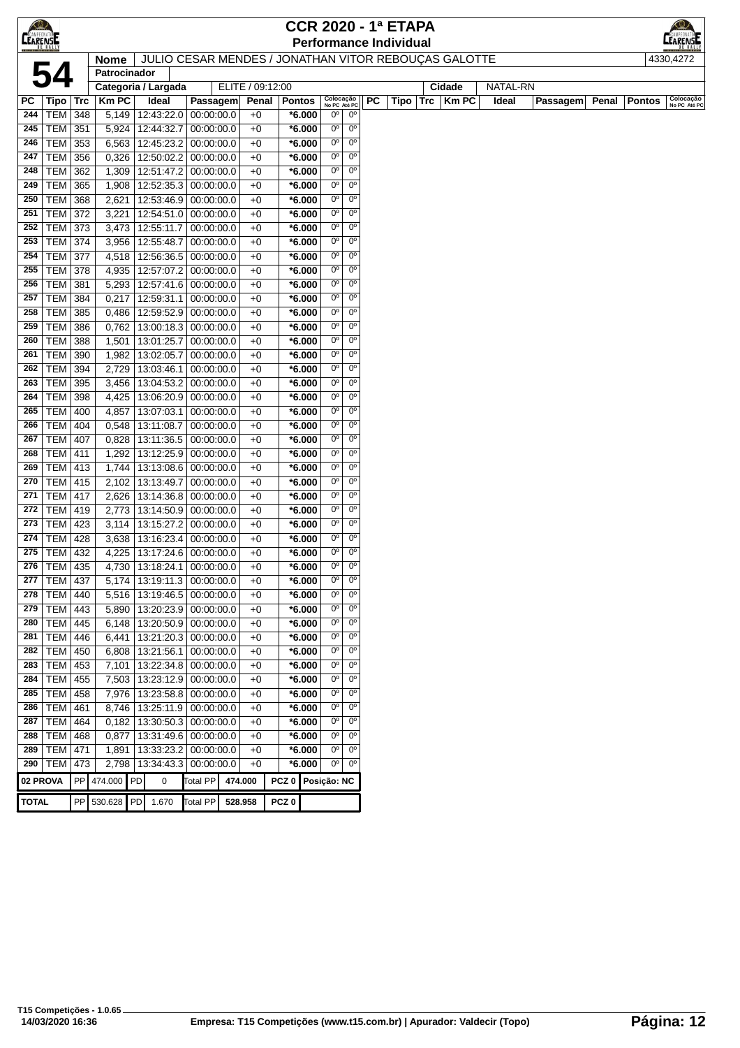# CCR 2020 - 1ª ETAPA
## Performance Individual

| **54** | Nome | JULIO CESAR MENDES / JONATHAN VITOR REBOUÇAS GALOTTE | 4330,4272 |
|---|---|---|---|
| | Patrocinador | | |
| | Categoria / Largada | ELITE / 09:12:00 | Cidade: NATAL-RN |

| PC | Tipo | Trc | Km PC | Ideal | Passagem | Penal | Pontos | Colocação No PC | Colocação Até PC |
|---|---|---|---|---|---|---|---|---|---|
| 244 | TEM | 348 | 5,149 | 12:43:22.0 | 00:00:00.0 | +0 | *6.000 | 0º | 0º |
| 245 | TEM | 351 | 5,924 | 12:44:32.7 | 00:00:00.0 | +0 | *6.000 | 0º | 0º |
| 246 | TEM | 353 | 6,563 | 12:45:23.2 | 00:00:00.0 | +0 | *6.000 | 0º | 0º |
| 247 | TEM | 356 | 0,326 | 12:50:02.2 | 00:00:00.0 | +0 | *6.000 | 0º | 0º |
| 248 | TEM | 362 | 1,309 | 12:51:47.2 | 00:00:00.0 | +0 | *6.000 | 0º | 0º |
| 249 | TEM | 365 | 1,908 | 12:52:35.3 | 00:00:00.0 | +0 | *6.000 | 0º | 0º |
| 250 | TEM | 368 | 2,621 | 12:53:46.9 | 00:00:00.0 | +0 | *6.000 | 0º | 0º |
| 251 | TEM | 372 | 3,221 | 12:54:51.0 | 00:00:00.0 | +0 | *6.000 | 0º | 0º |
| 252 | TEM | 373 | 3,473 | 12:55:11.7 | 00:00:00.0 | +0 | *6.000 | 0º | 0º |
| 253 | TEM | 374 | 3,956 | 12:55:48.7 | 00:00:00.0 | +0 | *6.000 | 0º | 0º |
| 254 | TEM | 377 | 4,518 | 12:56:36.5 | 00:00:00.0 | +0 | *6.000 | 0º | 0º |
| 255 | TEM | 378 | 4,935 | 12:57:07.2 | 00:00:00.0 | +0 | *6.000 | 0º | 0º |
| 256 | TEM | 381 | 5,293 | 12:57:41.6 | 00:00:00.0 | +0 | *6.000 | 0º | 0º |
| 257 | TEM | 384 | 0,217 | 12:59:31.1 | 00:00:00.0 | +0 | *6.000 | 0º | 0º |
| 258 | TEM | 385 | 0,486 | 12:59:52.9 | 00:00:00.0 | +0 | *6.000 | 0º | 0º |
| 259 | TEM | 386 | 0,762 | 13:00:18.3 | 00:00:00.0 | +0 | *6.000 | 0º | 0º |
| 260 | TEM | 388 | 1,501 | 13:01:25.7 | 00:00:00.0 | +0 | *6.000 | 0º | 0º |
| 261 | TEM | 390 | 1,982 | 13:02:05.7 | 00:00:00.0 | +0 | *6.000 | 0º | 0º |
| 262 | TEM | 394 | 2,729 | 13:03:46.1 | 00:00:00.0 | +0 | *6.000 | 0º | 0º |
| 263 | TEM | 395 | 3,456 | 13:04:53.2 | 00:00:00.0 | +0 | *6.000 | 0º | 0º |
| 264 | TEM | 398 | 4,425 | 13:06:20.9 | 00:00:00.0 | +0 | *6.000 | 0º | 0º |
| 265 | TEM | 400 | 4,857 | 13:07:03.1 | 00:00:00.0 | +0 | *6.000 | 0º | 0º |
| 266 | TEM | 404 | 0,548 | 13:11:08.7 | 00:00:00.0 | +0 | *6.000 | 0º | 0º |
| 267 | TEM | 407 | 0,828 | 13:11:36.5 | 00:00:00.0 | +0 | *6.000 | 0º | 0º |
| 268 | TEM | 411 | 1,292 | 13:12:25.9 | 00:00:00.0 | +0 | *6.000 | 0º | 0º |
| 269 | TEM | 413 | 1,744 | 13:13:08.6 | 00:00:00.0 | +0 | *6.000 | 0º | 0º |
| 270 | TEM | 415 | 2,102 | 13:13:49.7 | 00:00:00.0 | +0 | *6.000 | 0º | 0º |
| 271 | TEM | 417 | 2,626 | 13:14:36.8 | 00:00:00.0 | +0 | *6.000 | 0º | 0º |
| 272 | TEM | 419 | 2,773 | 13:14:50.9 | 00:00:00.0 | +0 | *6.000 | 0º | 0º |
| 273 | TEM | 423 | 3,114 | 13:15:27.2 | 00:00:00.0 | +0 | *6.000 | 0º | 0º |
| 274 | TEM | 428 | 3,638 | 13:16:23.4 | 00:00:00.0 | +0 | *6.000 | 0º | 0º |
| 275 | TEM | 432 | 4,225 | 13:17:24.6 | 00:00:00.0 | +0 | *6.000 | 0º | 0º |
| 276 | TEM | 435 | 4,730 | 13:18:24.1 | 00:00:00.0 | +0 | *6.000 | 0º | 0º |
| 277 | TEM | 437 | 5,174 | 13:19:11.3 | 00:00:00.0 | +0 | *6.000 | 0º | 0º |
| 278 | TEM | 440 | 5,516 | 13:19:46.5 | 00:00:00.0 | +0 | *6.000 | 0º | 0º |
| 279 | TEM | 443 | 5,890 | 13:20:23.9 | 00:00:00.0 | +0 | *6.000 | 0º | 0º |
| 280 | TEM | 445 | 6,148 | 13:20:50.9 | 00:00:00.0 | +0 | *6.000 | 0º | 0º |
| 281 | TEM | 446 | 6,441 | 13:21:20.3 | 00:00:00.0 | +0 | *6.000 | 0º | 0º |
| 282 | TEM | 450 | 6,808 | 13:21:56.1 | 00:00:00.0 | +0 | *6.000 | 0º | 0º |
| 283 | TEM | 453 | 7,101 | 13:22:34.8 | 00:00:00.0 | +0 | *6.000 | 0º | 0º |
| 284 | TEM | 455 | 7,503 | 13:23:12.9 | 00:00:00.0 | +0 | *6.000 | 0º | 0º |
| 285 | TEM | 458 | 7,976 | 13:23:58.8 | 00:00:00.0 | +0 | *6.000 | 0º | 0º |
| 286 | TEM | 461 | 8,746 | 13:25:11.9 | 00:00:00.0 | +0 | *6.000 | 0º | 0º |
| 287 | TEM | 464 | 0,182 | 13:30:50.3 | 00:00:00.0 | +0 | *6.000 | 0º | 0º |
| 288 | TEM | 468 | 0,877 | 13:31:49.6 | 00:00:00.0 | +0 | *6.000 | 0º | 0º |
| 289 | TEM | 471 | 1,891 | 13:33:23.2 | 00:00:00.0 | +0 | *6.000 | 0º | 0º |
| 290 | TEM | 473 | 2,798 | 13:34:43.3 | 00:00:00.0 | +0 | *6.000 | 0º | 0º |

| 02 PROVA | PP | 474.000 | PD | 0 | Total PP | 474.000 | PCZ 0 | Posição: NC |
|---|---|---|---|---|---|---|---|---|
| **TOTAL** | PP | 530.628 | PD | 1.670 | Total PP | 528.958 | PCZ 0 | |

T15 Competições - 1.0.65
14/03/2020 16:36
Empresa: T15 Competições (www.t15.com.br) | Apurador: Valdecir (Topo)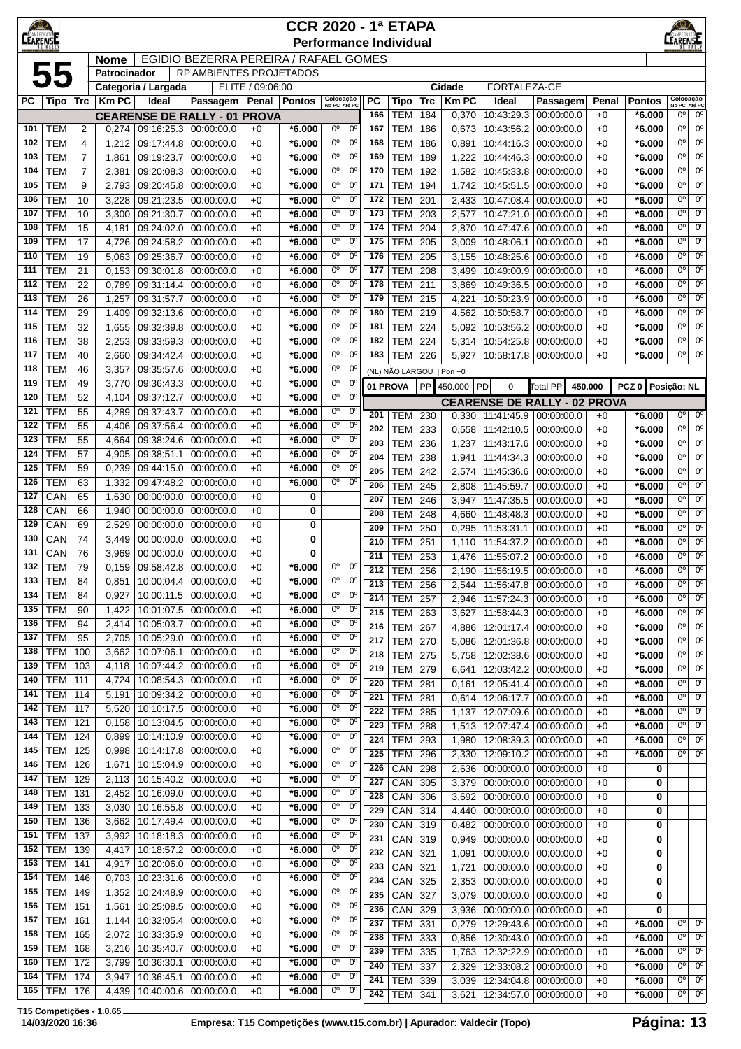# CCR 2020 - 1ª ETAPA
## Performance Individual

**55**

| Nome | EGIDIO BEZERRA PEREIRA / RAFAEL GOMES |
|---|---|
| Patrocinador | RP AMBIENTES PROJETADOS |
| Categoria / Largada | ELITE / 09:06:00 |
| Cidade | FORTALEZA-CE |

### CEARENSE DE RALLY - 01 PROVA

| PC | Tipo | Trc | Km PC | Ideal | Passagem | Penal | Pontos | Colocação No PC | Colocação Até PC |
|---|---|---|---|---|---|---|---|---|---|
| 101 | TEM | 2 | 0,274 | 09:16:25.3 | 00:00:00.0 | +0 | *6.000 | 0º | 0º |
| 102 | TEM | 4 | 1,212 | 09:17:44.8 | 00:00:00.0 | +0 | *6.000 | 0º | 0º |
| 103 | TEM | 7 | 1,861 | 09:19:23.7 | 00:00:00.0 | +0 | *6.000 | 0º | 0º |
| 104 | TEM | 7 | 2,381 | 09:20:08.3 | 00:00:00.0 | +0 | *6.000 | 0º | 0º |
| 105 | TEM | 9 | 2,793 | 09:20:45.8 | 00:00:00.0 | +0 | *6.000 | 0º | 0º |
| 106 | TEM | 10 | 3,228 | 09:21:23.5 | 00:00:00.0 | +0 | *6.000 | 0º | 0º |
| 107 | TEM | 10 | 3,300 | 09:21:30.7 | 00:00:00.0 | +0 | *6.000 | 0º | 0º |
| 108 | TEM | 15 | 4,181 | 09:24:02.0 | 00:00:00.0 | +0 | *6.000 | 0º | 0º |
| 109 | TEM | 17 | 4,726 | 09:24:58.2 | 00:00:00.0 | +0 | *6.000 | 0º | 0º |
| 110 | TEM | 19 | 5,063 | 09:25:36.7 | 00:00:00.0 | +0 | *6.000 | 0º | 0º |
| 111 | TEM | 21 | 0,153 | 09:30:01.8 | 00:00:00.0 | +0 | *6.000 | 0º | 0º |
| 112 | TEM | 22 | 0,789 | 09:31:14.4 | 00:00:00.0 | +0 | *6.000 | 0º | 0º |
| 113 | TEM | 26 | 1,257 | 09:31:57.7 | 00:00:00.0 | +0 | *6.000 | 0º | 0º |
| 114 | TEM | 29 | 1,409 | 09:32:13.6 | 00:00:00.0 | +0 | *6.000 | 0º | 0º |
| 115 | TEM | 32 | 1,655 | 09:32:39.8 | 00:00:00.0 | +0 | *6.000 | 0º | 0º |
| 116 | TEM | 38 | 2,253 | 09:33:59.3 | 00:00:00.0 | +0 | *6.000 | 0º | 0º |
| 117 | TEM | 40 | 2,660 | 09:34:42.4 | 00:00:00.0 | +0 | *6.000 | 0º | 0º |
| 118 | TEM | 46 | 3,357 | 09:35:57.6 | 00:00:00.0 | +0 | *6.000 | 0º | 0º |
| 119 | TEM | 49 | 3,770 | 09:36:43.3 | 00:00:00.0 | +0 | *6.000 | 0º | 0º |
| 120 | TEM | 52 | 4,104 | 09:37:12.7 | 00:00:00.0 | +0 | *6.000 | 0º | 0º |
| 121 | TEM | 55 | 4,289 | 09:37:43.7 | 00:00:00.0 | +0 | *6.000 | 0º | 0º |
| 122 | TEM | 55 | 4,406 | 09:37:56.4 | 00:00:00.0 | +0 | *6.000 | 0º | 0º |
| 123 | TEM | 55 | 4,664 | 09:38:24.6 | 00:00:00.0 | +0 | *6.000 | 0º | 0º |
| 124 | TEM | 57 | 4,905 | 09:38:51.1 | 00:00:00.0 | +0 | *6.000 | 0º | 0º |
| 125 | TEM | 59 | 0,239 | 09:44:15.0 | 00:00:00.0 | +0 | *6.000 | 0º | 0º |
| 126 | TEM | 63 | 1,332 | 09:47:48.2 | 00:00:00.0 | +0 | *6.000 | 0º | 0º |
| 127 | CAN | 65 | 1,630 | 00:00:00.0 | 00:00:00.0 | +0 | 0 | | |
| 128 | CAN | 66 | 1,940 | 00:00:00.0 | 00:00:00.0 | +0 | 0 | | |
| 129 | CAN | 69 | 2,529 | 00:00:00.0 | 00:00:00.0 | +0 | 0 | | |
| 130 | CAN | 74 | 3,449 | 00:00:00.0 | 00:00:00.0 | +0 | 0 | | |
| 131 | CAN | 76 | 3,969 | 00:00:00.0 | 00:00:00.0 | +0 | 0 | | |
| 132 | TEM | 79 | 0,159 | 09:58:42.8 | 00:00:00.0 | +0 | *6.000 | 0º | 0º |
| 133 | TEM | 84 | 0,851 | 10:00:04.4 | 00:00:00.0 | +0 | *6.000 | 0º | 0º |
| 134 | TEM | 84 | 0,927 | 10:00:11.5 | 00:00:00.0 | +0 | *6.000 | 0º | 0º |
| 135 | TEM | 90 | 1,422 | 10:01:07.5 | 00:00:00.0 | +0 | *6.000 | 0º | 0º |
| 136 | TEM | 94 | 2,414 | 10:05:03.7 | 00:00:00.0 | +0 | *6.000 | 0º | 0º |
| 137 | TEM | 95 | 2,705 | 10:05:29.0 | 00:00:00.0 | +0 | *6.000 | 0º | 0º |
| 138 | TEM | 100 | 3,662 | 10:07:06.1 | 00:00:00.0 | +0 | *6.000 | 0º | 0º |
| 139 | TEM | 103 | 4,118 | 10:07:44.2 | 00:00:00.0 | +0 | *6.000 | 0º | 0º |
| 140 | TEM | 111 | 4,724 | 10:08:54.3 | 00:00:00.0 | +0 | *6.000 | 0º | 0º |
| 141 | TEM | 114 | 5,191 | 10:09:34.2 | 00:00:00.0 | +0 | *6.000 | 0º | 0º |
| 142 | TEM | 117 | 5,520 | 10:10:17.5 | 00:00:00.0 | +0 | *6.000 | 0º | 0º |
| 143 | TEM | 121 | 0,158 | 10:13:04.5 | 00:00:00.0 | +0 | *6.000 | 0º | 0º |
| 144 | TEM | 124 | 0,899 | 10:14:10.9 | 00:00:00.0 | +0 | *6.000 | 0º | 0º |
| 145 | TEM | 125 | 0,998 | 10:14:17.8 | 00:00:00.0 | +0 | *6.000 | 0º | 0º |
| 146 | TEM | 126 | 1,671 | 10:15:04.9 | 00:00:00.0 | +0 | *6.000 | 0º | 0º |
| 147 | TEM | 129 | 2,113 | 10:15:40.2 | 00:00:00.0 | +0 | *6.000 | 0º | 0º |
| 148 | TEM | 131 | 2,452 | 10:16:09.0 | 00:00:00.0 | +0 | *6.000 | 0º | 0º |
| 149 | TEM | 133 | 3,030 | 10:16:55.8 | 00:00:00.0 | +0 | *6.000 | 0º | 0º |
| 150 | TEM | 136 | 3,662 | 10:17:49.4 | 00:00:00.0 | +0 | *6.000 | 0º | 0º |
| 151 | TEM | 137 | 3,992 | 10:18:18.3 | 00:00:00.0 | +0 | *6.000 | 0º | 0º |
| 152 | TEM | 139 | 4,417 | 10:18:57.2 | 00:00:00.0 | +0 | *6.000 | 0º | 0º |
| 153 | TEM | 141 | 4,917 | 10:20:06.0 | 00:00:00.0 | +0 | *6.000 | 0º | 0º |
| 154 | TEM | 146 | 0,703 | 10:23:31.6 | 00:00:00.0 | +0 | *6.000 | 0º | 0º |
| 155 | TEM | 149 | 1,352 | 10:24:48.9 | 00:00:00.0 | +0 | *6.000 | 0º | 0º |
| 156 | TEM | 151 | 1,561 | 10:25:08.5 | 00:00:00.0 | +0 | *6.000 | 0º | 0º |
| 157 | TEM | 161 | 1,144 | 10:32:05.4 | 00:00:00.0 | +0 | *6.000 | 0º | 0º |
| 158 | TEM | 165 | 2,072 | 10:33:35.9 | 00:00:00.0 | +0 | *6.000 | 0º | 0º |
| 159 | TEM | 168 | 3,216 | 10:35:40.7 | 00:00:00.0 | +0 | *6.000 | 0º | 0º |
| 160 | TEM | 172 | 3,799 | 10:36:30.1 | 00:00:00.0 | +0 | *6.000 | 0º | 0º |
| 164 | TEM | 174 | 3,947 | 10:36:45.1 | 00:00:00.0 | +0 | *6.000 | 0º | 0º |
| 165 | TEM | 176 | 4,439 | 10:40:00.6 | 00:00:00.0 | +0 | *6.000 | 0º | 0º |
| 166 | TEM | 184 | 0,370 | 10:43:29.3 | 00:00:00.0 | +0 | *6.000 | 0º | 0º |
| 167 | TEM | 186 | 0,673 | 10:43:56.2 | 00:00:00.0 | +0 | *6.000 | 0º | 0º |
| 168 | TEM | 186 | 0,891 | 10:44:16.3 | 00:00:00.0 | +0 | *6.000 | 0º | 0º |
| 169 | TEM | 189 | 1,222 | 10:44:46.3 | 00:00:00.0 | +0 | *6.000 | 0º | 0º |
| 170 | TEM | 192 | 1,582 | 10:45:33.8 | 00:00:00.0 | +0 | *6.000 | 0º | 0º |
| 171 | TEM | 194 | 1,742 | 10:45:51.5 | 00:00:00.0 | +0 | *6.000 | 0º | 0º |
| 172 | TEM | 201 | 2,433 | 10:47:08.4 | 00:00:00.0 | +0 | *6.000 | 0º | 0º |
| 173 | TEM | 203 | 2,577 | 10:47:21.0 | 00:00:00.0 | +0 | *6.000 | 0º | 0º |
| 174 | TEM | 204 | 2,870 | 10:47:47.6 | 00:00:00.0 | +0 | *6.000 | 0º | 0º |
| 175 | TEM | 205 | 3,009 | 10:48:06.1 | 00:00:00.0 | +0 | *6.000 | 0º | 0º |
| 176 | TEM | 205 | 3,155 | 10:48:25.6 | 00:00:00.0 | +0 | *6.000 | 0º | 0º |
| 177 | TEM | 208 | 3,499 | 10:49:00.9 | 00:00:00.0 | +0 | *6.000 | 0º | 0º |
| 178 | TEM | 211 | 3,869 | 10:49:36.5 | 00:00:00.0 | +0 | *6.000 | 0º | 0º |
| 179 | TEM | 215 | 4,221 | 10:50:23.9 | 00:00:00.0 | +0 | *6.000 | 0º | 0º |
| 180 | TEM | 219 | 4,562 | 10:50:58.7 | 00:00:00.0 | +0 | *6.000 | 0º | 0º |
| 181 | TEM | 224 | 5,092 | 10:53:56.2 | 00:00:00.0 | +0 | *6.000 | 0º | 0º |
| 182 | TEM | 224 | 5,314 | 10:54:25.8 | 00:00:00.0 | +0 | *6.000 | 0º | 0º |
| 183 | TEM | 226 | 5,927 | 10:58:17.8 | 00:00:00.0 | +0 | *6.000 | 0º | 0º |

(NL) NÃO LARGOU | Pon +0

| 01 PROVA | PP | 450.000 | PD | 0 | Total PP | 450.000 | PCZ 0 | Posição: NL |
|---|---|---|---|---|---|---|---|---|

### CEARENSE DE RALLY - 02 PROVA

| PC | Tipo | Trc | Km PC | Ideal | Passagem | Penal | Pontos | Colocação No PC | Colocação Até PC |
|---|---|---|---|---|---|---|---|---|---|
| 201 | TEM | 230 | 0,330 | 11:41:45.9 | 00:00:00.0 | +0 | *6.000 | 0º | 0º |
| 202 | TEM | 233 | 0,558 | 11:42:10.5 | 00:00:00.0 | +0 | *6.000 | 0º | 0º |
| 203 | TEM | 236 | 1,237 | 11:43:17.6 | 00:00:00.0 | +0 | *6.000 | 0º | 0º |
| 204 | TEM | 238 | 1,941 | 11:44:34.3 | 00:00:00.0 | +0 | *6.000 | 0º | 0º |
| 205 | TEM | 242 | 2,574 | 11:45:36.6 | 00:00:00.0 | +0 | *6.000 | 0º | 0º |
| 206 | TEM | 245 | 2,808 | 11:45:59.7 | 00:00:00.0 | +0 | *6.000 | 0º | 0º |
| 207 | TEM | 246 | 3,947 | 11:47:35.5 | 00:00:00.0 | +0 | *6.000 | 0º | 0º |
| 208 | TEM | 248 | 4,660 | 11:48:48.3 | 00:00:00.0 | +0 | *6.000 | 0º | 0º |
| 209 | TEM | 250 | 0,295 | 11:53:31.1 | 00:00:00.0 | +0 | *6.000 | 0º | 0º |
| 210 | TEM | 251 | 1,110 | 11:54:37.2 | 00:00:00.0 | +0 | *6.000 | 0º | 0º |
| 211 | TEM | 253 | 1,476 | 11:55:07.2 | 00:00:00.0 | +0 | *6.000 | 0º | 0º |
| 212 | TEM | 256 | 2,190 | 11:56:19.5 | 00:00:00.0 | +0 | *6.000 | 0º | 0º |
| 213 | TEM | 256 | 2,544 | 11:56:47.8 | 00:00:00.0 | +0 | *6.000 | 0º | 0º |
| 214 | TEM | 257 | 2,946 | 11:57:24.3 | 00:00:00.0 | +0 | *6.000 | 0º | 0º |
| 215 | TEM | 263 | 3,627 | 11:58:44.3 | 00:00:00.0 | +0 | *6.000 | 0º | 0º |
| 216 | TEM | 267 | 4,886 | 12:01:17.4 | 00:00:00.0 | +0 | *6.000 | 0º | 0º |
| 217 | TEM | 270 | 5,086 | 12:01:36.8 | 00:00:00.0 | +0 | *6.000 | 0º | 0º |
| 218 | TEM | 275 | 5,758 | 12:02:38.6 | 00:00:00.0 | +0 | *6.000 | 0º | 0º |
| 219 | TEM | 279 | 6,641 | 12:03:42.2 | 00:00:00.0 | +0 | *6.000 | 0º | 0º |
| 220 | TEM | 281 | 0,161 | 12:05:41.4 | 00:00:00.0 | +0 | *6.000 | 0º | 0º |
| 221 | TEM | 281 | 0,614 | 12:06:17.7 | 00:00:00.0 | +0 | *6.000 | 0º | 0º |
| 222 | TEM | 285 | 1,137 | 12:07:09.6 | 00:00:00.0 | +0 | *6.000 | 0º | 0º |
| 223 | TEM | 288 | 1,513 | 12:07:47.4 | 00:00:00.0 | +0 | *6.000 | 0º | 0º |
| 224 | TEM | 293 | 1,980 | 12:08:39.3 | 00:00:00.0 | +0 | *6.000 | 0º | 0º |
| 225 | TEM | 296 | 2,330 | 12:09:10.2 | 00:00:00.0 | +0 | *6.000 | 0º | 0º |
| 226 | CAN | 298 | 2,636 | 00:00:00.0 | 00:00:00.0 | +0 | 0 | | |
| 227 | CAN | 305 | 3,379 | 00:00:00.0 | 00:00:00.0 | +0 | 0 | | |
| 228 | CAN | 306 | 3,692 | 00:00:00.0 | 00:00:00.0 | +0 | 0 | | |
| 229 | CAN | 314 | 4,440 | 00:00:00.0 | 00:00:00.0 | +0 | 0 | | |
| 230 | CAN | 319 | 0,482 | 00:00:00.0 | 00:00:00.0 | +0 | 0 | | |
| 231 | CAN | 319 | 0,949 | 00:00:00.0 | 00:00:00.0 | +0 | 0 | | |
| 232 | CAN | 321 | 1,091 | 00:00:00.0 | 00:00:00.0 | +0 | 0 | | |
| 233 | CAN | 321 | 1,721 | 00:00:00.0 | 00:00:00.0 | +0 | 0 | | |
| 234 | CAN | 325 | 2,353 | 00:00:00.0 | 00:00:00.0 | +0 | 0 | | |
| 235 | CAN | 327 | 3,079 | 00:00:00.0 | 00:00:00.0 | +0 | 0 | | |
| 236 | CAN | 329 | 3,936 | 00:00:00.0 | 00:00:00.0 | +0 | 0 | | |
| 237 | TEM | 331 | 0,279 | 12:29:43.6 | 00:00:00.0 | +0 | *6.000 | 0º | 0º |
| 238 | TEM | 333 | 0,856 | 12:30:43.0 | 00:00:00.0 | +0 | *6.000 | 0º | 0º |
| 239 | TEM | 335 | 1,763 | 12:32:22.9 | 00:00:00.0 | +0 | *6.000 | 0º | 0º |
| 240 | TEM | 337 | 2,329 | 12:33:08.2 | 00:00:00.0 | +0 | *6.000 | 0º | 0º |
| 241 | TEM | 339 | 3,039 | 12:34:04.8 | 00:00:00.0 | +0 | *6.000 | 0º | 0º |
| 242 | TEM | 341 | 3,621 | 12:34:57.0 | 00:00:00.0 | +0 | *6.000 | 0º | 0º |

T15 Competições - 1.0.65
14/03/2020 16:36 — Empresa: T15 Competições (www.t15.com.br) | Apurador: Valdecir (Topo)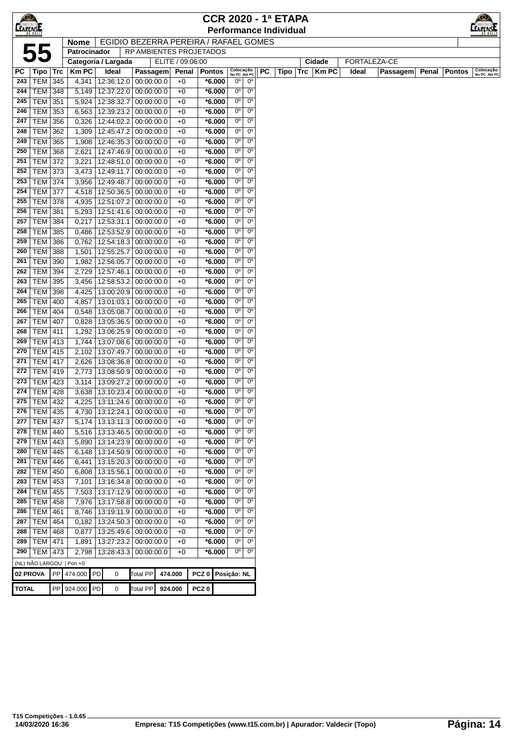# CCR 2020 - 1ª ETAPA

## Performance Individual

**55**

| Nome | EGIDIO BEZERRA PEREIRA / RAFAEL GOMES |
|---|---|
| Patrocinador | RP AMBIENTES PROJETADOS |
| Categoria / Largada | ELITE / 09:06:00 |
| Cidade | FORTALEZA-CE |

| PC | Tipo | Trc | Km PC | Ideal | Passagem | Penal | Pontos | Colocação No PC | Colocação Até PC |
|---|---|---|---|---|---|---|---|---|---|
| 243 | TEM | 345 | 4,341 | 12:36:12.0 | 00:00:00.0 | +0 | *6.000 | 0º | 0º |
| 244 | TEM | 348 | 5,149 | 12:37:22.0 | 00:00:00.0 | +0 | *6.000 | 0º | 0º |
| 245 | TEM | 351 | 5,924 | 12:38:32.7 | 00:00:00.0 | +0 | *6.000 | 0º | 0º |
| 246 | TEM | 353 | 6,563 | 12:39:23.2 | 00:00:00.0 | +0 | *6.000 | 0º | 0º |
| 247 | TEM | 356 | 0,326 | 12:44:02.2 | 00:00:00.0 | +0 | *6.000 | 0º | 0º |
| 248 | TEM | 362 | 1,309 | 12:45:47.2 | 00:00:00.0 | +0 | *6.000 | 0º | 0º |
| 249 | TEM | 365 | 1,908 | 12:46:35.3 | 00:00:00.0 | +0 | *6.000 | 0º | 0º |
| 250 | TEM | 368 | 2,621 | 12:47:46.9 | 00:00:00.0 | +0 | *6.000 | 0º | 0º |
| 251 | TEM | 372 | 3,221 | 12:48:51.0 | 00:00:00.0 | +0 | *6.000 | 0º | 0º |
| 252 | TEM | 373 | 3,473 | 12:49:11.7 | 00:00:00.0 | +0 | *6.000 | 0º | 0º |
| 253 | TEM | 374 | 3,956 | 12:49:48.7 | 00:00:00.0 | +0 | *6.000 | 0º | 0º |
| 254 | TEM | 377 | 4,518 | 12:50:36.5 | 00:00:00.0 | +0 | *6.000 | 0º | 0º |
| 255 | TEM | 378 | 4,935 | 12:51:07.2 | 00:00:00.0 | +0 | *6.000 | 0º | 0º |
| 256 | TEM | 381 | 5,293 | 12:51:41.6 | 00:00:00.0 | +0 | *6.000 | 0º | 0º |
| 257 | TEM | 384 | 0,217 | 12:53:31.1 | 00:00:00.0 | +0 | *6.000 | 0º | 0º |
| 258 | TEM | 385 | 0,486 | 12:53:52.9 | 00:00:00.0 | +0 | *6.000 | 0º | 0º |
| 259 | TEM | 386 | 0,762 | 12:54:18.3 | 00:00:00.0 | +0 | *6.000 | 0º | 0º |
| 260 | TEM | 388 | 1,501 | 12:55:25.7 | 00:00:00.0 | +0 | *6.000 | 0º | 0º |
| 261 | TEM | 390 | 1,982 | 12:56:05.7 | 00:00:00.0 | +0 | *6.000 | 0º | 0º |
| 262 | TEM | 394 | 2,729 | 12:57:46.1 | 00:00:00.0 | +0 | *6.000 | 0º | 0º |
| 263 | TEM | 395 | 3,456 | 12:58:53.2 | 00:00:00.0 | +0 | *6.000 | 0º | 0º |
| 264 | TEM | 398 | 4,425 | 13:00:20.9 | 00:00:00.0 | +0 | *6.000 | 0º | 0º |
| 265 | TEM | 400 | 4,857 | 13:01:03.1 | 00:00:00.0 | +0 | *6.000 | 0º | 0º |
| 266 | TEM | 404 | 0,548 | 13:05:08.7 | 00:00:00.0 | +0 | *6.000 | 0º | 0º |
| 267 | TEM | 407 | 0,828 | 13:05:36.5 | 00:00:00.0 | +0 | *6.000 | 0º | 0º |
| 268 | TEM | 411 | 1,292 | 13:06:25.9 | 00:00:00.0 | +0 | *6.000 | 0º | 0º |
| 269 | TEM | 413 | 1,744 | 13:07:08.6 | 00:00:00.0 | +0 | *6.000 | 0º | 0º |
| 270 | TEM | 415 | 2,102 | 13:07:49.7 | 00:00:00.0 | +0 | *6.000 | 0º | 0º |
| 271 | TEM | 417 | 2,626 | 13:08:36.8 | 00:00:00.0 | +0 | *6.000 | 0º | 0º |
| 272 | TEM | 419 | 2,773 | 13:08:50.9 | 00:00:00.0 | +0 | *6.000 | 0º | 0º |
| 273 | TEM | 423 | 3,114 | 13:09:27.2 | 00:00:00.0 | +0 | *6.000 | 0º | 0º |
| 274 | TEM | 428 | 3,638 | 13:10:23.4 | 00:00:00.0 | +0 | *6.000 | 0º | 0º |
| 275 | TEM | 432 | 4,225 | 13:11:24.6 | 00:00:00.0 | +0 | *6.000 | 0º | 0º |
| 276 | TEM | 435 | 4,730 | 13:12:24.1 | 00:00:00.0 | +0 | *6.000 | 0º | 0º |
| 277 | TEM | 437 | 5,174 | 13:13:11.3 | 00:00:00.0 | +0 | *6.000 | 0º | 0º |
| 278 | TEM | 440 | 5,516 | 13:13:46.5 | 00:00:00.0 | +0 | *6.000 | 0º | 0º |
| 279 | TEM | 443 | 5,890 | 13:14:23.9 | 00:00:00.0 | +0 | *6.000 | 0º | 0º |
| 280 | TEM | 445 | 6,148 | 13:14:50.9 | 00:00:00.0 | +0 | *6.000 | 0º | 0º |
| 281 | TEM | 446 | 6,441 | 13:15:20.3 | 00:00:00.0 | +0 | *6.000 | 0º | 0º |
| 282 | TEM | 450 | 6,808 | 13:15:56.1 | 00:00:00.0 | +0 | *6.000 | 0º | 0º |
| 283 | TEM | 453 | 7,101 | 13:16:34.8 | 00:00:00.0 | +0 | *6.000 | 0º | 0º |
| 284 | TEM | 455 | 7,503 | 13:17:12.9 | 00:00:00.0 | +0 | *6.000 | 0º | 0º |
| 285 | TEM | 458 | 7,976 | 13:17:58.8 | 00:00:00.0 | +0 | *6.000 | 0º | 0º |
| 286 | TEM | 461 | 8,746 | 13:19:11.9 | 00:00:00.0 | +0 | *6.000 | 0º | 0º |
| 287 | TEM | 464 | 0,182 | 13:24:50.3 | 00:00:00.0 | +0 | *6.000 | 0º | 0º |
| 288 | TEM | 468 | 0,877 | 13:25:49.6 | 00:00:00.0 | +0 | *6.000 | 0º | 0º |
| 289 | TEM | 471 | 1,891 | 13:27:23.2 | 00:00:00.0 | +0 | *6.000 | 0º | 0º |
| 290 | TEM | 473 | 2,798 | 13:28:43.3 | 00:00:00.0 | +0 | *6.000 | 0º | 0º |

(NL) NÃO LARGOU | Pon +0

| | | | | | | | | |
|---|---|---|---|---|---|---|---|---|
| 02 PROVA | PP | 474.000 | PD | 0 | Total PP | 474.000 | PCZ 0 | Posição: NL |
| TOTAL | PP | 924.000 | PD | 0 | Total PP | 924.000 | PCZ 0 | |

T15 Competições - 1.0.65
14/03/2020 16:36 — Empresa: T15 Competições (www.t15.com.br) | Apurador: Valdecir (Topo)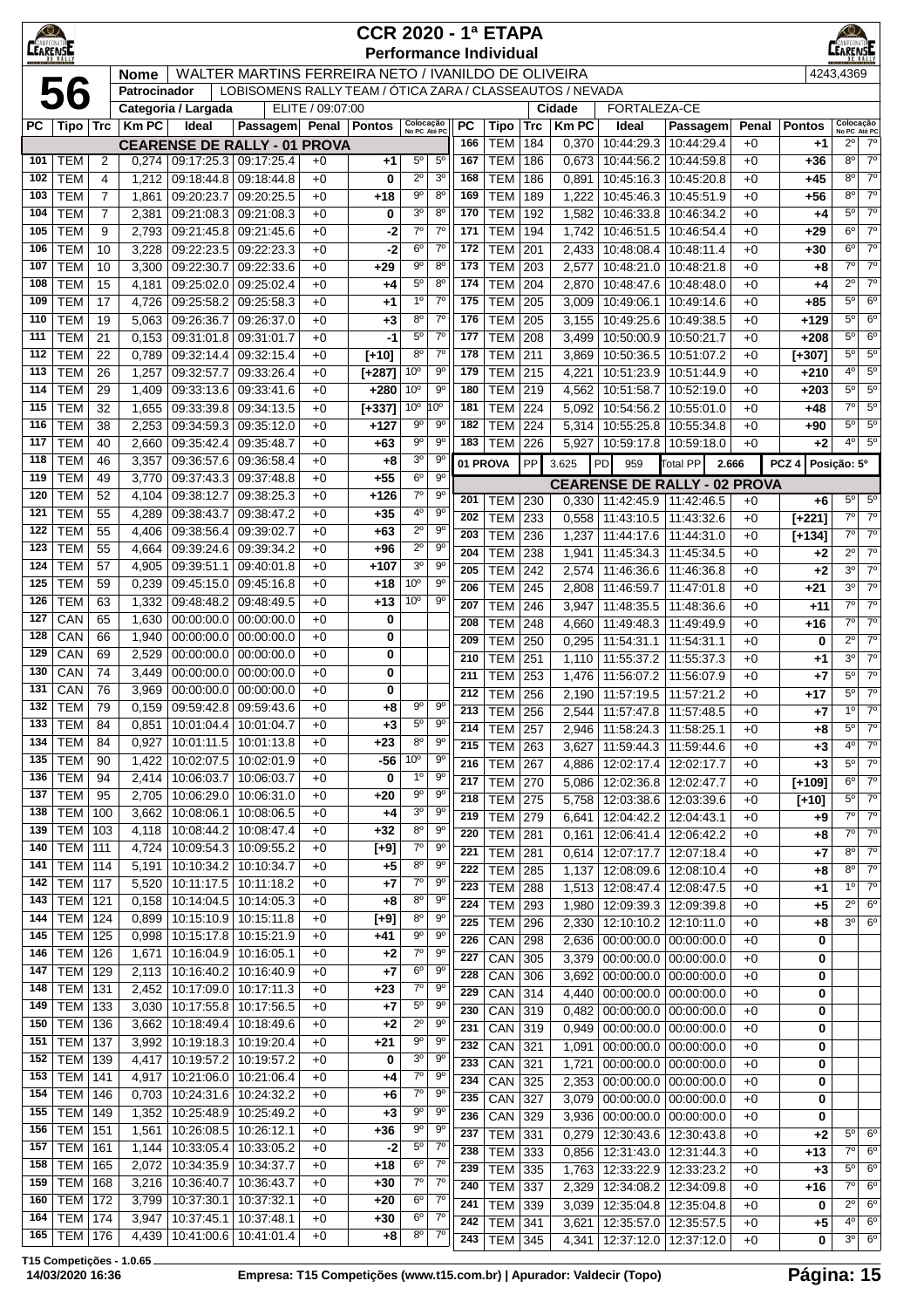# CCR 2020 - 1ª ETAPA

## Performance Individual

**56**

| Nome | WALTER MARTINS FERREIRA NETO / IVANILDO DE OLIVEIRA | 4243,4369 |
|---|---|---|
| Patrocinador | LOBISOMENS RALLY TEAM / ÓTICA ZARA / CLASSEAUTOS / NEVADA | |
| Categoria / Largada | ELITE / 09:07:00 | Cidade: FORTALEZA-CE |

### CEARENSE DE RALLY - 01 PROVA

| PC | Tipo | Trc | Km PC | Ideal | Passagem | Penal | Pontos | Colocação No PC | Colocação Até PC |
|---|---|---|---|---|---|---|---|---|---|
| 101 | TEM | 2 | 0,274 | 09:17:25.3 | 09:17:25.4 | +0 | +1 | 5º | 5º |
| 102 | TEM | 4 | 1,212 | 09:18:44.8 | 09:18:44.8 | +0 | 0 | 2º | 3º |
| 103 | TEM | 7 | 1,861 | 09:20:23.7 | 09:20:25.5 | +0 | +18 | 9º | 8º |
| 104 | TEM | 7 | 2,381 | 09:21:08.3 | 09:21:08.3 | +0 | 0 | 3º | 8º |
| 105 | TEM | 9 | 2,793 | 09:21:45.8 | 09:21:45.6 | +0 | -2 | 7º | 7º |
| 106 | TEM | 10 | 3,228 | 09:22:23.5 | 09:22:23.3 | +0 | -2 | 6º | 7º |
| 107 | TEM | 10 | 3,300 | 09:22:30.7 | 09:22:33.6 | +0 | +29 | 9º | 8º |
| 108 | TEM | 15 | 4,181 | 09:25:02.0 | 09:25:02.4 | +0 | +4 | 5º | 8º |
| 109 | TEM | 17 | 4,726 | 09:25:58.2 | 09:25:58.3 | +0 | +1 | 1º | 7º |
| 110 | TEM | 19 | 5,063 | 09:26:36.7 | 09:26:37.0 | +0 | +3 | 8º | 7º |
| 111 | TEM | 21 | 0,153 | 09:31:01.8 | 09:31:01.7 | +0 | -1 | 5º | 7º |
| 112 | TEM | 22 | 0,789 | 09:32:14.4 | 09:32:15.4 | +0 | [+10] | 8º | 7º |
| 113 | TEM | 26 | 1,257 | 09:32:57.7 | 09:33:26.4 | +0 | [+287] | 10º | 9º |
| 114 | TEM | 29 | 1,409 | 09:33:13.6 | 09:33:41.6 | +0 | +280 | 10º | 9º |
| 115 | TEM | 32 | 1,655 | 09:33:39.8 | 09:34:13.5 | +0 | [+337] | 10º | 10º |
| 116 | TEM | 38 | 2,253 | 09:34:59.3 | 09:35:12.0 | +0 | +127 | 9º | 9º |
| 117 | TEM | 40 | 2,660 | 09:35:42.4 | 09:35:48.7 | +0 | +63 | 9º | 9º |
| 118 | TEM | 46 | 3,357 | 09:36:57.6 | 09:36:58.4 | +0 | +8 | 3º | 9º |
| 119 | TEM | 49 | 3,770 | 09:37:43.3 | 09:37:48.8 | +0 | +55 | 6º | 9º |
| 120 | TEM | 52 | 4,104 | 09:38:12.7 | 09:38:25.3 | +0 | +126 | 7º | 9º |
| 121 | TEM | 55 | 4,289 | 09:38:43.7 | 09:38:47.2 | +0 | +35 | 4º | 9º |
| 122 | TEM | 55 | 4,406 | 09:38:56.4 | 09:39:02.7 | +0 | +63 | 2º | 9º |
| 123 | TEM | 55 | 4,664 | 09:39:24.6 | 09:39:34.2 | +0 | +96 | 2º | 9º |
| 124 | TEM | 57 | 4,905 | 09:39:51.1 | 09:40:01.8 | +0 | +107 | 3º | 9º |
| 125 | TEM | 59 | 0,239 | 09:45:15.0 | 09:45:16.8 | +0 | +18 | 10º | 9º |
| 126 | TEM | 63 | 1,332 | 09:48:48.2 | 09:48:49.5 | +0 | +13 | 10º | 9º |
| 127 | CAN | 65 | 1,630 | 00:00:00.0 | 00:00:00.0 | +0 | 0 | | |
| 128 | CAN | 66 | 1,940 | 00:00:00.0 | 00:00:00.0 | +0 | 0 | | |
| 129 | CAN | 69 | 2,529 | 00:00:00.0 | 00:00:00.0 | +0 | 0 | | |
| 130 | CAN | 74 | 3,449 | 00:00:00.0 | 00:00:00.0 | +0 | 0 | | |
| 131 | CAN | 76 | 3,969 | 00:00:00.0 | 00:00:00.0 | +0 | 0 | | |
| 132 | TEM | 79 | 0,159 | 09:59:42.8 | 09:59:43.6 | +0 | +8 | 9º | 9º |
| 133 | TEM | 84 | 0,851 | 10:01:04.4 | 10:01:04.7 | +0 | +3 | 5º | 9º |
| 134 | TEM | 84 | 0,927 | 10:01:11.5 | 10:01:13.8 | +0 | +23 | 8º | 9º |
| 135 | TEM | 90 | 1,422 | 10:02:07.5 | 10:02:01.9 | +0 | -56 | 10º | 9º |
| 136 | TEM | 94 | 2,414 | 10:06:03.7 | 10:06:03.7 | +0 | 0 | 1º | 9º |
| 137 | TEM | 95 | 2,705 | 10:06:29.0 | 10:06:31.0 | +0 | +20 | 9º | 9º |
| 138 | TEM | 100 | 3,662 | 10:08:06.1 | 10:08:06.5 | +0 | +4 | 3º | 9º |
| 139 | TEM | 103 | 4,118 | 10:08:44.2 | 10:08:47.4 | +0 | +32 | 8º | 9º |
| 140 | TEM | 111 | 4,724 | 10:09:54.3 | 10:09:55.2 | +0 | [+9] | 7º | 9º |
| 141 | TEM | 114 | 5,191 | 10:10:34.2 | 10:10:34.7 | +0 | +5 | 8º | 9º |
| 142 | TEM | 117 | 5,520 | 10:11:17.5 | 10:11:18.2 | +0 | +7 | 7º | 9º |
| 143 | TEM | 121 | 0,158 | 10:14:04.5 | 10:14:05.3 | +0 | +8 | 8º | 9º |
| 144 | TEM | 124 | 0,899 | 10:15:10.9 | 10:15:11.8 | +0 | [+9] | 8º | 9º |
| 145 | TEM | 125 | 0,998 | 10:15:17.8 | 10:15:21.9 | +0 | +41 | 9º | 9º |
| 146 | TEM | 126 | 1,671 | 10:16:04.9 | 10:16:05.1 | +0 | +2 | 7º | 9º |
| 147 | TEM | 129 | 2,113 | 10:16:40.2 | 10:16:40.9 | +0 | +7 | 6º | 9º |
| 148 | TEM | 131 | 2,452 | 10:17:09.0 | 10:17:11.3 | +0 | +23 | 7º | 9º |
| 149 | TEM | 133 | 3,030 | 10:17:55.8 | 10:17:56.5 | +0 | +7 | 5º | 9º |
| 150 | TEM | 136 | 3,662 | 10:18:49.4 | 10:18:49.6 | +0 | +2 | 2º | 9º |
| 151 | TEM | 137 | 3,992 | 10:19:18.3 | 10:19:20.4 | +0 | +21 | 9º | 9º |
| 152 | TEM | 139 | 4,417 | 10:19:57.2 | 10:19:57.2 | +0 | 0 | 3º | 9º |
| 153 | TEM | 141 | 4,917 | 10:21:06.0 | 10:21:06.4 | +0 | +4 | 7º | 9º |
| 154 | TEM | 146 | 0,703 | 10:24:31.6 | 10:24:32.2 | +0 | +6 | 7º | 9º |
| 155 | TEM | 149 | 1,352 | 10:25:48.9 | 10:25:49.2 | +0 | +3 | 9º | 9º |
| 156 | TEM | 151 | 1,561 | 10:26:08.5 | 10:26:12.1 | +0 | +36 | 9º | 9º |
| 157 | TEM | 161 | 1,144 | 10:33:05.4 | 10:33:05.2 | +0 | -2 | 5º | 7º |
| 158 | TEM | 165 | 2,072 | 10:34:35.9 | 10:34:37.7 | +0 | +18 | 6º | 7º |
| 159 | TEM | 168 | 3,216 | 10:36:40.7 | 10:36:43.7 | +0 | +30 | 7º | 7º |
| 160 | TEM | 172 | 3,799 | 10:37:30.1 | 10:37:32.1 | +0 | +20 | 6º | 7º |
| 164 | TEM | 174 | 3,947 | 10:37:45.1 | 10:37:48.1 | +0 | +30 | 6º | 7º |
| 165 | TEM | 176 | 4,439 | 10:41:00.6 | 10:41:01.4 | +0 | +8 | 8º | 7º |
| 166 | TEM | 184 | 0,370 | 10:44:29.3 | 10:44:29.4 | +0 | +1 | 2º | 7º |
| 167 | TEM | 186 | 0,673 | 10:44:56.2 | 10:44:59.8 | +0 | +36 | 8º | 7º |
| 168 | TEM | 186 | 0,891 | 10:45:16.3 | 10:45:20.8 | +0 | +45 | 8º | 7º |
| 169 | TEM | 189 | 1,222 | 10:45:46.3 | 10:45:51.9 | +0 | +56 | 8º | 7º |
| 170 | TEM | 192 | 1,582 | 10:46:33.8 | 10:46:34.2 | +0 | +4 | 5º | 7º |
| 171 | TEM | 194 | 1,742 | 10:46:51.5 | 10:46:54.4 | +0 | +29 | 6º | 7º |
| 172 | TEM | 201 | 2,433 | 10:48:08.4 | 10:48:11.4 | +0 | +30 | 6º | 7º |
| 173 | TEM | 203 | 2,577 | 10:48:21.0 | 10:48:21.8 | +0 | +8 | 7º | 7º |
| 174 | TEM | 204 | 2,870 | 10:48:47.6 | 10:48:48.0 | +0 | +4 | 2º | 7º |
| 175 | TEM | 205 | 3,009 | 10:49:06.1 | 10:49:14.6 | +0 | +85 | 5º | 6º |
| 176 | TEM | 205 | 3,155 | 10:49:25.6 | 10:49:38.5 | +0 | +129 | 5º | 6º |
| 177 | TEM | 208 | 3,499 | 10:50:00.9 | 10:50:21.7 | +0 | +208 | 5º | 6º |
| 178 | TEM | 211 | 3,869 | 10:50:36.5 | 10:51:07.2 | +0 | [+307] | 5º | 5º |
| 179 | TEM | 215 | 4,221 | 10:51:23.9 | 10:51:44.9 | +0 | +210 | 4º | 5º |
| 180 | TEM | 219 | 4,562 | 10:51:58.7 | 10:52:19.0 | +0 | +203 | 5º | 5º |
| 181 | TEM | 224 | 5,092 | 10:54:56.2 | 10:55:01.0 | +0 | +48 | 7º | 5º |
| 182 | TEM | 224 | 5,314 | 10:55:25.8 | 10:55:34.8 | +0 | +90 | 5º | 5º |
| 183 | TEM | 226 | 5,927 | 10:59:17.8 | 10:59:18.0 | +0 | +2 | 4º | 5º |

**01 PROVA** | PP 3.625 | PD 959 | Total PP 2.666 | PCZ 4 | Posição: 5º

### CEARENSE DE RALLY - 02 PROVA

| PC | Tipo | Trc | Km PC | Ideal | Passagem | Penal | Pontos | Colocação No PC | Colocação Até PC |
|---|---|---|---|---|---|---|---|---|---|
| 201 | TEM | 230 | 0,330 | 11:42:45.9 | 11:42:46.5 | +0 | +6 | 5º | 5º |
| 202 | TEM | 233 | 0,558 | 11:43:10.5 | 11:43:32.6 | +0 | [+221] | 7º | 7º |
| 203 | TEM | 236 | 1,237 | 11:44:17.6 | 11:44:31.0 | +0 | [+134] | 7º | 7º |
| 204 | TEM | 238 | 1,941 | 11:45:34.3 | 11:45:34.5 | +0 | +2 | 2º | 7º |
| 205 | TEM | 242 | 2,574 | 11:46:36.6 | 11:46:36.8 | +0 | +2 | 3º | 7º |
| 206 | TEM | 245 | 2,808 | 11:46:59.7 | 11:47:01.8 | +0 | +21 | 3º | 7º |
| 207 | TEM | 246 | 3,947 | 11:48:35.5 | 11:48:36.6 | +0 | +11 | 7º | 7º |
| 208 | TEM | 248 | 4,660 | 11:49:48.3 | 11:49:49.9 | +0 | +16 | 7º | 7º |
| 209 | TEM | 250 | 0,295 | 11:54:31.1 | 11:54:31.1 | +0 | 0 | 2º | 7º |
| 210 | TEM | 251 | 1,110 | 11:55:37.2 | 11:55:37.3 | +0 | +1 | 3º | 7º |
| 211 | TEM | 253 | 1,476 | 11:56:07.2 | 11:56:07.9 | +0 | +7 | 5º | 7º |
| 212 | TEM | 256 | 2,190 | 11:57:19.5 | 11:57:21.2 | +0 | +17 | 5º | 7º |
| 213 | TEM | 256 | 2,544 | 11:57:47.8 | 11:57:48.5 | +0 | +7 | 1º | 7º |
| 214 | TEM | 257 | 2,946 | 11:58:24.3 | 11:58:25.1 | +0 | +8 | 5º | 7º |
| 215 | TEM | 263 | 3,627 | 11:59:44.3 | 11:59:44.6 | +0 | +3 | 4º | 7º |
| 216 | TEM | 267 | 4,886 | 12:02:17.4 | 12:02:17.7 | +0 | +3 | 5º | 7º |
| 217 | TEM | 270 | 5,086 | 12:02:36.8 | 12:02:47.7 | +0 | [+109] | 6º | 7º |
| 218 | TEM | 275 | 5,758 | 12:03:38.6 | 12:03:39.6 | +0 | [+10] | 5º | 7º |
| 219 | TEM | 279 | 6,641 | 12:04:42.2 | 12:04:43.1 | +0 | +9 | 7º | 7º |
| 220 | TEM | 281 | 0,161 | 12:06:41.4 | 12:06:42.2 | +0 | +8 | 7º | 7º |
| 221 | TEM | 281 | 0,614 | 12:07:17.7 | 12:07:18.4 | +0 | +7 | 8º | 7º |
| 222 | TEM | 285 | 1,137 | 12:08:09.6 | 12:08:10.4 | +0 | +8 | 8º | 7º |
| 223 | TEM | 288 | 1,513 | 12:08:47.4 | 12:08:47.5 | +0 | +1 | 1º | 7º |
| 224 | TEM | 293 | 1,980 | 12:09:39.3 | 12:09:39.8 | +0 | +5 | 2º | 6º |
| 225 | TEM | 296 | 2,330 | 12:10:10.2 | 12:10:11.0 | +0 | +8 | 3º | 6º |
| 226 | CAN | 298 | 2,636 | 00:00:00.0 | 00:00:00.0 | +0 | 0 | | |
| 227 | CAN | 305 | 3,379 | 00:00:00.0 | 00:00:00.0 | +0 | 0 | | |
| 228 | CAN | 306 | 3,692 | 00:00:00.0 | 00:00:00.0 | +0 | 0 | | |
| 229 | CAN | 314 | 4,440 | 00:00:00.0 | 00:00:00.0 | +0 | 0 | | |
| 230 | CAN | 319 | 0,482 | 00:00:00.0 | 00:00:00.0 | +0 | 0 | | |
| 231 | CAN | 319 | 0,949 | 00:00:00.0 | 00:00:00.0 | +0 | 0 | | |
| 232 | CAN | 321 | 1,091 | 00:00:00.0 | 00:00:00.0 | +0 | 0 | | |
| 233 | CAN | 321 | 1,721 | 00:00:00.0 | 00:00:00.0 | +0 | 0 | | |
| 234 | CAN | 325 | 2,353 | 00:00:00.0 | 00:00:00.0 | +0 | 0 | | |
| 235 | CAN | 327 | 3,079 | 00:00:00.0 | 00:00:00.0 | +0 | 0 | | |
| 236 | CAN | 329 | 3,936 | 00:00:00.0 | 00:00:00.0 | +0 | 0 | | |
| 237 | TEM | 331 | 0,279 | 12:30:43.6 | 12:30:43.8 | +0 | +2 | 5º | 6º |
| 238 | TEM | 333 | 0,856 | 12:31:43.0 | 12:31:44.3 | +0 | +13 | 7º | 6º |
| 239 | TEM | 335 | 1,763 | 12:33:22.9 | 12:33:23.2 | +0 | +3 | 5º | 6º |
| 240 | TEM | 337 | 2,329 | 12:34:08.2 | 12:34:09.8 | +0 | +16 | 7º | 6º |
| 241 | TEM | 339 | 3,039 | 12:35:04.8 | 12:35:04.8 | +0 | 0 | 2º | 6º |
| 242 | TEM | 341 | 3,621 | 12:35:57.0 | 12:35:57.5 | +0 | +5 | 4º | 6º |
| 243 | TEM | 345 | 4,341 | 12:37:12.0 | 12:37:12.0 | +0 | 0 | 3º | 6º |

T15 Competições - 1.0.65
14/03/2020 16:36 | Empresa: T15 Competições (www.t15.com.br) | Apurador: Valdecir (Topo)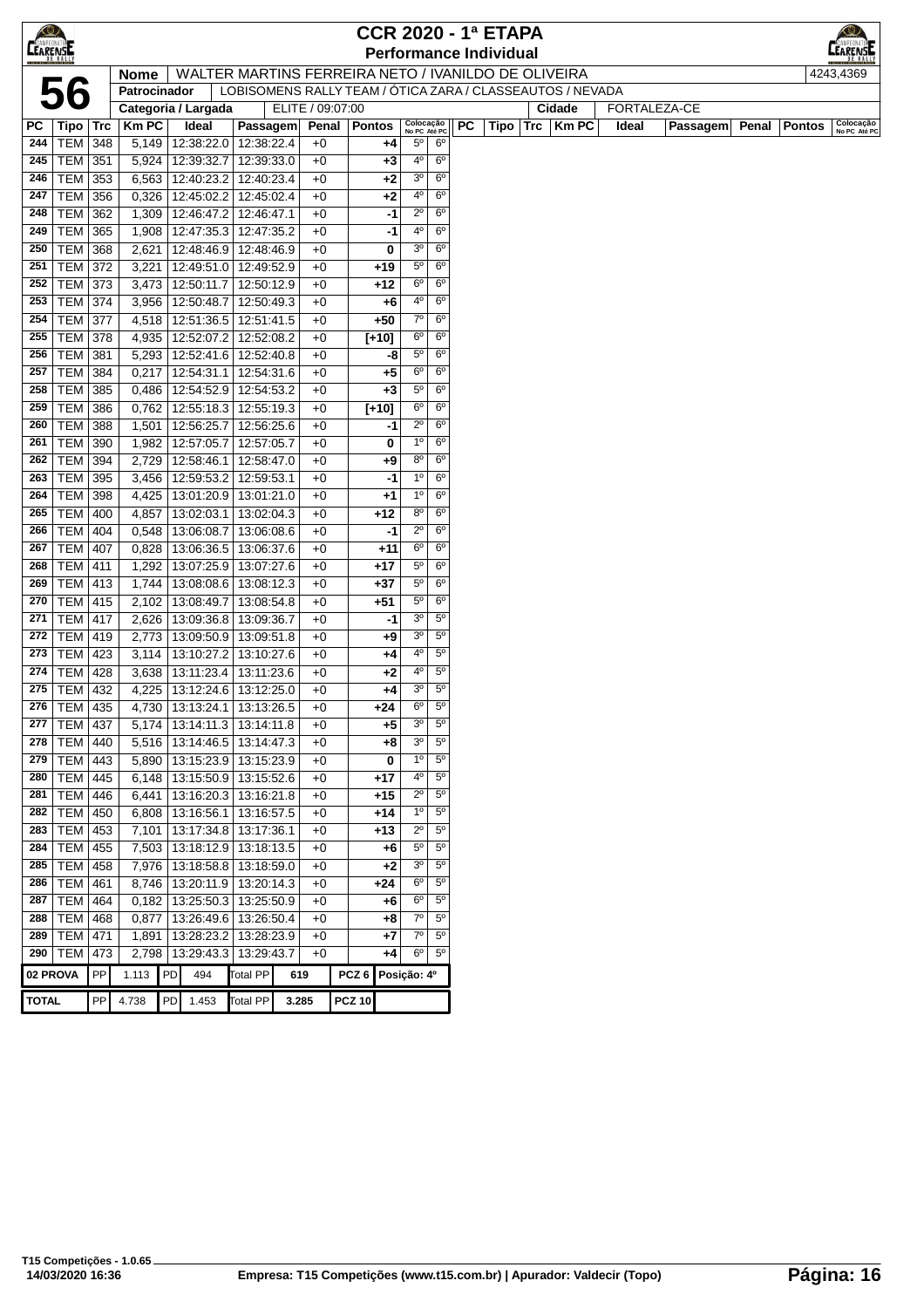# CCR 2020 - 1ª ETAPA
## Performance Individual

**56**

| Nome | WALTER MARTINS FERREIRA NETO / IVANILDO DE OLIVEIRA | 4243,4369 |
|---|---|---|
| Patrocinador | LOBISOMENS RALLY TEAM / ÓTICA ZARA / CLASSEAUTOS / NEVADA | |
| Categoria / Largada | ELITE / 09:07:00 | Cidade: FORTALEZA-CE |

| PC | Tipo | Trc | Km PC | Ideal | Passagem | Penal | Pontos | Colocação No PC | Colocação Até PC |
|---|---|---|---|---|---|---|---|---|---|
| 244 | TEM | 348 | 5,149 | 12:38:22.0 | 12:38:22.4 | +0 | +4 | 5º | 6º |
| 245 | TEM | 351 | 5,924 | 12:39:32.7 | 12:39:33.0 | +0 | +3 | 4º | 6º |
| 246 | TEM | 353 | 6,563 | 12:40:23.2 | 12:40:23.4 | +0 | +2 | 3º | 6º |
| 247 | TEM | 356 | 0,326 | 12:45:02.2 | 12:45:02.4 | +0 | +2 | 4º | 6º |
| 248 | TEM | 362 | 1,309 | 12:46:47.2 | 12:46:47.1 | +0 | -1 | 2º | 6º |
| 249 | TEM | 365 | 1,908 | 12:47:35.3 | 12:47:35.2 | +0 | -1 | 4º | 6º |
| 250 | TEM | 368 | 2,621 | 12:48:46.9 | 12:48:46.9 | +0 | 0 | 3º | 6º |
| 251 | TEM | 372 | 3,221 | 12:49:51.0 | 12:49:52.9 | +0 | +19 | 5º | 6º |
| 252 | TEM | 373 | 3,473 | 12:50:11.7 | 12:50:12.9 | +0 | +12 | 6º | 6º |
| 253 | TEM | 374 | 3,956 | 12:50:48.7 | 12:50:49.3 | +0 | +6 | 4º | 6º |
| 254 | TEM | 377 | 4,518 | 12:51:36.5 | 12:51:41.5 | +0 | +50 | 7º | 6º |
| 255 | TEM | 378 | 4,935 | 12:52:07.2 | 12:52:08.2 | +0 | [+10] | 6º | 6º |
| 256 | TEM | 381 | 5,293 | 12:52:41.6 | 12:52:40.8 | +0 | -8 | 5º | 6º |
| 257 | TEM | 384 | 0,217 | 12:54:31.1 | 12:54:31.6 | +0 | +5 | 6º | 6º |
| 258 | TEM | 385 | 0,486 | 12:54:52.9 | 12:54:53.2 | +0 | +3 | 5º | 6º |
| 259 | TEM | 386 | 0,762 | 12:55:18.3 | 12:55:19.3 | +0 | [+10] | 6º | 6º |
| 260 | TEM | 388 | 1,501 | 12:56:25.7 | 12:56:25.6 | +0 | -1 | 2º | 6º |
| 261 | TEM | 390 | 1,982 | 12:57:05.7 | 12:57:05.7 | +0 | 0 | 1º | 6º |
| 262 | TEM | 394 | 2,729 | 12:58:46.1 | 12:58:47.0 | +0 | +9 | 8º | 6º |
| 263 | TEM | 395 | 3,456 | 12:59:53.2 | 12:59:53.1 | +0 | -1 | 1º | 6º |
| 264 | TEM | 398 | 4,425 | 13:01:20.9 | 13:01:21.0 | +0 | +1 | 1º | 6º |
| 265 | TEM | 400 | 4,857 | 13:02:03.1 | 13:02:04.3 | +0 | +12 | 8º | 6º |
| 266 | TEM | 404 | 0,548 | 13:06:08.7 | 13:06:08.6 | +0 | -1 | 2º | 6º |
| 267 | TEM | 407 | 0,828 | 13:06:36.5 | 13:06:37.6 | +0 | +11 | 6º | 6º |
| 268 | TEM | 411 | 1,292 | 13:07:25.9 | 13:07:27.6 | +0 | +17 | 5º | 6º |
| 269 | TEM | 413 | 1,744 | 13:08:08.6 | 13:08:12.3 | +0 | +37 | 5º | 6º |
| 270 | TEM | 415 | 2,102 | 13:08:49.7 | 13:08:54.8 | +0 | +51 | 5º | 6º |
| 271 | TEM | 417 | 2,626 | 13:09:36.8 | 13:09:36.7 | +0 | -1 | 3º | 5º |
| 272 | TEM | 419 | 2,773 | 13:09:50.9 | 13:09:51.8 | +0 | +9 | 3º | 5º |
| 273 | TEM | 423 | 3,114 | 13:10:27.2 | 13:10:27.6 | +0 | +4 | 4º | 5º |
| 274 | TEM | 428 | 3,638 | 13:11:23.4 | 13:11:23.6 | +0 | +2 | 4º | 5º |
| 275 | TEM | 432 | 4,225 | 13:12:24.6 | 13:12:25.0 | +0 | +4 | 3º | 5º |
| 276 | TEM | 435 | 4,730 | 13:13:24.1 | 13:13:26.5 | +0 | +24 | 6º | 5º |
| 277 | TEM | 437 | 5,174 | 13:14:11.3 | 13:14:11.8 | +0 | +5 | 3º | 5º |
| 278 | TEM | 440 | 5,516 | 13:14:46.5 | 13:14:47.3 | +0 | +8 | 3º | 5º |
| 279 | TEM | 443 | 5,890 | 13:15:23.9 | 13:15:23.9 | +0 | 0 | 1º | 5º |
| 280 | TEM | 445 | 6,148 | 13:15:50.9 | 13:15:52.6 | +0 | +17 | 4º | 5º |
| 281 | TEM | 446 | 6,441 | 13:16:20.3 | 13:16:21.8 | +0 | +15 | 2º | 5º |
| 282 | TEM | 450 | 6,808 | 13:16:56.1 | 13:16:57.5 | +0 | +14 | 1º | 5º |
| 283 | TEM | 453 | 7,101 | 13:17:34.8 | 13:17:36.1 | +0 | +13 | 2º | 5º |
| 284 | TEM | 455 | 7,503 | 13:18:12.9 | 13:18:13.5 | +0 | +6 | 5º | 5º |
| 285 | TEM | 458 | 7,976 | 13:18:58.8 | 13:18:59.0 | +0 | +2 | 3º | 5º |
| 286 | TEM | 461 | 8,746 | 13:20:11.9 | 13:20:14.3 | +0 | +24 | 6º | 5º |
| 287 | TEM | 464 | 0,182 | 13:25:50.3 | 13:25:50.9 | +0 | +6 | 6º | 5º |
| 288 | TEM | 468 | 0,877 | 13:26:49.6 | 13:26:50.4 | +0 | +8 | 7º | 5º |
| 289 | TEM | 471 | 1,891 | 13:28:23.2 | 13:28:23.9 | +0 | +7 | 7º | 5º |
| 290 | TEM | 473 | 2,798 | 13:29:43.3 | 13:29:43.7 | +0 | +4 | 6º | 5º |

| 02 PROVA | PP | 1.113 | PD | 494 | Total PP | 619 | PCZ 6 | Posição: 4º |
|---|---|---|---|---|---|---|---|---|
| TOTAL | PP | 4.738 | PD | 1.453 | Total PP | 3.285 | PCZ 10 | |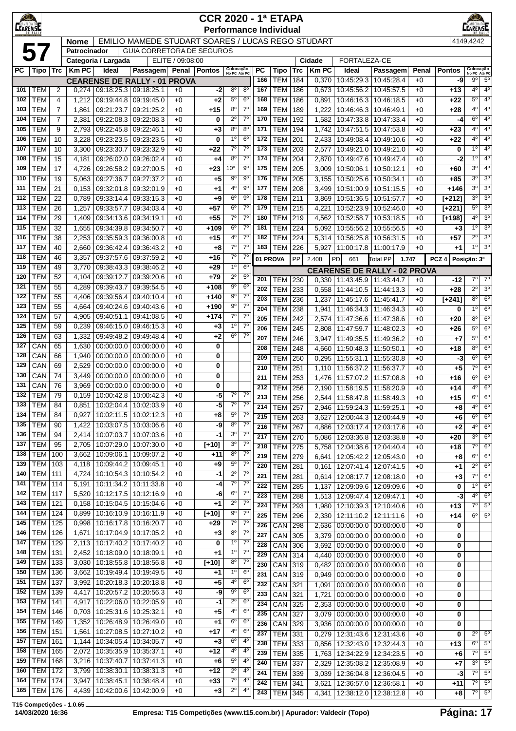# CCR 2020 - 1ª ETAPA
## Performance Individual

**57**

| Nome | EMILIO MAMEDE STUDART SOARES / LUCAS REGO STUDART | 4149,4242 |
|---|---|---|
| Patrocinador | GUIA CORRETORA DE SEGUROS | |
| Categoria / Largada | ELITE / 09:08:00 | Cidade: FORTALEZA-CE |

| PC | Tipo | Trc | Km PC | Ideal | Passagem | Penal | Pontos | Colocação No PC | Colocação Até PC |
|---|---|---|---|---|---|---|---|---|---|
| **CEARENSE DE RALLY - 01 PROVA** | | | | | | | | | |
| 101 | TEM | 2 | 0,274 | 09:18:25.3 | 09:18:25.1 | +0 | -2 | 8º | 8º |
| 102 | TEM | 4 | 1,212 | 09:19:44.8 | 09:19:45.0 | +0 | +2 | 5º | 6º |
| 103 | TEM | 7 | 1,861 | 09:21:23.7 | 09:21:25.2 | +0 | +15 | 8º | 7º |
| 104 | TEM | 7 | 2,381 | 09:22:08.3 | 09:22:08.3 | +0 | 0 | 2º | 7º |
| 105 | TEM | 9 | 2,793 | 09:22:45.8 | 09:22:46.1 | +0 | +3 | 8º | 8º |
| 106 | TEM | 10 | 3,228 | 09:23:23.5 | 09:23:23.5 | +0 | 0 | 1º | 6º |
| 107 | TEM | 10 | 3,300 | 09:23:30.7 | 09:23:32.9 | +0 | +22 | 7º | 7º |
| 108 | TEM | 15 | 4,181 | 09:26:02.0 | 09:26:02.4 | +0 | +4 | 8º | 7º |
| 109 | TEM | 17 | 4,726 | 09:26:58.2 | 09:27:00.5 | +0 | +23 | 10º | 9º |
| 110 | TEM | 19 | 5,063 | 09:27:36.7 | 09:27:37.2 | +0 | +5 | 9º | 9º |
| 111 | TEM | 21 | 0,153 | 09:32:01.8 | 09:32:01.9 | +0 | +1 | 4º | 9º |
| 112 | TEM | 22 | 0,789 | 09:33:14.4 | 09:33:15.3 | +0 | +9 | 6º | 9º |
| 113 | TEM | 26 | 1,257 | 09:33:57.7 | 09:34:03.4 | +0 | +57 | 6º | 7º |
| 114 | TEM | 29 | 1,409 | 09:34:13.6 | 09:34:19.1 | +0 | +55 | 7º | 7º |
| 115 | TEM | 32 | 1,655 | 09:34:39.8 | 09:34:50.7 | +0 | +109 | 6º | 7º |
| 116 | TEM | 38 | 2,253 | 09:35:59.3 | 09:36:00.8 | +0 | +15 | 4º | 7º |
| 117 | TEM | 40 | 2,660 | 09:36:42.4 | 09:36:43.2 | +0 | +8 | 7º | 7º |
| 118 | TEM | 46 | 3,357 | 09:37:57.6 | 09:37:59.2 | +0 | +16 | 7º | 7º |
| 119 | TEM | 49 | 3,770 | 09:38:43.3 | 09:38:46.2 | +0 | +29 | 1º | 6º |
| 120 | TEM | 52 | 4,104 | 09:39:12.7 | 09:39:20.6 | +0 | +79 | 2º | 5º |
| 121 | TEM | 55 | 4,289 | 09:39:43.7 | 09:39:54.5 | +0 | +108 | 9º | 6º |
| 122 | TEM | 55 | 4,406 | 09:39:56.4 | 09:40:10.4 | +0 | +140 | 9º | 7º |
| 123 | TEM | 55 | 4,664 | 09:40:24.6 | 09:40:43.6 | +0 | +190 | 9º | 7º |
| 124 | TEM | 57 | 4,905 | 09:40:51.1 | 09:41:08.5 | +0 | +174 | 7º | 7º |
| 125 | TEM | 59 | 0,239 | 09:46:15.0 | 09:46:15.3 | +0 | +3 | 1º | 7º |
| 126 | TEM | 63 | 1,332 | 09:49:48.2 | 09:49:48.4 | +0 | +2 | 6º | 7º |
| 127 | CAN | 65 | 1,630 | 00:00:00.0 | 00:00:00.0 | +0 | 0 | | |
| 128 | CAN | 66 | 1,940 | 00:00:00.0 | 00:00:00.0 | +0 | 0 | | |
| 129 | CAN | 69 | 2,529 | 00:00:00.0 | 00:00:00.0 | +0 | 0 | | |
| 130 | CAN | 74 | 3,449 | 00:00:00.0 | 00:00:00.0 | +0 | 0 | | |
| 131 | CAN | 76 | 3,969 | 00:00:00.0 | 00:00:00.0 | +0 | 0 | | |
| 132 | TEM | 79 | 0,159 | 10:00:42.8 | 10:00:42.3 | +0 | -5 | 7º | 7º |
| 133 | TEM | 84 | 0,851 | 10:02:04.4 | 10:02:03.9 | +0 | -5 | 7º | 7º |
| 134 | TEM | 84 | 0,927 | 10:02:11.5 | 10:02:12.3 | +0 | +8 | 5º | 7º |
| 135 | TEM | 90 | 1,422 | 10:03:07.5 | 10:03:06.6 | +0 | -9 | 8º | 7º |
| 136 | TEM | 94 | 2,414 | 10:07:03.7 | 10:07:03.6 | +0 | -1 | 3º | 7º |
| 137 | TEM | 95 | 2,705 | 10:07:29.0 | 10:07:30.0 | +0 | [+10] | 3º | 7º |
| 138 | TEM | 100 | 3,662 | 10:09:06.1 | 10:09:07.2 | +0 | +11 | 8º | 7º |
| 139 | TEM | 103 | 4,118 | 10:09:44.2 | 10:09:45.1 | +0 | +9 | 5º | 7º |
| 140 | TEM | 111 | 4,724 | 10:10:54.3 | 10:10:54.2 | +0 | -1 | 2º | 7º |
| 141 | TEM | 114 | 5,191 | 10:11:34.2 | 10:11:33.8 | +0 | -4 | 7º | 7º |
| 142 | TEM | 117 | 5,520 | 10:12:17.5 | 10:12:16.9 | +0 | -6 | 6º | 7º |
| 143 | TEM | 121 | 0,158 | 10:15:04.5 | 10:15:04.6 | +0 | +1 | 2º | 7º |
| 144 | TEM | 124 | 0,899 | 10:16:10.9 | 10:16:11.9 | +0 | [+10] | 9º | 7º |
| 145 | TEM | 125 | 0,998 | 10:16:17.8 | 10:16:20.7 | +0 | +29 | 7º | 7º |
| 146 | TEM | 126 | 1,671 | 10:17:04.9 | 10:17:05.2 | +0 | +3 | 8º | 7º |
| 147 | TEM | 129 | 2,113 | 10:17:40.2 | 10:17:40.2 | +0 | 0 | 1º | 7º |
| 148 | TEM | 131 | 2,452 | 10:18:09.0 | 10:18:09.1 | +0 | +1 | 1º | 7º |
| 149 | TEM | 133 | 3,030 | 10:18:55.8 | 10:18:56.8 | +0 | [+10] | 8º | 7º |
| 150 | TEM | 136 | 3,662 | 10:19:49.4 | 10:19:49.5 | +0 | +1 | 1º | 6º |
| 151 | TEM | 137 | 3,992 | 10:20:18.3 | 10:20:18.8 | +0 | +5 | 4º | 6º |
| 152 | TEM | 139 | 4,417 | 10:20:57.2 | 10:20:56.3 | +0 | -9 | 9º | 6º |
| 153 | TEM | 141 | 4,917 | 10:22:06.0 | 10:22:05.9 | +0 | -1 | 2º | 6º |
| 154 | TEM | 146 | 0,703 | 10:25:31.6 | 10:25:32.1 | +0 | +5 | 4º | 6º |
| 155 | TEM | 149 | 1,352 | 10:26:48.9 | 10:26:49.0 | +0 | +1 | 6º | 6º |
| 156 | TEM | 151 | 1,561 | 10:27:08.5 | 10:27:10.2 | +0 | +17 | 4º | 6º |
| 157 | TEM | 161 | 1,144 | 10:34:05.4 | 10:34:05.7 | +0 | +3 | 6º | 4º |
| 158 | TEM | 165 | 2,072 | 10:35:35.9 | 10:35:37.1 | +0 | +12 | 4º | 4º |
| 159 | TEM | 168 | 3,216 | 10:37:40.7 | 10:37:41.3 | +0 | +6 | 5º | 4º |
| 160 | TEM | 172 | 3,799 | 10:38:30.1 | 10:38:31.3 | +0 | +12 | 2º | 4º |
| 164 | TEM | 174 | 3,947 | 10:38:45.1 | 10:38:48.4 | +0 | +33 | 7º | 4º |
| 165 | TEM | 176 | 4,439 | 10:42:00.6 | 10:42:00.9 | +0 | +3 | 2º | 4º |
| 166 | TEM | 184 | 0,370 | 10:45:29.3 | 10:45:28.4 | +0 | -9 | 9º | 5º |
| 167 | TEM | 186 | 0,673 | 10:45:56.2 | 10:45:57.5 | +0 | +13 | 4º | 4º |
| 168 | TEM | 186 | 0,891 | 10:46:16.3 | 10:46:18.5 | +0 | +22 | 5º | 4º |
| 169 | TEM | 189 | 1,222 | 10:46:46.3 | 10:46:49.1 | +0 | +28 | 4º | 4º |
| 170 | TEM | 192 | 1,582 | 10:47:33.8 | 10:47:33.4 | +0 | -4 | 6º | 4º |
| 171 | TEM | 194 | 1,742 | 10:47:51.5 | 10:47:53.8 | +0 | +23 | 4º | 4º |
| 172 | TEM | 201 | 2,433 | 10:49:08.4 | 10:49:10.6 | +0 | +22 | 4º | 4º |
| 173 | TEM | 203 | 2,577 | 10:49:21.0 | 10:49:21.0 | +0 | 0 | 1º | 4º |
| 174 | TEM | 204 | 2,870 | 10:49:47.6 | 10:49:47.4 | +0 | -2 | 1º | 4º |
| 175 | TEM | 205 | 3,009 | 10:50:06.1 | 10:50:12.1 | +0 | +60 | 3º | 4º |
| 176 | TEM | 205 | 3,155 | 10:50:25.6 | 10:50:34.1 | +0 | +85 | 3º | 3º |
| 177 | TEM | 208 | 3,499 | 10:51:00.9 | 10:51:15.5 | +0 | +146 | 3º | 3º |
| 178 | TEM | 211 | 3,869 | 10:51:36.5 | 10:51:57.7 | +0 | [+212] | 3º | 3º |
| 179 | TEM | 215 | 4,221 | 10:52:23.9 | 10:52:46.0 | +0 | [+221] | 5º | 3º |
| 180 | TEM | 219 | 4,562 | 10:52:58.7 | 10:53:18.5 | +0 | [+198] | 4º | 3º |
| 181 | TEM | 224 | 5,092 | 10:55:56.2 | 10:55:56.5 | +0 | +3 | 1º | 3º |
| 182 | TEM | 224 | 5,314 | 10:56:25.8 | 10:56:31.5 | +0 | +57 | 2º | 3º |
| 183 | TEM | 226 | 5,927 | 11:00:17.8 | 11:00:17.9 | +0 | +1 | 1º | 3º |
| **01 PROVA** | PP | 2.408 | PD | 661 | Total PP | 1.747 | PCZ 4 | Posição: 3º | |
| **CEARENSE DE RALLY - 02 PROVA** | | | | | | | | | |
| 201 | TEM | 230 | 0,330 | 11:43:45.9 | 11:43:44.7 | +0 | -12 | 7º | 7º |
| 202 | TEM | 233 | 0,558 | 11:44:10.5 | 11:44:13.3 | +0 | +28 | 2º | 3º |
| 203 | TEM | 236 | 1,237 | 11:45:17.6 | 11:45:41.7 | +0 | [+241] | 8º | 6º |
| 204 | TEM | 238 | 1,941 | 11:46:34.3 | 11:46:34.3 | +0 | 0 | 1º | 6º |
| 205 | TEM | 242 | 2,574 | 11:47:36.6 | 11:47:38.6 | +0 | +20 | 8º | 6º |
| 206 | TEM | 245 | 2,808 | 11:47:59.7 | 11:48:02.3 | +0 | +26 | 5º | 6º |
| 207 | TEM | 246 | 3,947 | 11:49:35.5 | 11:49:36.2 | +0 | +7 | 5º | 6º |
| 208 | TEM | 248 | 4,660 | 11:50:48.3 | 11:50:50.1 | +0 | +18 | 8º | 6º |
| 209 | TEM | 250 | 0,295 | 11:55:31.1 | 11:55:30.8 | +0 | -3 | 6º | 6º |
| 210 | TEM | 251 | 1,110 | 11:56:37.2 | 11:56:37.7 | +0 | +5 | 7º | 6º |
| 211 | TEM | 253 | 1,476 | 11:57:07.2 | 11:57:08.8 | +0 | +16 | 6º | 6º |
| 212 | TEM | 256 | 2,190 | 11:58:19.5 | 11:58:20.9 | +0 | +14 | 4º | 6º |
| 213 | TEM | 256 | 2,544 | 11:58:47.8 | 11:58:49.3 | +0 | +15 | 6º | 6º |
| 214 | TEM | 257 | 2,946 | 11:59:24.3 | 11:59:25.1 | +0 | +8 | 4º | 6º |
| 215 | TEM | 263 | 3,627 | 12:00:44.3 | 12:00:44.9 | +0 | +6 | 6º | 6º |
| 216 | TEM | 267 | 4,886 | 12:03:17.4 | 12:03:17.6 | +0 | +2 | 4º | 6º |
| 217 | TEM | 270 | 5,086 | 12:03:36.8 | 12:03:38.8 | +0 | +20 | 3º | 6º |
| 218 | TEM | 275 | 5,758 | 12:04:38.6 | 12:04:40.4 | +0 | +18 | 7º | 6º |
| 219 | TEM | 279 | 6,641 | 12:05:42.2 | 12:05:43.0 | +0 | +8 | 6º | 6º |
| 220 | TEM | 281 | 0,161 | 12:07:41.4 | 12:07:41.5 | +0 | +1 | 2º | 6º |
| 221 | TEM | 281 | 0,614 | 12:08:17.7 | 12:08:18.0 | +0 | +3 | 7º | 6º |
| 222 | TEM | 285 | 1,137 | 12:09:09.6 | 12:09:09.6 | +0 | 0 | 1º | 6º |
| 223 | TEM | 288 | 1,513 | 12:09:47.4 | 12:09:47.1 | +0 | -3 | 4º | 6º |
| 224 | TEM | 293 | 1,980 | 12:10:39.3 | 12:10:40.6 | +0 | +13 | 7º | 5º |
| 225 | TEM | 296 | 2,330 | 12:11:10.2 | 12:11:11.6 | +0 | +14 | 6º | 5º |
| 226 | CAN | 298 | 2,636 | 00:00:00.0 | 00:00:00.0 | +0 | 0 | | |
| 227 | CAN | 305 | 3,379 | 00:00:00.0 | 00:00:00.0 | +0 | 0 | | |
| 228 | CAN | 306 | 3,692 | 00:00:00.0 | 00:00:00.0 | +0 | 0 | | |
| 229 | CAN | 314 | 4,440 | 00:00:00.0 | 00:00:00.0 | +0 | 0 | | |
| 230 | CAN | 319 | 0,482 | 00:00:00.0 | 00:00:00.0 | +0 | 0 | | |
| 231 | CAN | 319 | 0,949 | 00:00:00.0 | 00:00:00.0 | +0 | 0 | | |
| 232 | CAN | 321 | 1,091 | 00:00:00.0 | 00:00:00.0 | +0 | 0 | | |
| 233 | CAN | 321 | 1,721 | 00:00:00.0 | 00:00:00.0 | +0 | 0 | | |
| 234 | CAN | 325 | 2,353 | 00:00:00.0 | 00:00:00.0 | +0 | 0 | | |
| 235 | CAN | 327 | 3,079 | 00:00:00.0 | 00:00:00.0 | +0 | 0 | | |
| 236 | CAN | 329 | 3,936 | 00:00:00.0 | 00:00:00.0 | +0 | 0 | | |
| 237 | TEM | 331 | 0,279 | 12:31:43.6 | 12:31:43.6 | +0 | 0 | 2º | 5º |
| 238 | TEM | 333 | 0,856 | 12:32:43.0 | 12:32:44.3 | +0 | +13 | 6º | 5º |
| 239 | TEM | 335 | 1,763 | 12:34:22.9 | 12:34:23.5 | +0 | +6 | 7º | 5º |
| 240 | TEM | 337 | 2,329 | 12:35:08.2 | 12:35:08.9 | +0 | +7 | 3º | 5º |
| 241 | TEM | 339 | 3,039 | 12:36:04.8 | 12:36:04.5 | +0 | -3 | 7º | 5º |
| 242 | TEM | 341 | 3,621 | 12:36:57.0 | 12:36:58.1 | +0 | +11 | 7º | 5º |
| 243 | TEM | 345 | 4,341 | 12:38:12.0 | 12:38:12.8 | +0 | +8 | 7º | 5º |

T15 Competições - 1.0.65
14/03/2020 16:36 — Empresa: T15 Competições (www.t15.com.br) | Apurador: Valdecir (Topo)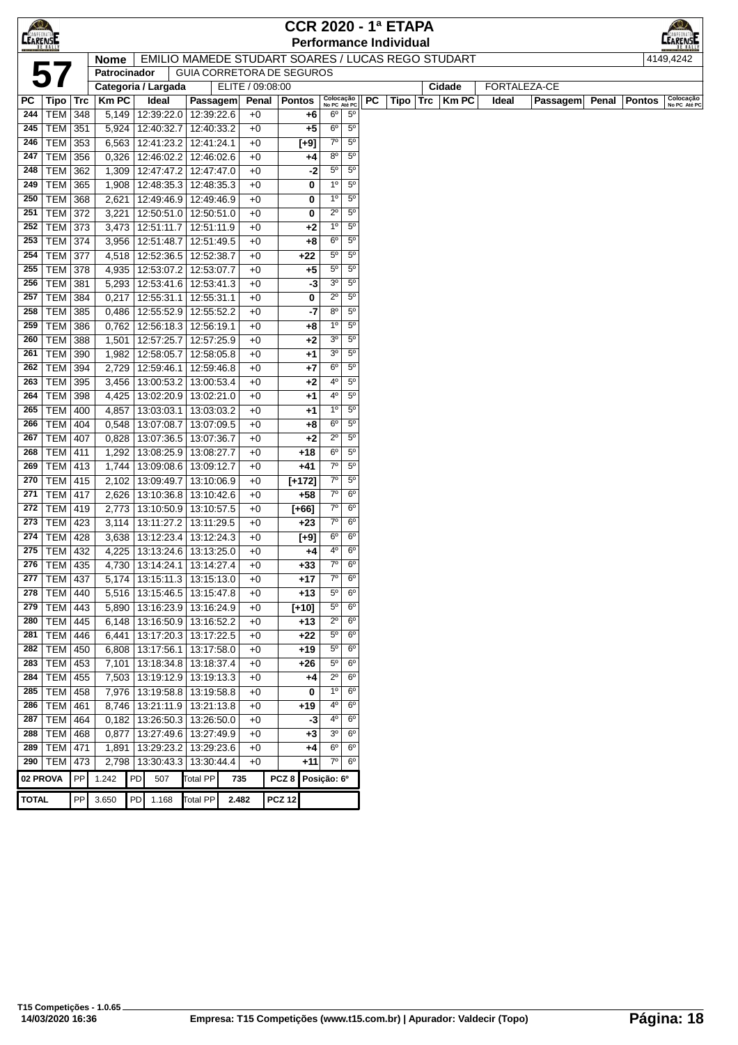# CCR 2020 - 1ª ETAPA

## Performance Individual

| **57** | Nome | EMILIO MAMEDE STUDART SOARES / LUCAS REGO STUDART | 4149,4242 |
|---|---|---|---|
| | Patrocinador | GUIA CORRETORA DE SEGUROS | |
| | Categoria / Largada | ELITE / 09:08:00 | Cidade: FORTALEZA-CE |

| PC | Tipo | Trc | Km PC | Ideal | Passagem | Penal | Pontos | Colocação No PC | Colocação Até PC |
|---|---|---|---|---|---|---|---|---|---|
| 244 | TEM | 348 | 5,149 | 12:39:22.0 | 12:39:22.6 | +0 | +6 | 6º | 5º |
| 245 | TEM | 351 | 5,924 | 12:40:32.7 | 12:40:33.2 | +0 | +5 | 6º | 5º |
| 246 | TEM | 353 | 6,563 | 12:41:23.2 | 12:41:24.1 | +0 | [+9] | 7º | 5º |
| 247 | TEM | 356 | 0,326 | 12:46:02.2 | 12:46:02.6 | +0 | +4 | 8º | 5º |
| 248 | TEM | 362 | 1,309 | 12:47:47.2 | 12:47:47.0 | +0 | -2 | 5º | 5º |
| 249 | TEM | 365 | 1,908 | 12:48:35.3 | 12:48:35.3 | +0 | 0 | 1º | 5º |
| 250 | TEM | 368 | 2,621 | 12:49:46.9 | 12:49:46.9 | +0 | 0 | 1º | 5º |
| 251 | TEM | 372 | 3,221 | 12:50:51.0 | 12:50:51.0 | +0 | 0 | 2º | 5º |
| 252 | TEM | 373 | 3,473 | 12:51:11.7 | 12:51:11.9 | +0 | +2 | 1º | 5º |
| 253 | TEM | 374 | 3,956 | 12:51:48.7 | 12:51:49.5 | +0 | +8 | 6º | 5º |
| 254 | TEM | 377 | 4,518 | 12:52:36.5 | 12:52:38.7 | +0 | +22 | 5º | 5º |
| 255 | TEM | 378 | 4,935 | 12:53:07.2 | 12:53:07.7 | +0 | +5 | 5º | 5º |
| 256 | TEM | 381 | 5,293 | 12:53:41.6 | 12:53:41.3 | +0 | -3 | 3º | 5º |
| 257 | TEM | 384 | 0,217 | 12:55:31.1 | 12:55:31.1 | +0 | 0 | 2º | 5º |
| 258 | TEM | 385 | 0,486 | 12:55:52.9 | 12:55:52.2 | +0 | -7 | 8º | 5º |
| 259 | TEM | 386 | 0,762 | 12:56:18.3 | 12:56:19.1 | +0 | +8 | 1º | 5º |
| 260 | TEM | 388 | 1,501 | 12:57:25.7 | 12:57:25.9 | +0 | +2 | 3º | 5º |
| 261 | TEM | 390 | 1,982 | 12:58:05.7 | 12:58:05.8 | +0 | +1 | 3º | 5º |
| 262 | TEM | 394 | 2,729 | 12:59:46.1 | 12:59:46.8 | +0 | +7 | 6º | 5º |
| 263 | TEM | 395 | 3,456 | 13:00:53.2 | 13:00:53.4 | +0 | +2 | 4º | 5º |
| 264 | TEM | 398 | 4,425 | 13:02:20.9 | 13:02:21.0 | +0 | +1 | 4º | 5º |
| 265 | TEM | 400 | 4,857 | 13:03:03.1 | 13:03:03.2 | +0 | +1 | 1º | 5º |
| 266 | TEM | 404 | 0,548 | 13:07:08.7 | 13:07:09.5 | +0 | +8 | 6º | 5º |
| 267 | TEM | 407 | 0,828 | 13:07:36.5 | 13:07:36.7 | +0 | +2 | 2º | 5º |
| 268 | TEM | 411 | 1,292 | 13:08:25.9 | 13:08:27.7 | +0 | +18 | 6º | 5º |
| 269 | TEM | 413 | 1,744 | 13:09:08.6 | 13:09:12.7 | +0 | +41 | 7º | 5º |
| 270 | TEM | 415 | 2,102 | 13:09:49.7 | 13:10:06.9 | +0 | [+172] | 7º | 5º |
| 271 | TEM | 417 | 2,626 | 13:10:36.8 | 13:10:42.6 | +0 | +58 | 7º | 6º |
| 272 | TEM | 419 | 2,773 | 13:10:50.9 | 13:10:57.5 | +0 | [+66] | 7º | 6º |
| 273 | TEM | 423 | 3,114 | 13:11:27.2 | 13:11:29.5 | +0 | +23 | 7º | 6º |
| 274 | TEM | 428 | 3,638 | 13:12:23.4 | 13:12:24.3 | +0 | [+9] | 6º | 6º |
| 275 | TEM | 432 | 4,225 | 13:13:24.6 | 13:13:25.0 | +0 | +4 | 4º | 6º |
| 276 | TEM | 435 | 4,730 | 13:14:24.1 | 13:14:27.4 | +0 | +33 | 7º | 6º |
| 277 | TEM | 437 | 5,174 | 13:15:11.3 | 13:15:13.0 | +0 | +17 | 7º | 6º |
| 278 | TEM | 440 | 5,516 | 13:15:46.5 | 13:15:47.8 | +0 | +13 | 5º | 6º |
| 279 | TEM | 443 | 5,890 | 13:16:23.9 | 13:16:24.9 | +0 | [+10] | 5º | 6º |
| 280 | TEM | 445 | 6,148 | 13:16:50.9 | 13:16:52.2 | +0 | +13 | 2º | 6º |
| 281 | TEM | 446 | 6,441 | 13:17:20.3 | 13:17:22.5 | +0 | +22 | 5º | 6º |
| 282 | TEM | 450 | 6,808 | 13:17:56.1 | 13:17:58.0 | +0 | +19 | 5º | 6º |
| 283 | TEM | 453 | 7,101 | 13:18:34.8 | 13:18:37.4 | +0 | +26 | 5º | 6º |
| 284 | TEM | 455 | 7,503 | 13:19:12.9 | 13:19:13.3 | +0 | +4 | 2º | 6º |
| 285 | TEM | 458 | 7,976 | 13:19:58.8 | 13:19:58.8 | +0 | 0 | 1º | 6º |
| 286 | TEM | 461 | 8,746 | 13:21:11.9 | 13:21:13.8 | +0 | +19 | 4º | 6º |
| 287 | TEM | 464 | 0,182 | 13:26:50.3 | 13:26:50.0 | +0 | -3 | 4º | 6º |
| 288 | TEM | 468 | 0,877 | 13:27:49.6 | 13:27:49.9 | +0 | +3 | 3º | 6º |
| 289 | TEM | 471 | 1,891 | 13:29:23.2 | 13:29:23.6 | +0 | +4 | 6º | 6º |
| 290 | TEM | 473 | 2,798 | 13:30:43.3 | 13:30:44.4 | +0 | +11 | 7º | 6º |

| 02 PROVA | PP | 1.242 | PD | 507 | Total PP | 735 | PCZ 8 | Posição: 6º |
|---|---|---|---|---|---|---|---|---|
| **TOTAL** | PP | 3.650 | PD | 1.168 | Total PP | 2.482 | PCZ 12 | |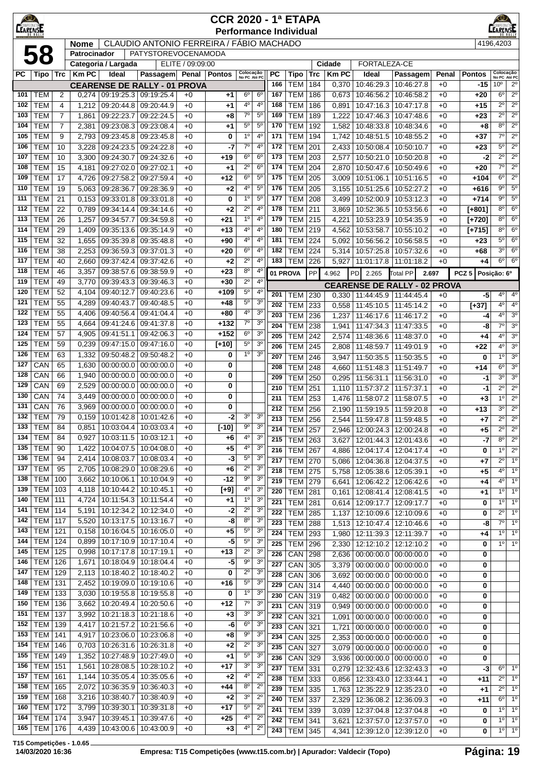# CCR 2020 - 1ª ETAPA
## Performance Individual

**58**

| Nome | CLAUDIO ANTONIO FERREIRA / FÁBIO MACHADO | 4196,4203 |
|---|---|---|
| Patrocinador | PATYSTOREVOCENAMODA | |
| Categoria / Largada | ELITE / 09:09:00 | Cidade: FORTALEZA-CE |

### CEARENSE DE RALLY - 01 PROVA

| PC | Tipo | Trc | Km PC | Ideal | Passagem | Penal | Pontos | Colocação No PC | Colocação Até PC |
|---|---|---|---|---|---|---|---|---|---|
| 101 | TEM | 2 | 0,274 | 09:19:25.3 | 09:19:25.4 | +0 | +1 | 6º | 6º |
| 102 | TEM | 4 | 1,212 | 09:20:44.8 | 09:20:44.9 | +0 | +1 | 4º | 4º |
| 103 | TEM | 7 | 1,861 | 09:22:23.7 | 09:22:24.5 | +0 | +8 | 7º | 5º |
| 104 | TEM | 7 | 2,381 | 09:23:08.3 | 09:23:08.4 | +0 | +1 | 5º | 5º |
| 105 | TEM | 9 | 2,793 | 09:23:45.8 | 09:23:45.8 | +0 | 0 | 1º | 4º |
| 106 | TEM | 10 | 3,228 | 09:24:23.5 | 09:24:22.8 | +0 | -7 | 7º | 4º |
| 107 | TEM | 10 | 3,300 | 09:24:30.7 | 09:24:32.6 | +0 | +19 | 6º | 6º |
| 108 | TEM | 15 | 4,181 | 09:27:02.0 | 09:27:02.1 | +0 | +1 | 2º | 6º |
| 109 | TEM | 17 | 4,726 | 09:27:58.2 | 09:27:59.4 | +0 | +12 | 6º | 5º |
| 110 | TEM | 19 | 5,063 | 09:28:36.7 | 09:28:36.9 | +0 | +2 | 4º | 5º |
| 111 | TEM | 21 | 0,153 | 09:33:01.8 | 09:33:01.8 | +0 | 0 | 1º | 5º |
| 112 | TEM | 22 | 0,789 | 09:34:14.4 | 09:34:14.6 | +0 | +2 | 2º | 4º |
| 113 | TEM | 26 | 1,257 | 09:34:57.7 | 09:34:59.8 | +0 | +21 | 1º | 4º |
| 114 | TEM | 29 | 1,409 | 09:35:13.6 | 09:35:14.9 | +0 | +13 | 4º | 4º |
| 115 | TEM | 32 | 1,655 | 09:35:39.8 | 09:35:48.8 | +0 | +90 | 4º | 4º |
| 116 | TEM | 38 | 2,253 | 09:36:59.3 | 09:37:01.3 | +0 | +20 | 6º | 4º |
| 117 | TEM | 40 | 2,660 | 09:37:42.4 | 09:37:42.6 | +0 | +2 | 2º | 4º |
| 118 | TEM | 46 | 3,357 | 09:38:57.6 | 09:38:59.9 | +0 | +23 | 8º | 4º |
| 119 | TEM | 49 | 3,770 | 09:39:43.3 | 09:39:46.3 | +0 | +30 | 2º | 4º |
| 120 | TEM | 52 | 4,104 | 09:40:12.7 | 09:40:23.6 | +0 | +109 | 5º | 4º |
| 121 | TEM | 55 | 4,289 | 09:40:43.7 | 09:40:48.5 | +0 | +48 | 5º | 3º |
| 122 | TEM | 55 | 4,406 | 09:40:56.4 | 09:41:04.4 | +0 | +80 | 4º | 3º |
| 123 | TEM | 55 | 4,664 | 09:41:24.6 | 09:41:37.8 | +0 | +132 | 7º | 3º |
| 124 | TEM | 57 | 4,905 | 09:41:51.1 | 09:42:06.3 | +0 | +152 | 6º | 3º |
| 125 | TEM | 59 | 0,239 | 09:47:15.0 | 09:47:16.0 | +0 | [+10] | 5º | 3º |
| 126 | TEM | 63 | 1,332 | 09:50:48.2 | 09:50:48.2 | +0 | 0 | 1º | 3º |
| 127 | CAN | 65 | 1,630 | 00:00:00.0 | 00:00:00.0 | +0 | 0 | | |
| 128 | CAN | 66 | 1,940 | 00:00:00.0 | 00:00:00.0 | +0 | 0 | | |
| 129 | CAN | 69 | 2,529 | 00:00:00.0 | 00:00:00.0 | +0 | 0 | | |
| 130 | CAN | 74 | 3,449 | 00:00:00.0 | 00:00:00.0 | +0 | 0 | | |
| 131 | CAN | 76 | 3,969 | 00:00:00.0 | 00:00:00.0 | +0 | 0 | | |
| 132 | TEM | 79 | 0,159 | 10:01:42.8 | 10:01:42.6 | +0 | -2 | 3º | 3º |
| 133 | TEM | 84 | 0,851 | 10:03:04.4 | 10:03:03.4 | +0 | [-10] | 9º | 3º |
| 134 | TEM | 84 | 0,927 | 10:03:11.5 | 10:03:12.1 | +0 | +6 | 4º | 3º |
| 135 | TEM | 90 | 1,422 | 10:04:07.5 | 10:04:08.0 | +0 | +5 | 4º | 3º |
| 136 | TEM | 94 | 2,414 | 10:08:03.7 | 10:08:03.4 | +0 | -3 | 5º | 3º |
| 137 | TEM | 95 | 2,705 | 10:08:29.0 | 10:08:29.6 | +0 | +6 | 2º | 3º |
| 138 | TEM | 100 | 3,662 | 10:10:06.1 | 10:10:04.9 | +0 | -12 | 9º | 3º |
| 139 | TEM | 103 | 4,118 | 10:10:44.2 | 10:10:45.1 | +0 | [+9] | 4º | 3º |
| 140 | TEM | 111 | 4,724 | 10:11:54.3 | 10:11:54.4 | +0 | +1 | 1º | 3º |
| 141 | TEM | 114 | 5,191 | 10:12:34.2 | 10:12:34.0 | +0 | -2 | 2º | 3º |
| 142 | TEM | 117 | 5,520 | 10:13:17.5 | 10:13:16.7 | +0 | -8 | 8º | 3º |
| 143 | TEM | 121 | 0,158 | 10:16:04.5 | 10:16:05.0 | +0 | +5 | 5º | 3º |
| 144 | TEM | 124 | 0,899 | 10:17:10.9 | 10:17:10.4 | +0 | -5 | 5º | 3º |
| 145 | TEM | 125 | 0,998 | 10:17:17.8 | 10:17:19.1 | +0 | +13 | 2º | 3º |
| 146 | TEM | 126 | 1,671 | 10:18:04.9 | 10:18:04.4 | +0 | -5 | 9º | 3º |
| 147 | TEM | 129 | 2,113 | 10:18:40.2 | 10:18:40.2 | +0 | 0 | 2º | 3º |
| 148 | TEM | 131 | 2,452 | 10:19:09.0 | 10:19:10.6 | +0 | +16 | 5º | 3º |
| 149 | TEM | 133 | 3,030 | 10:19:55.8 | 10:19:55.8 | +0 | 0 | 1º | 3º |
| 150 | TEM | 136 | 3,662 | 10:20:49.4 | 10:20:50.6 | +0 | +12 | 7º | 3º |
| 151 | TEM | 137 | 3,992 | 10:21:18.3 | 10:21:18.6 | +0 | +3 | 3º | 3º |
| 152 | TEM | 139 | 4,417 | 10:21:57.2 | 10:21:56.6 | +0 | -6 | 6º | 3º |
| 153 | TEM | 141 | 4,917 | 10:23:06.0 | 10:23:06.8 | +0 | +8 | 9º | 3º |
| 154 | TEM | 146 | 0,703 | 10:26:31.6 | 10:26:31.8 | +0 | +2 | 2º | 3º |
| 155 | TEM | 149 | 1,352 | 10:27:48.9 | 10:27:49.0 | +0 | +1 | 5º | 3º |
| 156 | TEM | 151 | 1,561 | 10:28:08.5 | 10:28:10.2 | +0 | +17 | 3º | 3º |
| 157 | TEM | 161 | 1,144 | 10:35:05.4 | 10:35:05.6 | +0 | +2 | 4º | 2º |
| 158 | TEM | 165 | 2,072 | 10:36:35.9 | 10:36:40.3 | +0 | +44 | 8º | 2º |
| 159 | TEM | 168 | 3,216 | 10:38:40.7 | 10:38:40.9 | +0 | +2 | 3º | 2º |
| 160 | TEM | 172 | 3,799 | 10:39:30.1 | 10:39:31.8 | +0 | +17 | 5º | 2º |
| 164 | TEM | 174 | 3,947 | 10:39:45.1 | 10:39:47.6 | +0 | +25 | 4º | 2º |
| 165 | TEM | 176 | 4,439 | 10:43:00.6 | 10:43:00.9 | +0 | +3 | 4º | 2º |
| 166 | TEM | 184 | 0,370 | 10:46:29.3 | 10:46:27.8 | +0 | -15 | 10º | 2º |
| 167 | TEM | 186 | 0,673 | 10:46:56.2 | 10:46:58.2 | +0 | +20 | 6º | 2º |
| 168 | TEM | 186 | 0,891 | 10:47:16.3 | 10:47:17.8 | +0 | +15 | 2º | 2º |
| 169 | TEM | 189 | 1,222 | 10:47:46.3 | 10:47:48.6 | +0 | +23 | 2º | 2º |
| 170 | TEM | 192 | 1,582 | 10:48:33.8 | 10:48:34.6 | +0 | +8 | 8º | 2º |
| 171 | TEM | 194 | 1,742 | 10:48:51.5 | 10:48:55.2 | +0 | +37 | 7º | 2º |
| 172 | TEM | 201 | 2,433 | 10:50:08.4 | 10:50:10.7 | +0 | +23 | 5º | 2º |
| 173 | TEM | 203 | 2,577 | 10:50:21.0 | 10:50:20.8 | +0 | -2 | 2º | 2º |
| 174 | TEM | 204 | 2,870 | 10:50:47.6 | 10:50:49.6 | +0 | +20 | 7º | 2º |
| 175 | TEM | 205 | 3,009 | 10:51:06.1 | 10:51:16.5 | +0 | +104 | 6º | 2º |
| 176 | TEM | 205 | 3,155 | 10:51:25.6 | 10:52:27.2 | +0 | +616 | 9º | 5º |
| 177 | TEM | 208 | 3,499 | 10:52:00.9 | 10:53:12.3 | +0 | +714 | 9º | 5º |
| 178 | TEM | 211 | 3,869 | 10:52:36.5 | 10:53:56.6 | +0 | [+801] | 8º | 6º |
| 179 | TEM | 215 | 4,221 | 10:53:23.9 | 10:54:35.9 | +0 | [+720] | 8º | 6º |
| 180 | TEM | 219 | 4,562 | 10:53:58.7 | 10:55:10.2 | +0 | [+715] | 8º | 6º |
| 181 | TEM | 224 | 5,092 | 10:56:56.2 | 10:56:58.5 | +0 | +23 | 5º | 6º |
| 182 | TEM | 224 | 5,314 | 10:57:25.8 | 10:57:32.6 | +0 | +68 | 3º | 6º |
| 183 | TEM | 226 | 5,927 | 11:01:17.8 | 11:01:18.2 | +0 | +4 | 6º | 6º |

**01 PROVA** PP 4.962 | PD 2.265 | Total PP 2.697 | PCZ 5 | Posição: 6º

### CEARENSE DE RALLY - 02 PROVA

| PC | Tipo | Trc | Km PC | Ideal | Passagem | Penal | Pontos | Colocação No PC | Colocação Até PC |
|---|---|---|---|---|---|---|---|---|---|
| 201 | TEM | 230 | 0,330 | 11:44:45.9 | 11:44:45.4 | +0 | -5 | 4º | 4º |
| 202 | TEM | 233 | 0,558 | 11:45:10.5 | 11:45:14.2 | +0 | [+37] | 4º | 4º |
| 203 | TEM | 236 | 1,237 | 11:46:17.6 | 11:46:17.2 | +0 | -4 | 4º | 3º |
| 204 | TEM | 238 | 1,941 | 11:47:34.3 | 11:47:33.5 | +0 | -8 | 7º | 3º |
| 205 | TEM | 242 | 2,574 | 11:48:36.6 | 11:48:37.0 | +0 | +4 | 4º | 3º |
| 206 | TEM | 245 | 2,808 | 11:48:59.7 | 11:49:01.9 | +0 | +22 | 4º | 3º |
| 207 | TEM | 246 | 3,947 | 11:50:35.5 | 11:50:35.5 | +0 | 0 | 1º | 3º |
| 208 | TEM | 248 | 4,660 | 11:51:48.3 | 11:51:49.7 | +0 | +14 | 6º | 3º |
| 209 | TEM | 250 | 0,295 | 11:56:31.1 | 11:56:31.0 | +0 | -1 | 3º | 3º |
| 210 | TEM | 251 | 1,110 | 11:57:37.2 | 11:57:37.1 | +0 | -1 | 2º | 2º |
| 211 | TEM | 253 | 1,476 | 11:58:07.2 | 11:58:07.5 | +0 | +3 | 1º | 2º |
| 212 | TEM | 256 | 2,190 | 11:59:19.5 | 11:59:20.8 | +0 | +13 | 3º | 2º |
| 213 | TEM | 256 | 2,544 | 11:59:47.8 | 11:59:48.5 | +0 | +7 | 2º | 2º |
| 214 | TEM | 257 | 2,946 | 12:00:24.3 | 12:00:24.8 | +0 | +5 | 2º | 2º |
| 215 | TEM | 263 | 3,627 | 12:01:44.3 | 12:01:43.6 | +0 | -7 | 8º | 2º |
| 216 | TEM | 267 | 4,886 | 12:04:17.4 | 12:04:17.4 | +0 | 0 | 1º | 2º |
| 217 | TEM | 270 | 5,086 | 12:04:36.8 | 12:04:37.5 | +0 | +7 | 2º | 1º |
| 218 | TEM | 275 | 5,758 | 12:05:38.6 | 12:05:39.1 | +0 | +5 | 4º | 1º |
| 219 | TEM | 279 | 6,641 | 12:06:42.2 | 12:06:42.6 | +0 | +4 | 4º | 1º |
| 220 | TEM | 281 | 0,161 | 12:08:41.4 | 12:08:41.5 | +0 | +1 | 1º | 1º |
| 221 | TEM | 281 | 0,614 | 12:09:17.7 | 12:09:17.7 | +0 | 0 | 1º | 1º |
| 222 | TEM | 285 | 1,137 | 12:10:09.6 | 12:10:09.6 | +0 | 0 | 2º | 1º |
| 223 | TEM | 288 | 1,513 | 12:10:47.4 | 12:10:46.6 | +0 | -8 | 7º | 1º |
| 224 | TEM | 293 | 1,980 | 12:11:39.3 | 12:11:39.7 | +0 | +4 | 1º | 1º |
| 225 | TEM | 296 | 2,330 | 12:12:10.2 | 12:12:10.2 | +0 | 0 | 1º | 1º |
| 226 | CAN | 298 | 2,636 | 00:00:00.0 | 00:00:00.0 | +0 | 0 | | |
| 227 | CAN | 305 | 3,379 | 00:00:00.0 | 00:00:00.0 | +0 | 0 | | |
| 228 | CAN | 306 | 3,692 | 00:00:00.0 | 00:00:00.0 | +0 | 0 | | |
| 229 | CAN | 314 | 4,440 | 00:00:00.0 | 00:00:00.0 | +0 | 0 | | |
| 230 | CAN | 319 | 0,482 | 00:00:00.0 | 00:00:00.0 | +0 | 0 | | |
| 231 | CAN | 319 | 0,949 | 00:00:00.0 | 00:00:00.0 | +0 | 0 | | |
| 232 | CAN | 321 | 1,091 | 00:00:00.0 | 00:00:00.0 | +0 | 0 | | |
| 233 | CAN | 321 | 1,721 | 00:00:00.0 | 00:00:00.0 | +0 | 0 | | |
| 234 | CAN | 325 | 2,353 | 00:00:00.0 | 00:00:00.0 | +0 | 0 | | |
| 235 | CAN | 327 | 3,079 | 00:00:00.0 | 00:00:00.0 | +0 | 0 | | |
| 236 | CAN | 329 | 3,936 | 00:00:00.0 | 00:00:00.0 | +0 | 0 | | |
| 237 | TEM | 331 | 0,279 | 12:32:43.6 | 12:32:43.3 | +0 | -3 | 6º | 1º |
| 238 | TEM | 333 | 0,856 | 12:33:43.0 | 12:33:44.1 | +0 | +11 | 2º | 1º |
| 239 | TEM | 335 | 1,763 | 12:35:22.9 | 12:35:23.0 | +0 | +1 | 2º | 1º |
| 240 | TEM | 337 | 2,329 | 12:36:08.2 | 12:36:09.3 | +0 | +11 | 6º | 1º |
| 241 | TEM | 339 | 3,039 | 12:37:04.8 | 12:37:04.8 | +0 | 0 | 1º | 1º |
| 242 | TEM | 341 | 3,621 | 12:37:57.0 | 12:37:57.0 | +0 | 0 | 1º | 1º |
| 243 | TEM | 345 | 4,341 | 12:39:12.0 | 12:39:12.0 | +0 | 0 | 1º | 1º |

T15 Competições - 1.0.65
14/03/2020 16:36 — Empresa: T15 Competições (www.t15.com.br) | Apurador: Valdecir (Topo)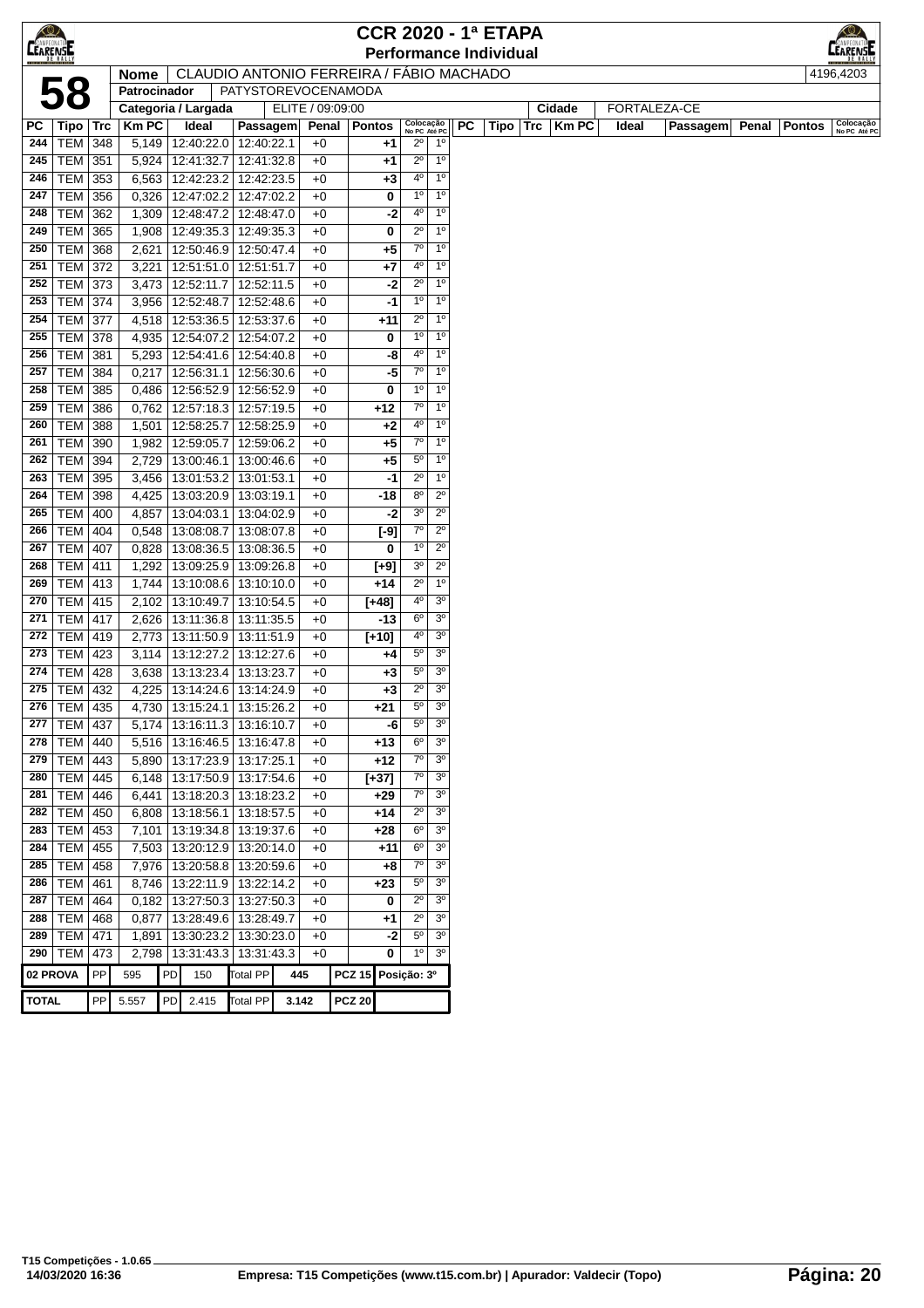# CCR 2020 - 1ª ETAPA

## Performance Individual

**58**

| Nome | CLAUDIO ANTONIO FERREIRA / FÁBIO MACHADO | 4196,4203 |
|---|---|---|
| Patrocinador | PATYSTOREVOCENAMODA | |
| Categoria / Largada | ELITE / 09:09:00 | Cidade: FORTALEZA-CE |

| PC | Tipo | Trc | Km PC | Ideal | Passagem | Penal | Pontos | Colocação No PC | Colocação Até PC |
|---|---|---|---|---|---|---|---|---|---|
| 244 | TEM | 348 | 5,149 | 12:40:22.0 | 12:40:22.1 | +0 | +1 | 2º | 1º |
| 245 | TEM | 351 | 5,924 | 12:41:32.7 | 12:41:32.8 | +0 | +1 | 2º | 1º |
| 246 | TEM | 353 | 6,563 | 12:42:23.2 | 12:42:23.5 | +0 | +3 | 4º | 1º |
| 247 | TEM | 356 | 0,326 | 12:47:02.2 | 12:47:02.2 | +0 | 0 | 1º | 1º |
| 248 | TEM | 362 | 1,309 | 12:48:47.2 | 12:48:47.0 | +0 | -2 | 4º | 1º |
| 249 | TEM | 365 | 1,908 | 12:49:35.3 | 12:49:35.3 | +0 | 0 | 2º | 1º |
| 250 | TEM | 368 | 2,621 | 12:50:46.9 | 12:50:47.4 | +0 | +5 | 7º | 1º |
| 251 | TEM | 372 | 3,221 | 12:51:51.0 | 12:51:51.7 | +0 | +7 | 4º | 1º |
| 252 | TEM | 373 | 3,473 | 12:52:11.7 | 12:52:11.5 | +0 | -2 | 2º | 1º |
| 253 | TEM | 374 | 3,956 | 12:52:48.7 | 12:52:48.6 | +0 | -1 | 1º | 1º |
| 254 | TEM | 377 | 4,518 | 12:53:36.5 | 12:53:37.6 | +0 | +11 | 2º | 1º |
| 255 | TEM | 378 | 4,935 | 12:54:07.2 | 12:54:07.2 | +0 | 0 | 1º | 1º |
| 256 | TEM | 381 | 5,293 | 12:54:41.6 | 12:54:40.8 | +0 | -8 | 4º | 1º |
| 257 | TEM | 384 | 0,217 | 12:56:31.1 | 12:56:30.6 | +0 | -5 | 7º | 1º |
| 258 | TEM | 385 | 0,486 | 12:56:52.9 | 12:56:52.9 | +0 | 0 | 1º | 1º |
| 259 | TEM | 386 | 0,762 | 12:57:18.3 | 12:57:19.5 | +0 | +12 | 7º | 1º |
| 260 | TEM | 388 | 1,501 | 12:58:25.7 | 12:58:25.9 | +0 | +2 | 4º | 1º |
| 261 | TEM | 390 | 1,982 | 12:59:05.7 | 12:59:06.2 | +0 | +5 | 7º | 1º |
| 262 | TEM | 394 | 2,729 | 13:00:46.1 | 13:00:46.6 | +0 | +5 | 5º | 1º |
| 263 | TEM | 395 | 3,456 | 13:01:53.2 | 13:01:53.1 | +0 | -1 | 2º | 1º |
| 264 | TEM | 398 | 4,425 | 13:03:20.9 | 13:03:19.1 | +0 | -18 | 8º | 2º |
| 265 | TEM | 400 | 4,857 | 13:04:03.1 | 13:04:02.9 | +0 | -2 | 3º | 2º |
| 266 | TEM | 404 | 0,548 | 13:08:08.7 | 13:08:07.8 | +0 | [-9] | 7º | 2º |
| 267 | TEM | 407 | 0,828 | 13:08:36.5 | 13:08:36.5 | +0 | 0 | 1º | 2º |
| 268 | TEM | 411 | 1,292 | 13:09:25.9 | 13:09:26.8 | +0 | [+9] | 3º | 2º |
| 269 | TEM | 413 | 1,744 | 13:10:08.6 | 13:10:10.0 | +0 | +14 | 2º | 1º |
| 270 | TEM | 415 | 2,102 | 13:10:49.7 | 13:10:54.5 | +0 | [+48] | 4º | 3º |
| 271 | TEM | 417 | 2,626 | 13:11:36.8 | 13:11:35.5 | +0 | -13 | 6º | 3º |
| 272 | TEM | 419 | 2,773 | 13:11:50.9 | 13:11:51.9 | +0 | [+10] | 4º | 3º |
| 273 | TEM | 423 | 3,114 | 13:12:27.2 | 13:12:27.6 | +0 | +4 | 5º | 3º |
| 274 | TEM | 428 | 3,638 | 13:13:23.4 | 13:13:23.7 | +0 | +3 | 5º | 3º |
| 275 | TEM | 432 | 4,225 | 13:14:24.6 | 13:14:24.9 | +0 | +3 | 2º | 3º |
| 276 | TEM | 435 | 4,730 | 13:15:24.1 | 13:15:26.2 | +0 | +21 | 5º | 3º |
| 277 | TEM | 437 | 5,174 | 13:16:11.3 | 13:16:10.7 | +0 | -6 | 5º | 3º |
| 278 | TEM | 440 | 5,516 | 13:16:46.5 | 13:16:47.8 | +0 | +13 | 6º | 3º |
| 279 | TEM | 443 | 5,890 | 13:17:23.9 | 13:17:25.1 | +0 | +12 | 7º | 3º |
| 280 | TEM | 445 | 6,148 | 13:17:50.9 | 13:17:54.6 | +0 | [+37] | 7º | 3º |
| 281 | TEM | 446 | 6,441 | 13:18:20.3 | 13:18:23.2 | +0 | +29 | 7º | 3º |
| 282 | TEM | 450 | 6,808 | 13:18:56.1 | 13:18:57.5 | +0 | +14 | 2º | 3º |
| 283 | TEM | 453 | 7,101 | 13:19:34.8 | 13:19:37.6 | +0 | +28 | 6º | 3º |
| 284 | TEM | 455 | 7,503 | 13:20:12.9 | 13:20:14.0 | +0 | +11 | 6º | 3º |
| 285 | TEM | 458 | 7,976 | 13:20:58.8 | 13:20:59.6 | +0 | +8 | 7º | 3º |
| 286 | TEM | 461 | 8,746 | 13:22:11.9 | 13:22:14.2 | +0 | +23 | 5º | 3º |
| 287 | TEM | 464 | 0,182 | 13:27:50.3 | 13:27:50.3 | +0 | 0 | 2º | 3º |
| 288 | TEM | 468 | 0,877 | 13:28:49.6 | 13:28:49.7 | +0 | +1 | 2º | 3º |
| 289 | TEM | 471 | 1,891 | 13:30:23.2 | 13:30:23.0 | +0 | -2 | 5º | 3º |
| 290 | TEM | 473 | 2,798 | 13:31:43.3 | 13:31:43.3 | +0 | 0 | 1º | 3º |

| 02 PROVA | PP | 595 | PD | 150 | Total PP | 445 | PCZ 15 | Posição: 3º |
|---|---|---|---|---|---|---|---|---|
| TOTAL | PP | 5.557 | PD | 2.415 | Total PP | 3.142 | PCZ 20 | |

T15 Competições - 1.0.65
14/03/2020 16:36 — Empresa: T15 Competições (www.t15.com.br) | Apurador: Valdecir (Topo)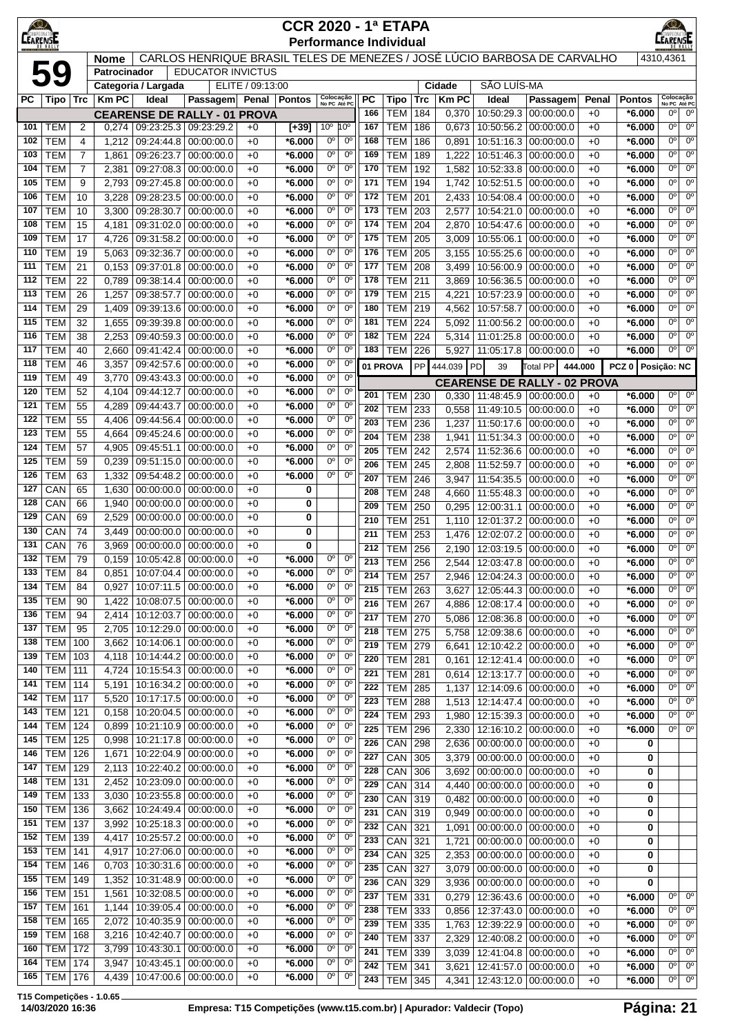# CCR 2020 - 1ª ETAPA
## Performance Individual

**Nome**: CARLOS HENRIQUE BRASIL TELES DE MENEZES / JOSÉ LÚCIO BARBOSA DE CARVALHO — 4310,4361

**59**

**Patrocinador**: EDUCATOR INVICTUS

**Categoria / Largada**: ELITE / 09:13:00 — **Cidade**: SÃO LUÍS-MA

### CEARENSE DE RALLY - 01 PROVA

| PC | Tipo | Trc | Km PC | Ideal | Passagem | Penal | Pontos | Colocação No PC | Colocação Até PC |
|---|---|---|---|---|---|---|---|---|---|
| 101 | TEM | 2 | 0,274 | 09:23:25.3 | 09:23:29.2 | +0 | [+39] | 10º | 10º |
| 102 | TEM | 4 | 1,212 | 09:24:44.8 | 00:00:00.0 | +0 | *6.000 | 0º | 0º |
| 103 | TEM | 7 | 1,861 | 09:26:23.7 | 00:00:00.0 | +0 | *6.000 | 0º | 0º |
| 104 | TEM | 7 | 2,381 | 09:27:08.3 | 00:00:00.0 | +0 | *6.000 | 0º | 0º |
| 105 | TEM | 9 | 2,793 | 09:27:45.8 | 00:00:00.0 | +0 | *6.000 | 0º | 0º |
| 106 | TEM | 10 | 3,228 | 09:28:23.5 | 00:00:00.0 | +0 | *6.000 | 0º | 0º |
| 107 | TEM | 10 | 3,300 | 09:28:30.7 | 00:00:00.0 | +0 | *6.000 | 0º | 0º |
| 108 | TEM | 15 | 4,181 | 09:31:02.0 | 00:00:00.0 | +0 | *6.000 | 0º | 0º |
| 109 | TEM | 17 | 4,726 | 09:31:58.2 | 00:00:00.0 | +0 | *6.000 | 0º | 0º |
| 110 | TEM | 19 | 5,063 | 09:32:36.7 | 00:00:00.0 | +0 | *6.000 | 0º | 0º |
| 111 | TEM | 21 | 0,153 | 09:37:01.8 | 00:00:00.0 | +0 | *6.000 | 0º | 0º |
| 112 | TEM | 22 | 0,789 | 09:38:14.4 | 00:00:00.0 | +0 | *6.000 | 0º | 0º |
| 113 | TEM | 26 | 1,257 | 09:38:57.7 | 00:00:00.0 | +0 | *6.000 | 0º | 0º |
| 114 | TEM | 29 | 1,409 | 09:39:13.6 | 00:00:00.0 | +0 | *6.000 | 0º | 0º |
| 115 | TEM | 32 | 1,655 | 09:39:39.8 | 00:00:00.0 | +0 | *6.000 | 0º | 0º |
| 116 | TEM | 38 | 2,253 | 09:40:59.3 | 00:00:00.0 | +0 | *6.000 | 0º | 0º |
| 117 | TEM | 40 | 2,660 | 09:41:42.4 | 00:00:00.0 | +0 | *6.000 | 0º | 0º |
| 118 | TEM | 46 | 3,357 | 09:42:57.6 | 00:00:00.0 | +0 | *6.000 | 0º | 0º |
| 119 | TEM | 49 | 3,770 | 09:43:43.3 | 00:00:00.0 | +0 | *6.000 | 0º | 0º |
| 120 | TEM | 52 | 4,104 | 09:44:12.7 | 00:00:00.0 | +0 | *6.000 | 0º | 0º |
| 121 | TEM | 55 | 4,289 | 09:44:43.7 | 00:00:00.0 | +0 | *6.000 | 0º | 0º |
| 122 | TEM | 55 | 4,406 | 09:44:56.4 | 00:00:00.0 | +0 | *6.000 | 0º | 0º |
| 123 | TEM | 55 | 4,664 | 09:45:24.6 | 00:00:00.0 | +0 | *6.000 | 0º | 0º |
| 124 | TEM | 57 | 4,905 | 09:45:51.1 | 00:00:00.0 | +0 | *6.000 | 0º | 0º |
| 125 | TEM | 59 | 0,239 | 09:51:15.0 | 00:00:00.0 | +0 | *6.000 | 0º | 0º |
| 126 | TEM | 63 | 1,332 | 09:54:48.2 | 00:00:00.0 | +0 | *6.000 | 0º | 0º |
| 127 | CAN | 65 | 1,630 | 00:00:00.0 | 00:00:00.0 | +0 | 0 | | |
| 128 | CAN | 66 | 1,940 | 00:00:00.0 | 00:00:00.0 | +0 | 0 | | |
| 129 | CAN | 69 | 2,529 | 00:00:00.0 | 00:00:00.0 | +0 | 0 | | |
| 130 | CAN | 74 | 3,449 | 00:00:00.0 | 00:00:00.0 | +0 | 0 | | |
| 131 | CAN | 76 | 3,969 | 00:00:00.0 | 00:00:00.0 | +0 | 0 | | |
| 132 | TEM | 79 | 0,159 | 10:05:42.8 | 00:00:00.0 | +0 | *6.000 | 0º | 0º |
| 133 | TEM | 84 | 0,851 | 10:07:04.4 | 00:00:00.0 | +0 | *6.000 | 0º | 0º |
| 134 | TEM | 84 | 0,927 | 10:07:11.5 | 00:00:00.0 | +0 | *6.000 | 0º | 0º |
| 135 | TEM | 90 | 1,422 | 10:08:07.5 | 00:00:00.0 | +0 | *6.000 | 0º | 0º |
| 136 | TEM | 94 | 2,414 | 10:12:03.7 | 00:00:00.0 | +0 | *6.000 | 0º | 0º |
| 137 | TEM | 95 | 2,705 | 10:12:29.0 | 00:00:00.0 | +0 | *6.000 | 0º | 0º |
| 138 | TEM | 100 | 3,662 | 10:14:06.1 | 00:00:00.0 | +0 | *6.000 | 0º | 0º |
| 139 | TEM | 103 | 4,118 | 10:14:44.2 | 00:00:00.0 | +0 | *6.000 | 0º | 0º |
| 140 | TEM | 111 | 4,724 | 10:15:54.3 | 00:00:00.0 | +0 | *6.000 | 0º | 0º |
| 141 | TEM | 114 | 5,191 | 10:16:34.2 | 00:00:00.0 | +0 | *6.000 | 0º | 0º |
| 142 | TEM | 117 | 5,520 | 10:17:17.5 | 00:00:00.0 | +0 | *6.000 | 0º | 0º |
| 143 | TEM | 121 | 0,158 | 10:20:04.5 | 00:00:00.0 | +0 | *6.000 | 0º | 0º |
| 144 | TEM | 124 | 0,899 | 10:21:10.9 | 00:00:00.0 | +0 | *6.000 | 0º | 0º |
| 145 | TEM | 125 | 0,998 | 10:21:17.8 | 00:00:00.0 | +0 | *6.000 | 0º | 0º |
| 146 | TEM | 126 | 1,671 | 10:22:04.9 | 00:00:00.0 | +0 | *6.000 | 0º | 0º |
| 147 | TEM | 129 | 2,113 | 10:22:40.2 | 00:00:00.0 | +0 | *6.000 | 0º | 0º |
| 148 | TEM | 131 | 2,452 | 10:23:09.0 | 00:00:00.0 | +0 | *6.000 | 0º | 0º |
| 149 | TEM | 133 | 3,030 | 10:23:55.8 | 00:00:00.0 | +0 | *6.000 | 0º | 0º |
| 150 | TEM | 136 | 3,662 | 10:24:49.4 | 00:00:00.0 | +0 | *6.000 | 0º | 0º |
| 151 | TEM | 137 | 3,992 | 10:25:18.3 | 00:00:00.0 | +0 | *6.000 | 0º | 0º |
| 152 | TEM | 139 | 4,417 | 10:25:57.2 | 00:00:00.0 | +0 | *6.000 | 0º | 0º |
| 153 | TEM | 141 | 4,917 | 10:27:06.0 | 00:00:00.0 | +0 | *6.000 | 0º | 0º |
| 154 | TEM | 146 | 0,703 | 10:30:31.6 | 00:00:00.0 | +0 | *6.000 | 0º | 0º |
| 155 | TEM | 149 | 1,352 | 10:31:48.9 | 00:00:00.0 | +0 | *6.000 | 0º | 0º |
| 156 | TEM | 151 | 1,561 | 10:32:08.5 | 00:00:00.0 | +0 | *6.000 | 0º | 0º |
| 157 | TEM | 161 | 1,144 | 10:39:05.4 | 00:00:00.0 | +0 | *6.000 | 0º | 0º |
| 158 | TEM | 165 | 2,072 | 10:40:35.9 | 00:00:00.0 | +0 | *6.000 | 0º | 0º |
| 159 | TEM | 168 | 3,216 | 10:42:40.7 | 00:00:00.0 | +0 | *6.000 | 0º | 0º |
| 160 | TEM | 172 | 3,799 | 10:43:30.1 | 00:00:00.0 | +0 | *6.000 | 0º | 0º |
| 164 | TEM | 174 | 3,947 | 10:43:45.1 | 00:00:00.0 | +0 | *6.000 | 0º | 0º |
| 165 | TEM | 176 | 4,439 | 10:47:00.6 | 00:00:00.0 | +0 | *6.000 | 0º | 0º |
| 166 | TEM | 184 | 0,370 | 10:50:29.3 | 00:00:00.0 | +0 | *6.000 | 0º | 0º |
| 167 | TEM | 186 | 0,673 | 10:50:56.2 | 00:00:00.0 | +0 | *6.000 | 0º | 0º |
| 168 | TEM | 186 | 0,891 | 10:51:16.3 | 00:00:00.0 | +0 | *6.000 | 0º | 0º |
| 169 | TEM | 189 | 1,222 | 10:51:46.3 | 00:00:00.0 | +0 | *6.000 | 0º | 0º |
| 170 | TEM | 192 | 1,582 | 10:52:33.8 | 00:00:00.0 | +0 | *6.000 | 0º | 0º |
| 171 | TEM | 194 | 1,742 | 10:52:51.5 | 00:00:00.0 | +0 | *6.000 | 0º | 0º |
| 172 | TEM | 201 | 2,433 | 10:54:08.4 | 00:00:00.0 | +0 | *6.000 | 0º | 0º |
| 173 | TEM | 203 | 2,577 | 10:54:21.0 | 00:00:00.0 | +0 | *6.000 | 0º | 0º |
| 174 | TEM | 204 | 2,870 | 10:54:47.6 | 00:00:00.0 | +0 | *6.000 | 0º | 0º |
| 175 | TEM | 205 | 3,009 | 10:55:06.1 | 00:00:00.0 | +0 | *6.000 | 0º | 0º |
| 176 | TEM | 205 | 3,155 | 10:55:25.6 | 00:00:00.0 | +0 | *6.000 | 0º | 0º |
| 177 | TEM | 208 | 3,499 | 10:56:00.9 | 00:00:00.0 | +0 | *6.000 | 0º | 0º |
| 178 | TEM | 211 | 3,869 | 10:56:36.5 | 00:00:00.0 | +0 | *6.000 | 0º | 0º |
| 179 | TEM | 215 | 4,221 | 10:57:23.9 | 00:00:00.0 | +0 | *6.000 | 0º | 0º |
| 180 | TEM | 219 | 4,562 | 10:57:58.7 | 00:00:00.0 | +0 | *6.000 | 0º | 0º |
| 181 | TEM | 224 | 5,092 | 11:00:56.2 | 00:00:00.0 | +0 | *6.000 | 0º | 0º |
| 182 | TEM | 224 | 5,314 | 11:01:25.8 | 00:00:00.0 | +0 | *6.000 | 0º | 0º |
| 183 | TEM | 226 | 5,927 | 11:05:17.8 | 00:00:00.0 | +0 | *6.000 | 0º | 0º |

**01 PROVA** — PP 444.039 — PD 39 — Total PP 444.000 — PCZ 0 — Posição: NC

### CEARENSE DE RALLY - 02 PROVA

| PC | Tipo | Trc | Km PC | Ideal | Passagem | Penal | Pontos | Colocação No PC | Colocação Até PC |
|---|---|---|---|---|---|---|---|---|---|
| 201 | TEM | 230 | 0,330 | 11:48:45.9 | 00:00:00.0 | +0 | *6.000 | 0º | 0º |
| 202 | TEM | 233 | 0,558 | 11:49:10.5 | 00:00:00.0 | +0 | *6.000 | 0º | 0º |
| 203 | TEM | 236 | 1,237 | 11:50:17.6 | 00:00:00.0 | +0 | *6.000 | 0º | 0º |
| 204 | TEM | 238 | 1,941 | 11:51:34.3 | 00:00:00.0 | +0 | *6.000 | 0º | 0º |
| 205 | TEM | 242 | 2,574 | 11:52:36.6 | 00:00:00.0 | +0 | *6.000 | 0º | 0º |
| 206 | TEM | 245 | 2,808 | 11:52:59.7 | 00:00:00.0 | +0 | *6.000 | 0º | 0º |
| 207 | TEM | 246 | 3,947 | 11:54:35.5 | 00:00:00.0 | +0 | *6.000 | 0º | 0º |
| 208 | TEM | 248 | 4,660 | 11:55:48.3 | 00:00:00.0 | +0 | *6.000 | 0º | 0º |
| 209 | TEM | 250 | 0,295 | 12:00:31.1 | 00:00:00.0 | +0 | *6.000 | 0º | 0º |
| 210 | TEM | 251 | 1,110 | 12:01:37.2 | 00:00:00.0 | +0 | *6.000 | 0º | 0º |
| 211 | TEM | 253 | 1,476 | 12:02:07.2 | 00:00:00.0 | +0 | *6.000 | 0º | 0º |
| 212 | TEM | 256 | 2,190 | 12:03:19.5 | 00:00:00.0 | +0 | *6.000 | 0º | 0º |
| 213 | TEM | 256 | 2,544 | 12:03:47.8 | 00:00:00.0 | +0 | *6.000 | 0º | 0º |
| 214 | TEM | 257 | 2,946 | 12:04:24.3 | 00:00:00.0 | +0 | *6.000 | 0º | 0º |
| 215 | TEM | 263 | 3,627 | 12:05:44.3 | 00:00:00.0 | +0 | *6.000 | 0º | 0º |
| 216 | TEM | 267 | 4,886 | 12:08:17.4 | 00:00:00.0 | +0 | *6.000 | 0º | 0º |
| 217 | TEM | 270 | 5,086 | 12:08:36.8 | 00:00:00.0 | +0 | *6.000 | 0º | 0º |
| 218 | TEM | 275 | 5,758 | 12:09:38.6 | 00:00:00.0 | +0 | *6.000 | 0º | 0º |
| 219 | TEM | 279 | 6,641 | 12:10:42.2 | 00:00:00.0 | +0 | *6.000 | 0º | 0º |
| 220 | TEM | 281 | 0,161 | 12:12:41.4 | 00:00:00.0 | +0 | *6.000 | 0º | 0º |
| 221 | TEM | 281 | 0,614 | 12:13:17.7 | 00:00:00.0 | +0 | *6.000 | 0º | 0º |
| 222 | TEM | 285 | 1,137 | 12:14:09.6 | 00:00:00.0 | +0 | *6.000 | 0º | 0º |
| 223 | TEM | 288 | 1,513 | 12:14:47.4 | 00:00:00.0 | +0 | *6.000 | 0º | 0º |
| 224 | TEM | 293 | 1,980 | 12:15:39.3 | 00:00:00.0 | +0 | *6.000 | 0º | 0º |
| 225 | TEM | 296 | 2,330 | 12:16:10.2 | 00:00:00.0 | +0 | *6.000 | 0º | 0º |
| 226 | CAN | 298 | 2,636 | 00:00:00.0 | 00:00:00.0 | +0 | 0 | | |
| 227 | CAN | 305 | 3,379 | 00:00:00.0 | 00:00:00.0 | +0 | 0 | | |
| 228 | CAN | 306 | 3,692 | 00:00:00.0 | 00:00:00.0 | +0 | 0 | | |
| 229 | CAN | 314 | 4,440 | 00:00:00.0 | 00:00:00.0 | +0 | 0 | | |
| 230 | CAN | 319 | 0,482 | 00:00:00.0 | 00:00:00.0 | +0 | 0 | | |
| 231 | CAN | 319 | 0,949 | 00:00:00.0 | 00:00:00.0 | +0 | 0 | | |
| 232 | CAN | 321 | 1,091 | 00:00:00.0 | 00:00:00.0 | +0 | 0 | | |
| 233 | CAN | 321 | 1,721 | 00:00:00.0 | 00:00:00.0 | +0 | 0 | | |
| 234 | CAN | 325 | 2,353 | 00:00:00.0 | 00:00:00.0 | +0 | 0 | | |
| 235 | CAN | 327 | 3,079 | 00:00:00.0 | 00:00:00.0 | +0 | 0 | | |
| 236 | CAN | 329 | 3,936 | 00:00:00.0 | 00:00:00.0 | +0 | 0 | | |
| 237 | TEM | 331 | 0,279 | 12:36:43.6 | 00:00:00.0 | +0 | *6.000 | 0º | 0º |
| 238 | TEM | 333 | 0,856 | 12:37:43.0 | 00:00:00.0 | +0 | *6.000 | 0º | 0º |
| 239 | TEM | 335 | 1,763 | 12:39:22.9 | 00:00:00.0 | +0 | *6.000 | 0º | 0º |
| 240 | TEM | 337 | 2,329 | 12:40:08.2 | 00:00:00.0 | +0 | *6.000 | 0º | 0º |
| 241 | TEM | 339 | 3,039 | 12:41:04.8 | 00:00:00.0 | +0 | *6.000 | 0º | 0º |
| 242 | TEM | 341 | 3,621 | 12:41:57.0 | 00:00:00.0 | +0 | *6.000 | 0º | 0º |
| 243 | TEM | 345 | 4,341 | 12:43:12.0 | 00:00:00.0 | +0 | *6.000 | 0º | 0º |

T15 Competições - 1.0.65
14/03/2020 16:36 — Empresa: T15 Competições (www.t15.com.br) | Apurador: Valdecir (Topo)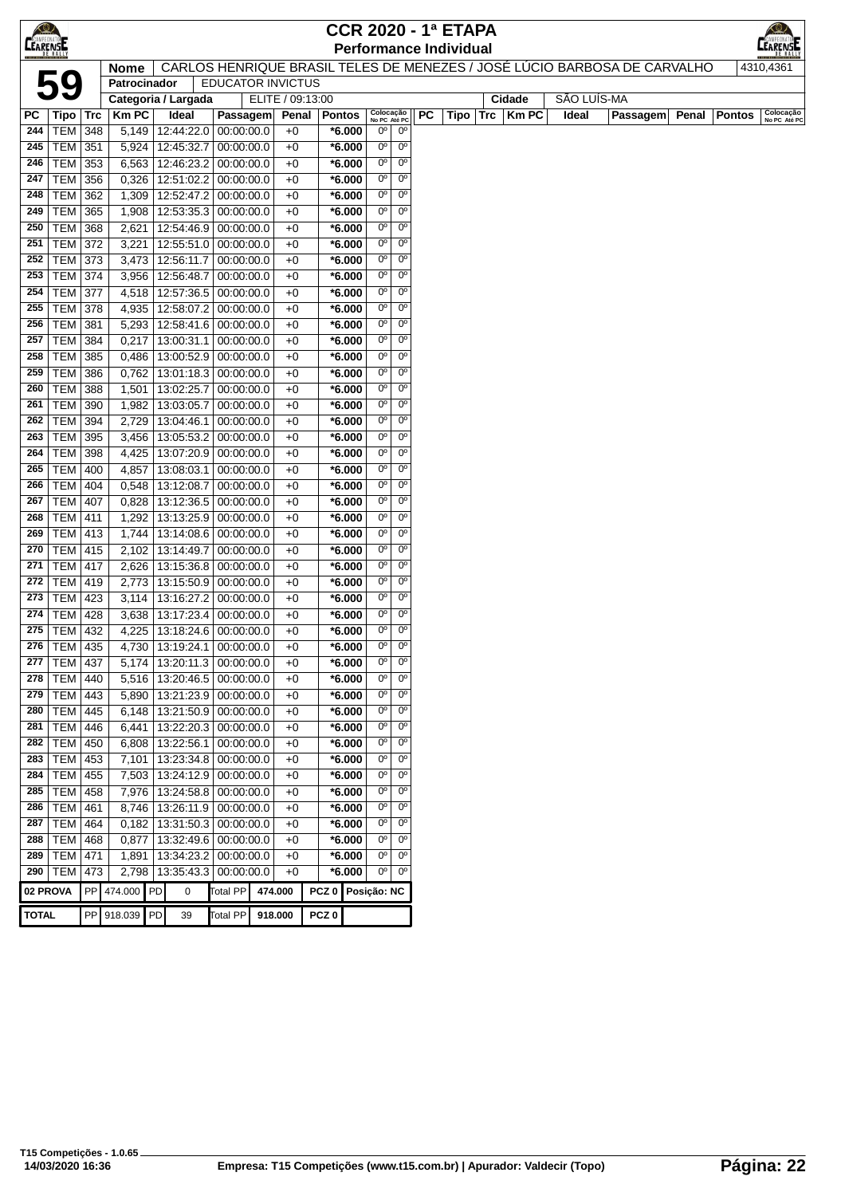# CCR 2020 - 1ª ETAPA

## Performance Individual

**59**

| Nome | CARLOS HENRIQUE BRASIL TELES DE MENEZES / JOSÉ LÚCIO BARBOSA DE CARVALHO | 4310,4361 |
|---|---|---|
| Patrocinador | EDUCATOR INVICTUS | |
| Categoria / Largada | ELITE / 09:13:00 | Cidade: SÃO LUÍS-MA |

| PC | Tipo | Trc | Km PC | Ideal | Passagem | Penal | Pontos | Colocação No PC | Colocação Até PC |
|---|---|---|---|---|---|---|---|---|---|
| 244 | TEM | 348 | 5,149 | 12:44:22.0 | 00:00:00.0 | +0 | *6.000 | 0º | 0º |
| 245 | TEM | 351 | 5,924 | 12:45:32.7 | 00:00:00.0 | +0 | *6.000 | 0º | 0º |
| 246 | TEM | 353 | 6,563 | 12:46:23.2 | 00:00:00.0 | +0 | *6.000 | 0º | 0º |
| 247 | TEM | 356 | 0,326 | 12:51:02.2 | 00:00:00.0 | +0 | *6.000 | 0º | 0º |
| 248 | TEM | 362 | 1,309 | 12:52:47.2 | 00:00:00.0 | +0 | *6.000 | 0º | 0º |
| 249 | TEM | 365 | 1,908 | 12:53:35.3 | 00:00:00.0 | +0 | *6.000 | 0º | 0º |
| 250 | TEM | 368 | 2,621 | 12:54:46.9 | 00:00:00.0 | +0 | *6.000 | 0º | 0º |
| 251 | TEM | 372 | 3,221 | 12:55:51.0 | 00:00:00.0 | +0 | *6.000 | 0º | 0º |
| 252 | TEM | 373 | 3,473 | 12:56:11.7 | 00:00:00.0 | +0 | *6.000 | 0º | 0º |
| 253 | TEM | 374 | 3,956 | 12:56:48.7 | 00:00:00.0 | +0 | *6.000 | 0º | 0º |
| 254 | TEM | 377 | 4,518 | 12:57:36.5 | 00:00:00.0 | +0 | *6.000 | 0º | 0º |
| 255 | TEM | 378 | 4,935 | 12:58:07.2 | 00:00:00.0 | +0 | *6.000 | 0º | 0º |
| 256 | TEM | 381 | 5,293 | 12:58:41.6 | 00:00:00.0 | +0 | *6.000 | 0º | 0º |
| 257 | TEM | 384 | 0,217 | 13:00:31.1 | 00:00:00.0 | +0 | *6.000 | 0º | 0º |
| 258 | TEM | 385 | 0,486 | 13:00:52.9 | 00:00:00.0 | +0 | *6.000 | 0º | 0º |
| 259 | TEM | 386 | 0,762 | 13:01:18.3 | 00:00:00.0 | +0 | *6.000 | 0º | 0º |
| 260 | TEM | 388 | 1,501 | 13:02:25.7 | 00:00:00.0 | +0 | *6.000 | 0º | 0º |
| 261 | TEM | 390 | 1,982 | 13:03:05.7 | 00:00:00.0 | +0 | *6.000 | 0º | 0º |
| 262 | TEM | 394 | 2,729 | 13:04:46.1 | 00:00:00.0 | +0 | *6.000 | 0º | 0º |
| 263 | TEM | 395 | 3,456 | 13:05:53.2 | 00:00:00.0 | +0 | *6.000 | 0º | 0º |
| 264 | TEM | 398 | 4,425 | 13:07:20.9 | 00:00:00.0 | +0 | *6.000 | 0º | 0º |
| 265 | TEM | 400 | 4,857 | 13:08:03.1 | 00:00:00.0 | +0 | *6.000 | 0º | 0º |
| 266 | TEM | 404 | 0,548 | 13:12:08.7 | 00:00:00.0 | +0 | *6.000 | 0º | 0º |
| 267 | TEM | 407 | 0,828 | 13:12:36.5 | 00:00:00.0 | +0 | *6.000 | 0º | 0º |
| 268 | TEM | 411 | 1,292 | 13:13:25.9 | 00:00:00.0 | +0 | *6.000 | 0º | 0º |
| 269 | TEM | 413 | 1,744 | 13:14:08.6 | 00:00:00.0 | +0 | *6.000 | 0º | 0º |
| 270 | TEM | 415 | 2,102 | 13:14:49.7 | 00:00:00.0 | +0 | *6.000 | 0º | 0º |
| 271 | TEM | 417 | 2,626 | 13:15:36.8 | 00:00:00.0 | +0 | *6.000 | 0º | 0º |
| 272 | TEM | 419 | 2,773 | 13:15:50.9 | 00:00:00.0 | +0 | *6.000 | 0º | 0º |
| 273 | TEM | 423 | 3,114 | 13:16:27.2 | 00:00:00.0 | +0 | *6.000 | 0º | 0º |
| 274 | TEM | 428 | 3,638 | 13:17:23.4 | 00:00:00.0 | +0 | *6.000 | 0º | 0º |
| 275 | TEM | 432 | 4,225 | 13:18:24.6 | 00:00:00.0 | +0 | *6.000 | 0º | 0º |
| 276 | TEM | 435 | 4,730 | 13:19:24.1 | 00:00:00.0 | +0 | *6.000 | 0º | 0º |
| 277 | TEM | 437 | 5,174 | 13:20:11.3 | 00:00:00.0 | +0 | *6.000 | 0º | 0º |
| 278 | TEM | 440 | 5,516 | 13:20:46.5 | 00:00:00.0 | +0 | *6.000 | 0º | 0º |
| 279 | TEM | 443 | 5,890 | 13:21:23.9 | 00:00:00.0 | +0 | *6.000 | 0º | 0º |
| 280 | TEM | 445 | 6,148 | 13:21:50.9 | 00:00:00.0 | +0 | *6.000 | 0º | 0º |
| 281 | TEM | 446 | 6,441 | 13:22:20.3 | 00:00:00.0 | +0 | *6.000 | 0º | 0º |
| 282 | TEM | 450 | 6,808 | 13:22:56.1 | 00:00:00.0 | +0 | *6.000 | 0º | 0º |
| 283 | TEM | 453 | 7,101 | 13:23:34.8 | 00:00:00.0 | +0 | *6.000 | 0º | 0º |
| 284 | TEM | 455 | 7,503 | 13:24:12.9 | 00:00:00.0 | +0 | *6.000 | 0º | 0º |
| 285 | TEM | 458 | 7,976 | 13:24:58.8 | 00:00:00.0 | +0 | *6.000 | 0º | 0º |
| 286 | TEM | 461 | 8,746 | 13:26:11.9 | 00:00:00.0 | +0 | *6.000 | 0º | 0º |
| 287 | TEM | 464 | 0,182 | 13:31:50.3 | 00:00:00.0 | +0 | *6.000 | 0º | 0º |
| 288 | TEM | 468 | 0,877 | 13:32:49.6 | 00:00:00.0 | +0 | *6.000 | 0º | 0º |
| 289 | TEM | 471 | 1,891 | 13:34:23.2 | 00:00:00.0 | +0 | *6.000 | 0º | 0º |
| 290 | TEM | 473 | 2,798 | 13:35:43.3 | 00:00:00.0 | +0 | *6.000 | 0º | 0º |

| | | | | | | | |
|---|---|---|---|---|---|---|---|
| 02 PROVA | PP 474.000 | PD 0 | Total PP | 474.000 | PCZ 0 | Posição: NC |
| TOTAL | PP 918.039 | PD 39 | Total PP | 918.000 | PCZ 0 | |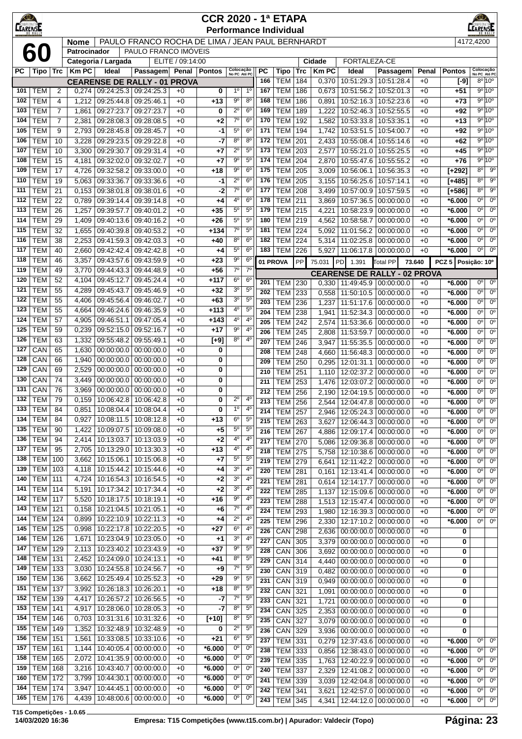# CCR 2020 - 1ª ETAPA

## Performance Individual

**60**

| Nome | PAULO FRANCO ROCHA DE LIMA / JEAN PAUL BERNHARDT | 4172,4200 |
|---|---|---|
| Patrocinador | PAULO FRANCO IMÓVEIS | |
| Categoria / Largada | ELITE / 09:14:00 | Cidade: FORTALEZA-CE |

### CEARENSE DE RALLY - 01 PROVA

| PC | Tipo | Trc | Km PC | Ideal | Passagem | Penal | Pontos | Colocação No PC | Colocação Até PC |
|---|---|---|---|---|---|---|---|---|---|
| 101 | TEM | 2 | 0,274 | 09:24:25.3 | 09:24:25.3 | +0 | 0 | 1º | 1º |
| 102 | TEM | 4 | 1,212 | 09:25:44.8 | 09:25:46.1 | +0 | +13 | 9º | 8º |
| 103 | TEM | 7 | 1,861 | 09:27:23.7 | 09:27:23.7 | +0 | 0 | 2º | 6º |
| 104 | TEM | 7 | 2,381 | 09:28:08.3 | 09:28:08.5 | +0 | +2 | 7º | 6º |
| 105 | TEM | 9 | 2,793 | 09:28:45.8 | 09:28:45.7 | +0 | -1 | 5º | 6º |
| 106 | TEM | 10 | 3,228 | 09:29:23.5 | 09:29:22.8 | +0 | -7 | 8º | 8º |
| 107 | TEM | 10 | 3,300 | 09:29:30.7 | 09:29:31.4 | +0 | +7 | 2º | 5º |
| 108 | TEM | 15 | 4,181 | 09:32:02.0 | 09:32:02.7 | +0 | +7 | 9º | 5º |
| 109 | TEM | 17 | 4,726 | 09:32:58.2 | 09:33:00.0 | +0 | +18 | 9º | 6º |
| 110 | TEM | 19 | 5,063 | 09:33:36.7 | 09:33:36.6 | +0 | -1 | 2º | 6º |
| 111 | TEM | 21 | 0,153 | 09:38:01.8 | 09:38:01.6 | +0 | -2 | 7º | 6º |
| 112 | TEM | 22 | 0,789 | 09:39:14.4 | 09:39:14.8 | +0 | +4 | 4º | 6º |
| 113 | TEM | 26 | 1,257 | 09:39:57.7 | 09:40:01.2 | +0 | +35 | 5º | 5º |
| 114 | TEM | 29 | 1,409 | 09:40:13.6 | 09:40:16.2 | +0 | +26 | 5º | 5º |
| 115 | TEM | 32 | 1,655 | 09:40:39.8 | 09:40:53.2 | +0 | +134 | 7º | 5º |
| 116 | TEM | 38 | 2,253 | 09:41:59.3 | 09:42:03.3 | +0 | +40 | 8º | 6º |
| 117 | TEM | 40 | 2,660 | 09:42:42.4 | 09:42:42.8 | +0 | +4 | 5º | 6º |
| 118 | TEM | 46 | 3,357 | 09:43:57.6 | 09:43:59.9 | +0 | +23 | 9º | 6º |
| 119 | TEM | 49 | 3,770 | 09:44:43.3 | 09:44:48.9 | +0 | +56 | 7º | 7º |
| 120 | TEM | 52 | 4,104 | 09:45:12.7 | 09:45:24.4 | +0 | +117 | 6º | 6º |
| 121 | TEM | 55 | 4,289 | 09:45:43.7 | 09:45:46.9 | +0 | +32 | 3º | 5º |
| 122 | TEM | 55 | 4,406 | 09:45:56.4 | 09:46:02.7 | +0 | +63 | 3º | 5º |
| 123 | TEM | 55 | 4,664 | 09:46:24.6 | 09:46:35.9 | +0 | +113 | 4º | 5º |
| 124 | TEM | 57 | 4,905 | 09:46:51.1 | 09:47:05.4 | +0 | +143 | 4º | 4º |
| 125 | TEM | 59 | 0,239 | 09:52:15.0 | 09:52:16.7 | +0 | +17 | 9º | 4º |
| 126 | TEM | 63 | 1,332 | 09:55:48.2 | 09:55:49.1 | +0 | [+9] | 8º | 4º |
| 127 | CAN | 65 | 1,630 | 00:00:00.0 | 00:00:00.0 | +0 | 0 | | |
| 128 | CAN | 66 | 1,940 | 00:00:00.0 | 00:00:00.0 | +0 | 0 | | |
| 129 | CAN | 69 | 2,529 | 00:00:00.0 | 00:00:00.0 | +0 | 0 | | |
| 130 | CAN | 74 | 3,449 | 00:00:00.0 | 00:00:00.0 | +0 | 0 | | |
| 131 | CAN | 76 | 3,969 | 00:00:00.0 | 00:00:00.0 | +0 | 0 | | |
| 132 | TEM | 79 | 0,159 | 10:06:42.8 | 10:06:42.8 | +0 | 0 | 2º | 4º |
| 133 | TEM | 84 | 0,851 | 10:08:04.4 | 10:08:04.4 | +0 | 0 | 1º | 4º |
| 134 | TEM | 84 | 0,927 | 10:08:11.5 | 10:08:12.8 | +0 | +13 | 6º | 5º |
| 135 | TEM | 90 | 1,422 | 10:09:07.5 | 10:09:08.0 | +0 | +5 | 5º | 5º |
| 136 | TEM | 94 | 2,414 | 10:13:03.7 | 10:13:03.9 | +0 | +2 | 4º | 4º |
| 137 | TEM | 95 | 2,705 | 10:13:29.0 | 10:13:30.3 | +0 | +13 | 4º | 4º |
| 138 | TEM | 100 | 3,662 | 10:15:06.1 | 10:15:06.8 | +0 | +7 | 5º | 5º |
| 139 | TEM | 103 | 4,118 | 10:15:44.2 | 10:15:44.6 | +0 | +4 | 3º | 4º |
| 140 | TEM | 111 | 4,724 | 10:16:54.3 | 10:16:54.5 | +0 | +2 | 3º | 4º |
| 141 | TEM | 114 | 5,191 | 10:17:34.2 | 10:17:34.4 | +0 | +2 | 3º | 4º |
| 142 | TEM | 117 | 5,520 | 10:18:17.5 | 10:18:19.1 | +0 | +16 | 9º | 4º |
| 143 | TEM | 121 | 0,158 | 10:21:04.5 | 10:21:05.1 | +0 | +6 | 7º | 4º |
| 144 | TEM | 124 | 0,899 | 10:22:10.9 | 10:22:11.3 | +0 | +4 | 2º | 4º |
| 145 | TEM | 125 | 0,998 | 10:22:17.8 | 10:22:20.5 | +0 | +27 | 6º | 4º |
| 146 | TEM | 126 | 1,671 | 10:23:04.9 | 10:23:05.0 | +0 | +1 | 3º | 4º |
| 147 | TEM | 129 | 2,113 | 10:23:40.2 | 10:23:43.9 | +0 | +37 | 9º | 5º |
| 148 | TEM | 131 | 2,452 | 10:24:09.0 | 10:24:13.1 | +0 | +41 | 8º | 5º |
| 149 | TEM | 133 | 3,030 | 10:24:55.8 | 10:24:56.7 | +0 | +9 | 7º | 5º |
| 150 | TEM | 136 | 3,662 | 10:25:49.4 | 10:25:52.3 | +0 | +29 | 9º | 5º |
| 151 | TEM | 137 | 3,992 | 10:26:18.3 | 10:26:20.1 | +0 | +18 | 8º | 5º |
| 152 | TEM | 139 | 4,417 | 10:26:57.2 | 10:26:56.5 | +0 | -7 | 7º | 5º |
| 153 | TEM | 141 | 4,917 | 10:28:06.0 | 10:28:05.3 | +0 | -7 | 8º | 5º |
| 154 | TEM | 146 | 0,703 | 10:31:31.6 | 10:31:32.6 | +0 | [+10] | 8º | 5º |
| 155 | TEM | 149 | 1,352 | 10:32:48.9 | 10:32:48.9 | +0 | 0 | 2º | 5º |
| 156 | TEM | 151 | 1,561 | 10:33:08.5 | 10:33:10.6 | +0 | +21 | 6º | 5º |
| 157 | TEM | 161 | 1,144 | 10:40:05.4 | 00:00:00.0 | +0 | *6.000 | 0º | 0º |
| 158 | TEM | 165 | 2,072 | 10:41:35.9 | 00:00:00.0 | +0 | *6.000 | 0º | 0º |
| 159 | TEM | 168 | 3,216 | 10:43:40.7 | 00:00:00.0 | +0 | *6.000 | 0º | 0º |
| 160 | TEM | 172 | 3,799 | 10:44:30.1 | 00:00:00.0 | +0 | *6.000 | 0º | 0º |
| 164 | TEM | 174 | 3,947 | 10:44:45.1 | 00:00:00.0 | +0 | *6.000 | 0º | 0º |
| 165 | TEM | 176 | 4,439 | 10:48:00.6 | 00:00:00.0 | +0 | *6.000 | 0º | 0º |
| 166 | TEM | 184 | 0,370 | 10:51:29.3 | 10:51:28.4 | +0 | [-9] | 8º | 10º |
| 167 | TEM | 186 | 0,673 | 10:51:56.2 | 10:52:01.3 | +0 | +51 | 9º | 10º |
| 168 | TEM | 186 | 0,891 | 10:52:16.3 | 10:52:23.6 | +0 | +73 | 9º | 10º |
| 169 | TEM | 189 | 1,222 | 10:52:46.3 | 10:52:55.5 | +0 | +92 | 9º | 10º |
| 170 | TEM | 192 | 1,582 | 10:53:33.8 | 10:53:35.1 | +0 | +13 | 9º | 10º |
| 171 | TEM | 194 | 1,742 | 10:53:51.5 | 10:54:00.7 | +0 | +92 | 9º | 10º |
| 172 | TEM | 201 | 2,433 | 10:55:08.4 | 10:55:14.6 | +0 | +62 | 9º | 10º |
| 173 | TEM | 203 | 2,577 | 10:55:21.0 | 10:55:25.5 | +0 | +45 | 9º | 10º |
| 174 | TEM | 204 | 2,870 | 10:55:47.6 | 10:55:55.2 | +0 | +76 | 9º | 10º |
| 175 | TEM | 205 | 3,009 | 10:56:06.1 | 10:56:35.3 | +0 | [+292] | 8º | 9º |
| 176 | TEM | 205 | 3,155 | 10:56:25.6 | 10:57:14.1 | +0 | [+485] | 8º | 9º |
| 177 | TEM | 208 | 3,499 | 10:57:00.9 | 10:57:59.5 | +0 | [+586] | 8º | 9º |
| 178 | TEM | 211 | 3,869 | 10:57:36.5 | 00:00:00.0 | +0 | *6.000 | 0º | 0º |
| 179 | TEM | 215 | 4,221 | 10:58:23.9 | 00:00:00.0 | +0 | *6.000 | 0º | 0º |
| 180 | TEM | 219 | 4,562 | 10:58:58.7 | 00:00:00.0 | +0 | *6.000 | 0º | 0º |
| 181 | TEM | 224 | 5,092 | 11:01:56.2 | 00:00:00.0 | +0 | *6.000 | 0º | 0º |
| 182 | TEM | 224 | 5,314 | 11:02:25.8 | 00:00:00.0 | +0 | *6.000 | 0º | 0º |
| 183 | TEM | 226 | 5,927 | 11:06:17.8 | 00:00:00.0 | +0 | *6.000 | 0º | 0º |

**01 PROVA** | PP 75.031 | PD 1.391 | Total PP 73.640 | PCZ 5 | Posição: 10º

### CEARENSE DE RALLY - 02 PROVA

| PC | Tipo | Trc | Km PC | Ideal | Passagem | Penal | Pontos | Colocação No PC | Colocação Até PC |
|---|---|---|---|---|---|---|---|---|---|
| 201 | TEM | 230 | 0,330 | 11:49:45.9 | 00:00:00.0 | +0 | *6.000 | 0º | 0º |
| 202 | TEM | 233 | 0,558 | 11:50:10.5 | 00:00:00.0 | +0 | *6.000 | 0º | 0º |
| 203 | TEM | 236 | 1,237 | 11:51:17.6 | 00:00:00.0 | +0 | *6.000 | 0º | 0º |
| 204 | TEM | 238 | 1,941 | 11:52:34.3 | 00:00:00.0 | +0 | *6.000 | 0º | 0º |
| 205 | TEM | 242 | 2,574 | 11:53:36.6 | 00:00:00.0 | +0 | *6.000 | 0º | 0º |
| 206 | TEM | 245 | 2,808 | 11:53:59.7 | 00:00:00.0 | +0 | *6.000 | 0º | 0º |
| 207 | TEM | 246 | 3,947 | 11:55:35.5 | 00:00:00.0 | +0 | *6.000 | 0º | 0º |
| 208 | TEM | 248 | 4,660 | 11:56:48.3 | 00:00:00.0 | +0 | *6.000 | 0º | 0º |
| 209 | TEM | 250 | 0,295 | 12:01:31.1 | 00:00:00.0 | +0 | *6.000 | 0º | 0º |
| 210 | TEM | 251 | 1,110 | 12:02:37.2 | 00:00:00.0 | +0 | *6.000 | 0º | 0º |
| 211 | TEM | 253 | 1,476 | 12:03:07.2 | 00:00:00.0 | +0 | *6.000 | 0º | 0º |
| 212 | TEM | 256 | 2,190 | 12:04:19.5 | 00:00:00.0 | +0 | *6.000 | 0º | 0º |
| 213 | TEM | 256 | 2,544 | 12:04:47.8 | 00:00:00.0 | +0 | *6.000 | 0º | 0º |
| 214 | TEM | 257 | 2,946 | 12:05:24.3 | 00:00:00.0 | +0 | *6.000 | 0º | 0º |
| 215 | TEM | 263 | 3,627 | 12:06:44.3 | 00:00:00.0 | +0 | *6.000 | 0º | 0º |
| 216 | TEM | 267 | 4,886 | 12:09:17.4 | 00:00:00.0 | +0 | *6.000 | 0º | 0º |
| 217 | TEM | 270 | 5,086 | 12:09:36.8 | 00:00:00.0 | +0 | *6.000 | 0º | 0º |
| 218 | TEM | 275 | 5,758 | 12:10:38.6 | 00:00:00.0 | +0 | *6.000 | 0º | 0º |
| 219 | TEM | 279 | 6,641 | 12:11:42.2 | 00:00:00.0 | +0 | *6.000 | 0º | 0º |
| 220 | TEM | 281 | 0,161 | 12:13:41.4 | 00:00:00.0 | +0 | *6.000 | 0º | 0º |
| 221 | TEM | 281 | 0,614 | 12:14:17.7 | 00:00:00.0 | +0 | *6.000 | 0º | 0º |
| 222 | TEM | 285 | 1,137 | 12:15:09.6 | 00:00:00.0 | +0 | *6.000 | 0º | 0º |
| 223 | TEM | 288 | 1,513 | 12:15:47.4 | 00:00:00.0 | +0 | *6.000 | 0º | 0º |
| 224 | TEM | 293 | 1,980 | 12:16:39.3 | 00:00:00.0 | +0 | *6.000 | 0º | 0º |
| 225 | TEM | 296 | 2,330 | 12:17:10.2 | 00:00:00.0 | +0 | *6.000 | 0º | 0º |
| 226 | CAN | 298 | 2,636 | 00:00:00.0 | 00:00:00.0 | +0 | 0 | | |
| 227 | CAN | 305 | 3,379 | 00:00:00.0 | 00:00:00.0 | +0 | 0 | | |
| 228 | CAN | 306 | 3,692 | 00:00:00.0 | 00:00:00.0 | +0 | 0 | | |
| 229 | CAN | 314 | 4,440 | 00:00:00.0 | 00:00:00.0 | +0 | 0 | | |
| 230 | CAN | 319 | 0,482 | 00:00:00.0 | 00:00:00.0 | +0 | 0 | | |
| 231 | CAN | 319 | 0,949 | 00:00:00.0 | 00:00:00.0 | +0 | 0 | | |
| 232 | CAN | 321 | 1,091 | 00:00:00.0 | 00:00:00.0 | +0 | 0 | | |
| 233 | CAN | 321 | 1,721 | 00:00:00.0 | 00:00:00.0 | +0 | 0 | | |
| 234 | CAN | 325 | 2,353 | 00:00:00.0 | 00:00:00.0 | +0 | 0 | | |
| 235 | CAN | 327 | 3,079 | 00:00:00.0 | 00:00:00.0 | +0 | 0 | | |
| 236 | CAN | 329 | 3,936 | 00:00:00.0 | 00:00:00.0 | +0 | 0 | | |
| 237 | TEM | 331 | 0,279 | 12:37:43.6 | 00:00:00.0 | +0 | *6.000 | 0º | 0º |
| 238 | TEM | 333 | 0,856 | 12:38:43.0 | 00:00:00.0 | +0 | *6.000 | 0º | 0º |
| 239 | TEM | 335 | 1,763 | 12:40:22.9 | 00:00:00.0 | +0 | *6.000 | 0º | 0º |
| 240 | TEM | 337 | 2,329 | 12:41:08.2 | 00:00:00.0 | +0 | *6.000 | 0º | 0º |
| 241 | TEM | 339 | 3,039 | 12:42:04.8 | 00:00:00.0 | +0 | *6.000 | 0º | 0º |
| 242 | TEM | 341 | 3,621 | 12:42:57.0 | 00:00:00.0 | +0 | *6.000 | 0º | 0º |
| 243 | TEM | 345 | 4,341 | 12:44:12.0 | 00:00:00.0 | +0 | *6.000 | 0º | 0º |

T15 Competições - 1.0.65
14/03/2020 16:36 — Empresa: T15 Competições (www.t15.com.br) | Apurador: Valdecir (Topo)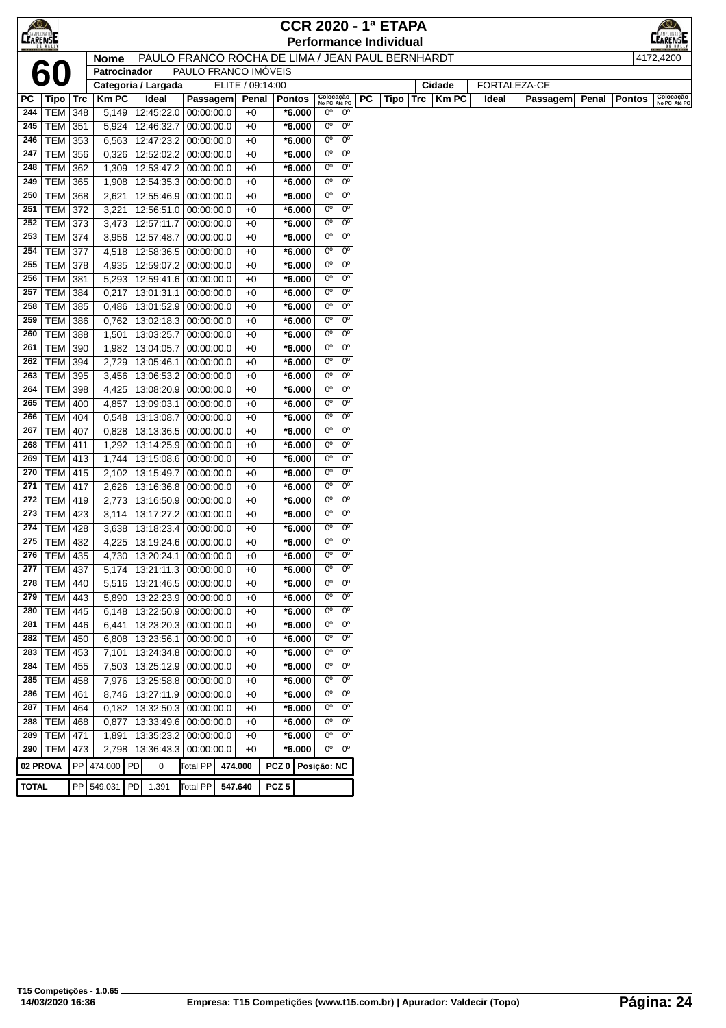# CCR 2020 - 1ª ETAPA

## Performance Individual

| | | |
|---|---|---|
| **60** | **Nome** | PAULO FRANCO ROCHA DE LIMA / JEAN PAUL BERNHARDT — 4172,4200 |
| | **Patrocinador** | PAULO FRANCO IMÓVEIS |
| | **Categoria / Largada** | ELITE / 09:14:00 |
| | **Cidade** | FORTALEZA-CE |

| PC | Tipo | Trc | Km PC | Ideal | Passagem | Penal | Pontos | Colocação No PC | Colocação Até PC |
|---|---|---|---|---|---|---|---|---|---|
| 244 | TEM | 348 | 5,149 | 12:45:22.0 | 00:00:00.0 | +0 | *6.000 | 0º | 0º |
| 245 | TEM | 351 | 5,924 | 12:46:32.7 | 00:00:00.0 | +0 | *6.000 | 0º | 0º |
| 246 | TEM | 353 | 6,563 | 12:47:23.2 | 00:00:00.0 | +0 | *6.000 | 0º | 0º |
| 247 | TEM | 356 | 0,326 | 12:52:02.2 | 00:00:00.0 | +0 | *6.000 | 0º | 0º |
| 248 | TEM | 362 | 1,309 | 12:53:47.2 | 00:00:00.0 | +0 | *6.000 | 0º | 0º |
| 249 | TEM | 365 | 1,908 | 12:54:35.3 | 00:00:00.0 | +0 | *6.000 | 0º | 0º |
| 250 | TEM | 368 | 2,621 | 12:55:46.9 | 00:00:00.0 | +0 | *6.000 | 0º | 0º |
| 251 | TEM | 372 | 3,221 | 12:56:51.0 | 00:00:00.0 | +0 | *6.000 | 0º | 0º |
| 252 | TEM | 373 | 3,473 | 12:57:11.7 | 00:00:00.0 | +0 | *6.000 | 0º | 0º |
| 253 | TEM | 374 | 3,956 | 12:57:48.7 | 00:00:00.0 | +0 | *6.000 | 0º | 0º |
| 254 | TEM | 377 | 4,518 | 12:58:36.5 | 00:00:00.0 | +0 | *6.000 | 0º | 0º |
| 255 | TEM | 378 | 4,935 | 12:59:07.2 | 00:00:00.0 | +0 | *6.000 | 0º | 0º |
| 256 | TEM | 381 | 5,293 | 12:59:41.6 | 00:00:00.0 | +0 | *6.000 | 0º | 0º |
| 257 | TEM | 384 | 0,217 | 13:01:31.1 | 00:00:00.0 | +0 | *6.000 | 0º | 0º |
| 258 | TEM | 385 | 0,486 | 13:01:52.9 | 00:00:00.0 | +0 | *6.000 | 0º | 0º |
| 259 | TEM | 386 | 0,762 | 13:02:18.3 | 00:00:00.0 | +0 | *6.000 | 0º | 0º |
| 260 | TEM | 388 | 1,501 | 13:03:25.7 | 00:00:00.0 | +0 | *6.000 | 0º | 0º |
| 261 | TEM | 390 | 1,982 | 13:04:05.7 | 00:00:00.0 | +0 | *6.000 | 0º | 0º |
| 262 | TEM | 394 | 2,729 | 13:05:46.1 | 00:00:00.0 | +0 | *6.000 | 0º | 0º |
| 263 | TEM | 395 | 3,456 | 13:06:53.2 | 00:00:00.0 | +0 | *6.000 | 0º | 0º |
| 264 | TEM | 398 | 4,425 | 13:08:20.9 | 00:00:00.0 | +0 | *6.000 | 0º | 0º |
| 265 | TEM | 400 | 4,857 | 13:09:03.1 | 00:00:00.0 | +0 | *6.000 | 0º | 0º |
| 266 | TEM | 404 | 0,548 | 13:13:08.7 | 00:00:00.0 | +0 | *6.000 | 0º | 0º |
| 267 | TEM | 407 | 0,828 | 13:13:36.5 | 00:00:00.0 | +0 | *6.000 | 0º | 0º |
| 268 | TEM | 411 | 1,292 | 13:14:25.9 | 00:00:00.0 | +0 | *6.000 | 0º | 0º |
| 269 | TEM | 413 | 1,744 | 13:15:08.6 | 00:00:00.0 | +0 | *6.000 | 0º | 0º |
| 270 | TEM | 415 | 2,102 | 13:15:49.7 | 00:00:00.0 | +0 | *6.000 | 0º | 0º |
| 271 | TEM | 417 | 2,626 | 13:16:36.8 | 00:00:00.0 | +0 | *6.000 | 0º | 0º |
| 272 | TEM | 419 | 2,773 | 13:16:50.9 | 00:00:00.0 | +0 | *6.000 | 0º | 0º |
| 273 | TEM | 423 | 3,114 | 13:17:27.2 | 00:00:00.0 | +0 | *6.000 | 0º | 0º |
| 274 | TEM | 428 | 3,638 | 13:18:23.4 | 00:00:00.0 | +0 | *6.000 | 0º | 0º |
| 275 | TEM | 432 | 4,225 | 13:19:24.6 | 00:00:00.0 | +0 | *6.000 | 0º | 0º |
| 276 | TEM | 435 | 4,730 | 13:20:24.1 | 00:00:00.0 | +0 | *6.000 | 0º | 0º |
| 277 | TEM | 437 | 5,174 | 13:21:11.3 | 00:00:00.0 | +0 | *6.000 | 0º | 0º |
| 278 | TEM | 440 | 5,516 | 13:21:46.5 | 00:00:00.0 | +0 | *6.000 | 0º | 0º |
| 279 | TEM | 443 | 5,890 | 13:22:23.9 | 00:00:00.0 | +0 | *6.000 | 0º | 0º |
| 280 | TEM | 445 | 6,148 | 13:22:50.9 | 00:00:00.0 | +0 | *6.000 | 0º | 0º |
| 281 | TEM | 446 | 6,441 | 13:23:20.3 | 00:00:00.0 | +0 | *6.000 | 0º | 0º |
| 282 | TEM | 450 | 6,808 | 13:23:56.1 | 00:00:00.0 | +0 | *6.000 | 0º | 0º |
| 283 | TEM | 453 | 7,101 | 13:24:34.8 | 00:00:00.0 | +0 | *6.000 | 0º | 0º |
| 284 | TEM | 455 | 7,503 | 13:25:12.9 | 00:00:00.0 | +0 | *6.000 | 0º | 0º |
| 285 | TEM | 458 | 7,976 | 13:25:58.8 | 00:00:00.0 | +0 | *6.000 | 0º | 0º |
| 286 | TEM | 461 | 8,746 | 13:27:11.9 | 00:00:00.0 | +0 | *6.000 | 0º | 0º |
| 287 | TEM | 464 | 0,182 | 13:32:50.3 | 00:00:00.0 | +0 | *6.000 | 0º | 0º |
| 288 | TEM | 468 | 0,877 | 13:33:49.6 | 00:00:00.0 | +0 | *6.000 | 0º | 0º |
| 289 | TEM | 471 | 1,891 | 13:35:23.2 | 00:00:00.0 | +0 | *6.000 | 0º | 0º |
| 290 | TEM | 473 | 2,798 | 13:36:43.3 | 00:00:00.0 | +0 | *6.000 | 0º | 0º |

| | | | | | | | | |
|---|---|---|---|---|---|---|---|---|
| **02 PROVA** | PP 474.000 | PD 0 | Total PP | 474.000 | PCZ 0 | Posição: NC |
| **TOTAL** | PP 549.031 | PD 1.391 | Total PP | 547.640 | PCZ 5 | |

T15 Competições - 1.0.65
14/03/2020 16:36
Empresa: T15 Competições (www.t15.com.br) | Apurador: Valdecir (Topo)